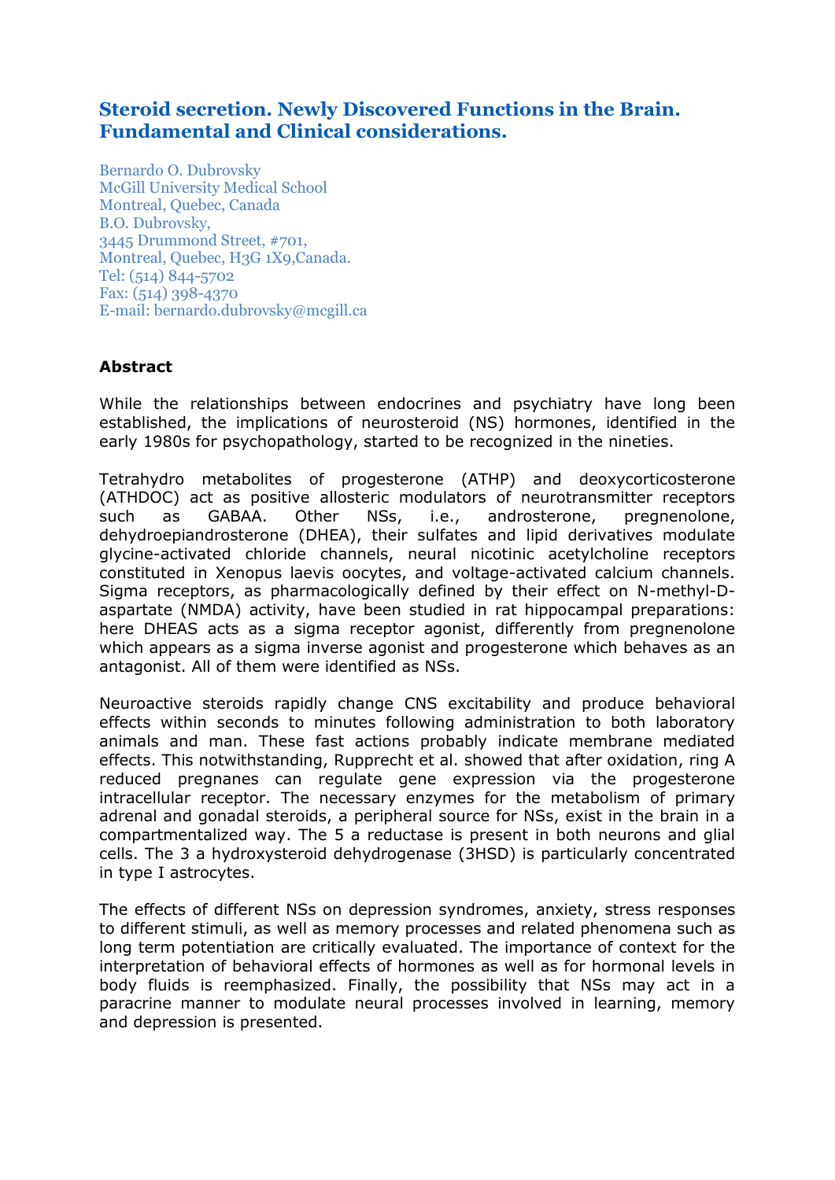# Steroid secretion. Newly Discovered Functions in the Brain. Fundamental and Clinical considerations.

Bernardo O. Dubrovsky
McGill University Medical School
Montreal, Quebec, Canada
B.O. Dubrovsky,
3445 Drummond Street, #701,
Montreal, Quebec, H3G 1X9,Canada.
Tel: (514) 844-5702
Fax: (514) 398-4370
E-mail: bernardo.dubrovsky@mcgill.ca

**Abstract**

While the relationships between endocrines and psychiatry have long been established, the implications of neurosteroid (NS) hormones, identified in the early 1980s for psychopathology, started to be recognized in the nineties.

Tetrahydro metabolites of progesterone (ATHP) and deoxycorticosterone (ATHDOC) act as positive allosteric modulators of neurotransmitter receptors such as GABAA. Other NSs, i.e., androsterone, pregnenolone, dehydroepiandrosterone (DHEA), their sulfates and lipid derivatives modulate glycine-activated chloride channels, neural nicotinic acetylcholine receptors constituted in Xenopus laevis oocytes, and voltage-activated calcium channels. Sigma receptors, as pharmacologically defined by their effect on N-methyl-D-aspartate (NMDA) activity, have been studied in rat hippocampal preparations: here DHEAS acts as a sigma receptor agonist, differently from pregnenolone which appears as a sigma inverse agonist and progesterone which behaves as an antagonist. All of them were identified as NSs.

Neuroactive steroids rapidly change CNS excitability and produce behavioral effects within seconds to minutes following administration to both laboratory animals and man. These fast actions probably indicate membrane mediated effects. This notwithstanding, Rupprecht et al. showed that after oxidation, ring A reduced pregnanes can regulate gene expression via the progesterone intracellular receptor. The necessary enzymes for the metabolism of primary adrenal and gonadal steroids, a peripheral source for NSs, exist in the brain in a compartmentalized way. The 5 a reductase is present in both neurons and glial cells. The 3 a hydroxysteroid dehydrogenase (3HSD) is particularly concentrated in type I astrocytes.

The effects of different NSs on depression syndromes, anxiety, stress responses to different stimuli, as well as memory processes and related phenomena such as long term potentiation are critically evaluated. The importance of context for the interpretation of behavioral effects of hormones as well as for hormonal levels in body fluids is reemphasized. Finally, the possibility that NSs may act in a paracrine manner to modulate neural processes involved in learning, memory and depression is presented.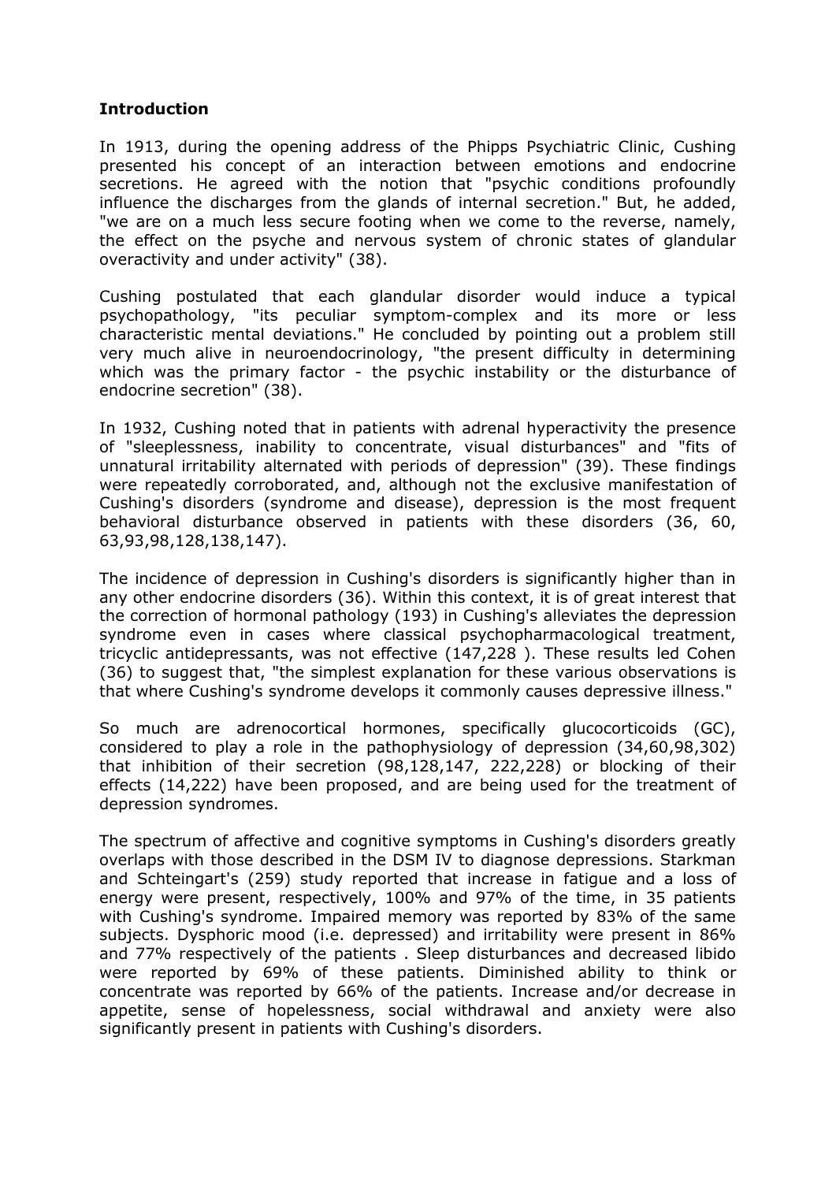## Introduction

In 1913, during the opening address of the Phipps Psychiatric Clinic, Cushing presented his concept of an interaction between emotions and endocrine secretions. He agreed with the notion that "psychic conditions profoundly influence the discharges from the glands of internal secretion." But, he added, "we are on a much less secure footing when we come to the reverse, namely, the effect on the psyche and nervous system of chronic states of glandular overactivity and under activity" (38).

Cushing postulated that each glandular disorder would induce a typical psychopathology, "its peculiar symptom-complex and its more or less characteristic mental deviations." He concluded by pointing out a problem still very much alive in neuroendocrinology, "the present difficulty in determining which was the primary factor - the psychic instability or the disturbance of endocrine secretion" (38).

In 1932, Cushing noted that in patients with adrenal hyperactivity the presence of "sleeplessness, inability to concentrate, visual disturbances" and "fits of unnatural irritability alternated with periods of depression" (39). These findings were repeatedly corroborated, and, although not the exclusive manifestation of Cushing's disorders (syndrome and disease), depression is the most frequent behavioral disturbance observed in patients with these disorders (36, 60, 63,93,98,128,138,147).

The incidence of depression in Cushing's disorders is significantly higher than in any other endocrine disorders (36). Within this context, it is of great interest that the correction of hormonal pathology (193) in Cushing's alleviates the depression syndrome even in cases where classical psychopharmacological treatment, tricyclic antidepressants, was not effective (147,228 ). These results led Cohen (36) to suggest that, "the simplest explanation for these various observations is that where Cushing's syndrome develops it commonly causes depressive illness."

So much are adrenocortical hormones, specifically glucocorticoids (GC), considered to play a role in the pathophysiology of depression (34,60,98,302) that inhibition of their secretion (98,128,147, 222,228) or blocking of their effects (14,222) have been proposed, and are being used for the treatment of depression syndromes.

The spectrum of affective and cognitive symptoms in Cushing's disorders greatly overlaps with those described in the DSM IV to diagnose depressions. Starkman and Schteingart's (259) study reported that increase in fatigue and a loss of energy were present, respectively, 100% and 97% of the time, in 35 patients with Cushing's syndrome. Impaired memory was reported by 83% of the same subjects. Dysphoric mood (i.e. depressed) and irritability were present in 86% and 77% respectively of the patients . Sleep disturbances and decreased libido were reported by 69% of these patients. Diminished ability to think or concentrate was reported by 66% of the patients. Increase and/or decrease in appetite, sense of hopelessness, social withdrawal and anxiety were also significantly present in patients with Cushing's disorders.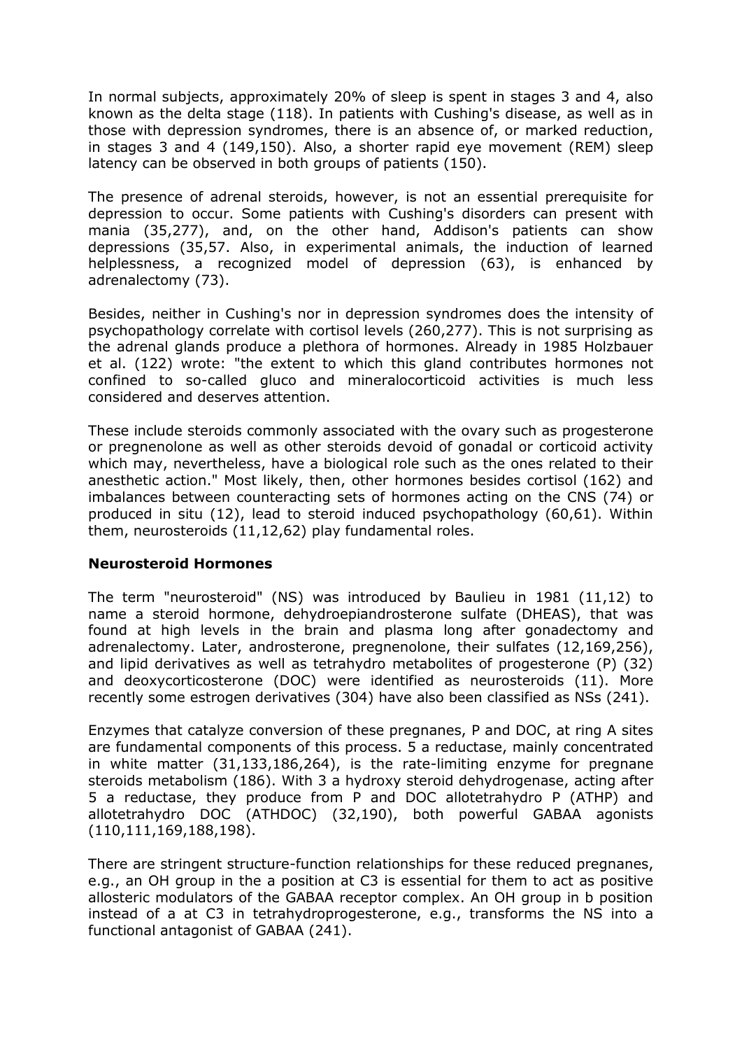In normal subjects, approximately 20% of sleep is spent in stages 3 and 4, also known as the delta stage (118). In patients with Cushing's disease, as well as in those with depression syndromes, there is an absence of, or marked reduction, in stages 3 and 4 (149,150). Also, a shorter rapid eye movement (REM) sleep latency can be observed in both groups of patients (150).

The presence of adrenal steroids, however, is not an essential prerequisite for depression to occur. Some patients with Cushing's disorders can present with mania (35,277), and, on the other hand, Addison's patients can show depressions (35,57. Also, in experimental animals, the induction of learned helplessness, a recognized model of depression (63), is enhanced by adrenalectomy (73).

Besides, neither in Cushing's nor in depression syndromes does the intensity of psychopathology correlate with cortisol levels (260,277). This is not surprising as the adrenal glands produce a plethora of hormones. Already in 1985 Holzbauer et al. (122) wrote: "the extent to which this gland contributes hormones not confined to so-called gluco and mineralocorticoid activities is much less considered and deserves attention.

These include steroids commonly associated with the ovary such as progesterone or pregnenolone as well as other steroids devoid of gonadal or corticoid activity which may, nevertheless, have a biological role such as the ones related to their anesthetic action." Most likely, then, other hormones besides cortisol (162) and imbalances between counteracting sets of hormones acting on the CNS (74) or produced in situ (12), lead to steroid induced psychopathology (60,61). Within them, neurosteroids (11,12,62) play fundamental roles.

**Neurosteroid Hormones**

The term "neurosteroid" (NS) was introduced by Baulieu in 1981 (11,12) to name a steroid hormone, dehydroepiandrosterone sulfate (DHEAS), that was found at high levels in the brain and plasma long after gonadectomy and adrenalectomy. Later, androsterone, pregnenolone, their sulfates (12,169,256), and lipid derivatives as well as tetrahydro metabolites of progesterone (P) (32) and deoxycorticosterone (DOC) were identified as neurosteroids (11). More recently some estrogen derivatives (304) have also been classified as NSs (241).

Enzymes that catalyze conversion of these pregnanes, P and DOC, at ring A sites are fundamental components of this process. 5 a reductase, mainly concentrated in white matter (31,133,186,264), is the rate-limiting enzyme for pregnane steroids metabolism (186). With 3 a hydroxy steroid dehydrogenase, acting after 5 a reductase, they produce from P and DOC allotetrahydro P (ATHP) and allotetrahydro DOC (ATHDOC) (32,190), both powerful GABAA agonists (110,111,169,188,198).

There are stringent structure-function relationships for these reduced pregnanes, e.g., an OH group in the a position at C3 is essential for them to act as positive allosteric modulators of the GABAA receptor complex. An OH group in b position instead of a at C3 in tetrahydroprogesterone, e.g., transforms the NS into a functional antagonist of GABAA (241).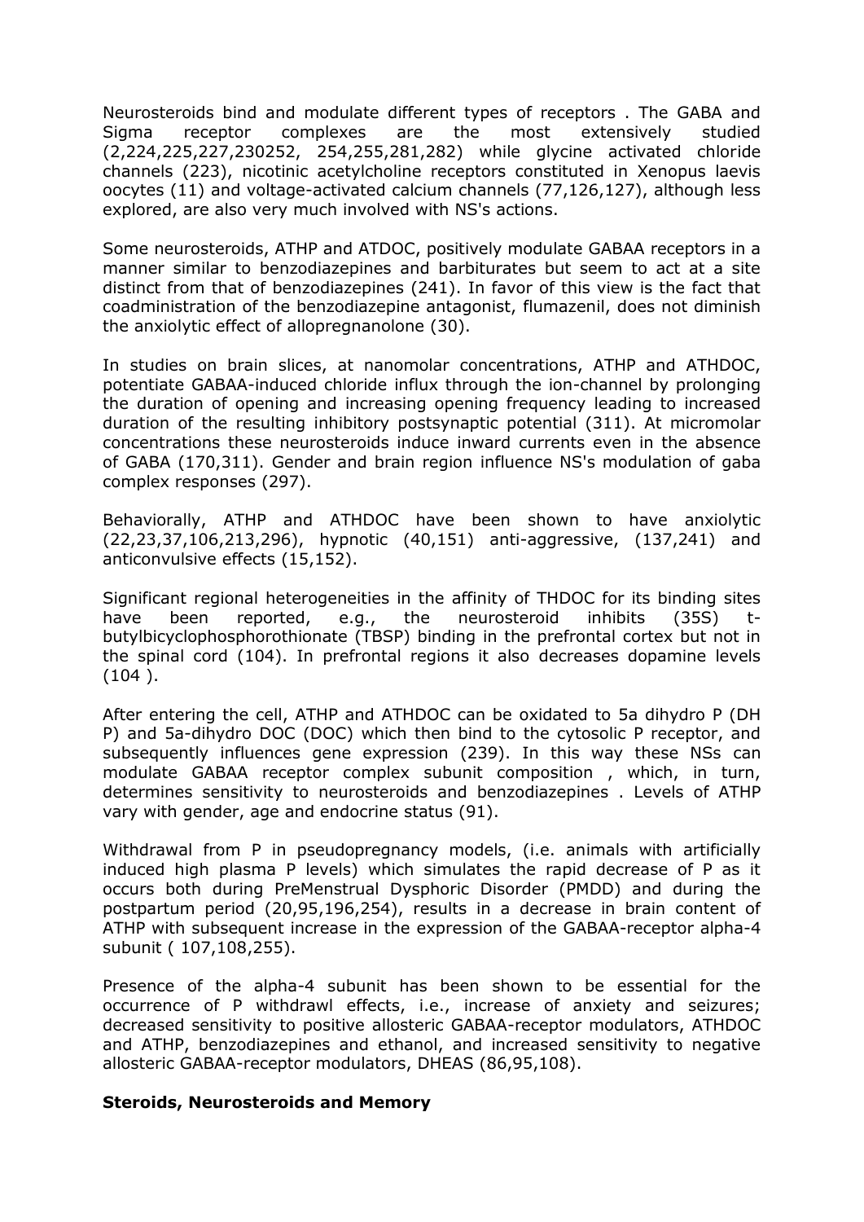Neurosteroids bind and modulate different types of receptors . The GABA and Sigma receptor complexes are the most extensively studied (2,224,225,227,230252, 254,255,281,282) while glycine activated chloride channels (223), nicotinic acetylcholine receptors constituted in Xenopus laevis oocytes (11) and voltage-activated calcium channels (77,126,127), although less explored, are also very much involved with NS's actions.

Some neurosteroids, ATHP and ATDOC, positively modulate GABAA receptors in a manner similar to benzodiazepines and barbiturates but seem to act at a site distinct from that of benzodiazepines (241). In favor of this view is the fact that coadministration of the benzodiazepine antagonist, flumazenil, does not diminish the anxiolytic effect of allopregnanolone (30).

In studies on brain slices, at nanomolar concentrations, ATHP and ATHDOC, potentiate GABAA-induced chloride influx through the ion-channel by prolonging the duration of opening and increasing opening frequency leading to increased duration of the resulting inhibitory postsynaptic potential (311). At micromolar concentrations these neurosteroids induce inward currents even in the absence of GABA (170,311). Gender and brain region influence NS's modulation of gaba complex responses (297).

Behaviorally, ATHP and ATHDOC have been shown to have anxiolytic (22,23,37,106,213,296), hypnotic (40,151) anti-aggressive, (137,241) and anticonvulsive effects (15,152).

Significant regional heterogeneities in the affinity of THDOC for its binding sites have been reported, e.g., the neurosteroid inhibits (35S) t-butylbicyclophosphorothionate (TBSP) binding in the prefrontal cortex but not in the spinal cord (104). In prefrontal regions it also decreases dopamine levels (104 ).

After entering the cell, ATHP and ATHDOC can be oxidated to 5a dihydro P (DH P) and 5a-dihydro DOC (DOC) which then bind to the cytosolic P receptor, and subsequently influences gene expression (239). In this way these NSs can modulate GABAA receptor complex subunit composition , which, in turn, determines sensitivity to neurosteroids and benzodiazepines . Levels of ATHP vary with gender, age and endocrine status (91).

Withdrawal from P in pseudopregnancy models, (i.e. animals with artificially induced high plasma P levels) which simulates the rapid decrease of P as it occurs both during PreMenstrual Dysphoric Disorder (PMDD) and during the postpartum period (20,95,196,254), results in a decrease in brain content of ATHP with subsequent increase in the expression of the GABAA-receptor alpha-4 subunit ( 107,108,255).

Presence of the alpha-4 subunit has been shown to be essential for the occurrence of P withdrawl effects, i.e., increase of anxiety and seizures; decreased sensitivity to positive allosteric GABAA-receptor modulators, ATHDOC and ATHP, benzodiazepines and ethanol, and increased sensitivity to negative allosteric GABAA-receptor modulators, DHEAS (86,95,108).

**Steroids, Neurosteroids and Memory**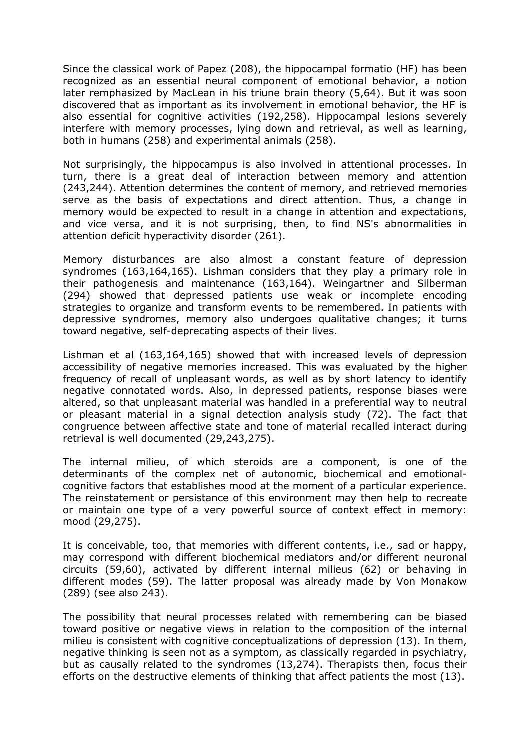Since the classical work of Papez (208), the hippocampal formatio (HF) has been recognized as an essential neural component of emotional behavior, a notion later remphasized by MacLean in his triune brain theory (5,64). But it was soon discovered that as important as its involvement in emotional behavior, the HF is also essential for cognitive activities (192,258). Hippocampal lesions severely interfere with memory processes, lying down and retrieval, as well as learning, both in humans (258) and experimental animals (258).

Not surprisingly, the hippocampus is also involved in attentional processes. In turn, there is a great deal of interaction between memory and attention (243,244). Attention determines the content of memory, and retrieved memories serve as the basis of expectations and direct attention. Thus, a change in memory would be expected to result in a change in attention and expectations, and vice versa, and it is not surprising, then, to find NS's abnormalities in attention deficit hyperactivity disorder (261).

Memory disturbances are also almost a constant feature of depression syndromes (163,164,165). Lishman considers that they play a primary role in their pathogenesis and maintenance (163,164). Weingartner and Silberman (294) showed that depressed patients use weak or incomplete encoding strategies to organize and transform events to be remembered. In patients with depressive syndromes, memory also undergoes qualitative changes; it turns toward negative, self-deprecating aspects of their lives.

Lishman et al (163,164,165) showed that with increased levels of depression accessibility of negative memories increased. This was evaluated by the higher frequency of recall of unpleasant words, as well as by short latency to identify negative connotated words. Also, in depressed patients, response biases were altered, so that unpleasant material was handled in a preferential way to neutral or pleasant material in a signal detection analysis study (72). The fact that congruence between affective state and tone of material recalled interact during retrieval is well documented (29,243,275).

The internal milieu, of which steroids are a component, is one of the determinants of the complex net of autonomic, biochemical and emotional-cognitive factors that establishes mood at the moment of a particular experience. The reinstatement or persistance of this environment may then help to recreate or maintain one type of a very powerful source of context effect in memory: mood (29,275).

It is conceivable, too, that memories with different contents, i.e., sad or happy, may correspond with different biochemical mediators and/or different neuronal circuits (59,60), activated by different internal milieus (62) or behaving in different modes (59). The latter proposal was already made by Von Monakow (289) (see also 243).

The possibility that neural processes related with remembering can be biased toward positive or negative views in relation to the composition of the internal milieu is consistent with cognitive conceptualizations of depression (13). In them, negative thinking is seen not as a symptom, as classically regarded in psychiatry, but as causally related to the syndromes (13,274). Therapists then, focus their efforts on the destructive elements of thinking that affect patients the most (13).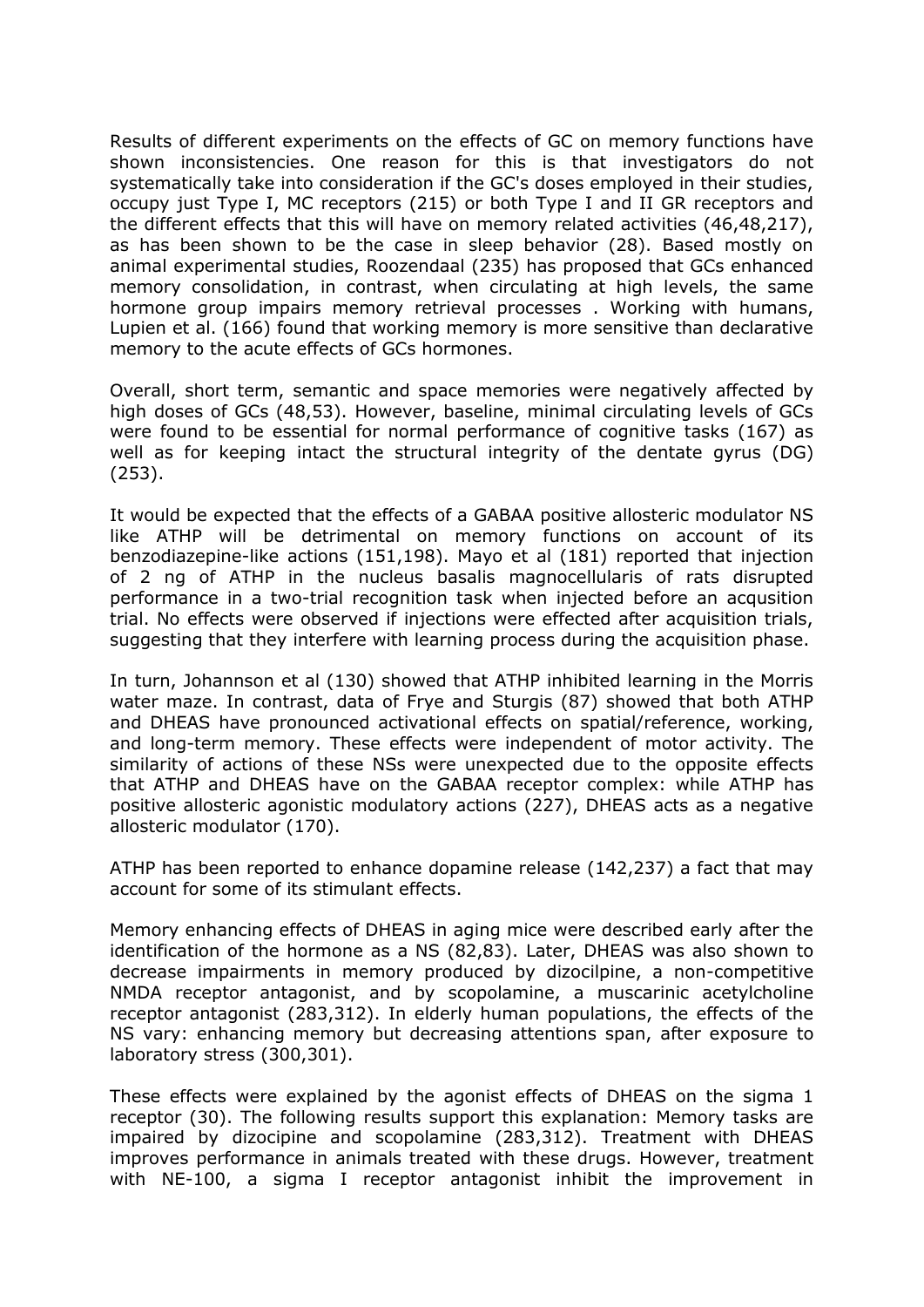Results of different experiments on the effects of GC on memory functions have shown inconsistencies. One reason for this is that investigators do not systematically take into consideration if the GC's doses employed in their studies, occupy just Type I, MC receptors (215) or both Type I and II GR receptors and the different effects that this will have on memory related activities (46,48,217), as has been shown to be the case in sleep behavior (28). Based mostly on animal experimental studies, Roozendaal (235) has proposed that GCs enhanced memory consolidation, in contrast, when circulating at high levels, the same hormone group impairs memory retrieval processes . Working with humans, Lupien et al. (166) found that working memory is more sensitive than declarative memory to the acute effects of GCs hormones.

Overall, short term, semantic and space memories were negatively affected by high doses of GCs (48,53). However, baseline, minimal circulating levels of GCs were found to be essential for normal performance of cognitive tasks (167) as well as for keeping intact the structural integrity of the dentate gyrus (DG) (253).

It would be expected that the effects of a GABAA positive allosteric modulator NS like ATHP will be detrimental on memory functions on account of its benzodiazepine-like actions (151,198). Mayo et al (181) reported that injection of 2 ng of ATHP in the nucleus basalis magnocellularis of rats disrupted performance in a two-trial recognition task when injected before an acqusition trial. No effects were observed if injections were effected after acquisition trials, suggesting that they interfere with learning process during the acquisition phase.

In turn, Johannson et al (130) showed that ATHP inhibited learning in the Morris water maze. In contrast, data of Frye and Sturgis (87) showed that both ATHP and DHEAS have pronounced activational effects on spatial/reference, working, and long-term memory. These effects were independent of motor activity. The similarity of actions of these NSs were unexpected due to the opposite effects that ATHP and DHEAS have on the GABAA receptor complex: while ATHP has positive allosteric agonistic modulatory actions (227), DHEAS acts as a negative allosteric modulator (170).

ATHP has been reported to enhance dopamine release (142,237) a fact that may account for some of its stimulant effects.

Memory enhancing effects of DHEAS in aging mice were described early after the identification of the hormone as a NS (82,83). Later, DHEAS was also shown to decrease impairments in memory produced by dizocilpine, a non-competitive NMDA receptor antagonist, and by scopolamine, a muscarinic acetylcholine receptor antagonist (283,312). In elderly human populations, the effects of the NS vary: enhancing memory but decreasing attentions span, after exposure to laboratory stress (300,301).

These effects were explained by the agonist effects of DHEAS on the sigma 1 receptor (30). The following results support this explanation: Memory tasks are impaired by dizocipine and scopolamine (283,312). Treatment with DHEAS improves performance in animals treated with these drugs. However, treatment with NE-100, a sigma I receptor antagonist inhibit the improvement in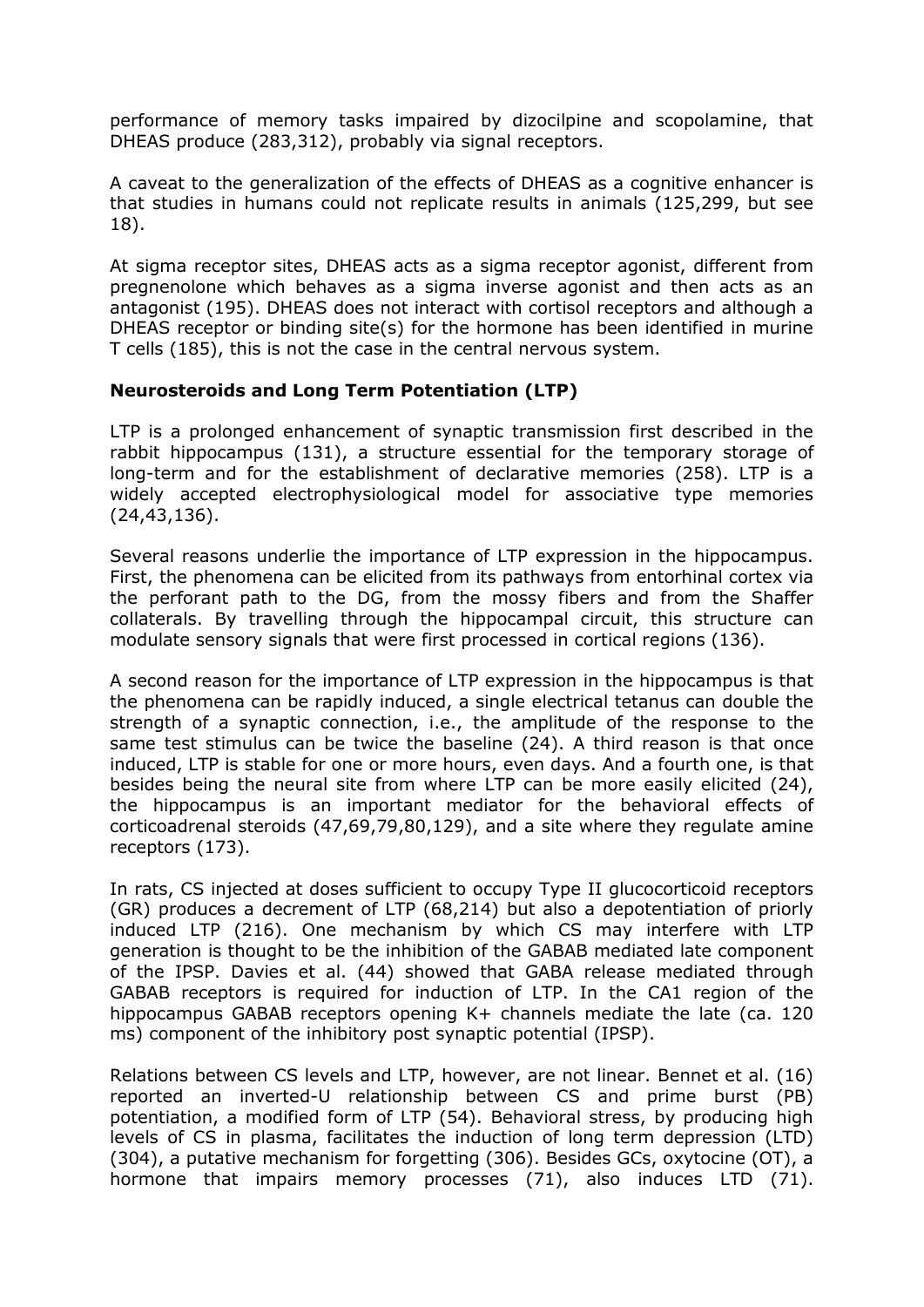performance of memory tasks impaired by dizocilpine and scopolamine, that DHEAS produce (283,312), probably via signal receptors.

A caveat to the generalization of the effects of DHEAS as a cognitive enhancer is that studies in humans could not replicate results in animals (125,299, but see 18).

At sigma receptor sites, DHEAS acts as a sigma receptor agonist, different from pregnenolone which behaves as a sigma inverse agonist and then acts as an antagonist (195). DHEAS does not interact with cortisol receptors and although a DHEAS receptor or binding site(s) for the hormone has been identified in murine T cells (185), this is not the case in the central nervous system.

**Neurosteroids and Long Term Potentiation (LTP)**

LTP is a prolonged enhancement of synaptic transmission first described in the rabbit hippocampus (131), a structure essential for the temporary storage of long-term and for the establishment of declarative memories (258). LTP is a widely accepted electrophysiological model for associative type memories (24,43,136).

Several reasons underlie the importance of LTP expression in the hippocampus. First, the phenomena can be elicited from its pathways from entorhinal cortex via the perforant path to the DG, from the mossy fibers and from the Shaffer collaterals. By travelling through the hippocampal circuit, this structure can modulate sensory signals that were first processed in cortical regions (136).

A second reason for the importance of LTP expression in the hippocampus is that the phenomena can be rapidly induced, a single electrical tetanus can double the strength of a synaptic connection, i.e., the amplitude of the response to the same test stimulus can be twice the baseline (24). A third reason is that once induced, LTP is stable for one or more hours, even days. And a fourth one, is that besides being the neural site from where LTP can be more easily elicited (24), the hippocampus is an important mediator for the behavioral effects of corticoadrenal steroids (47,69,79,80,129), and a site where they regulate amine receptors (173).

In rats, CS injected at doses sufficient to occupy Type II glucocorticoid receptors (GR) produces a decrement of LTP (68,214) but also a depotentiation of priorly induced LTP (216). One mechanism by which CS may interfere with LTP generation is thought to be the inhibition of the GABAB mediated late component of the IPSP. Davies et al. (44) showed that GABA release mediated through GABAB receptors is required for induction of LTP. In the CA1 region of the hippocampus GABAB receptors opening $K^+$ channels mediate the late (ca. 120 ms) component of the inhibitory post synaptic potential (IPSP).

Relations between CS levels and LTP, however, are not linear. Bennet et al. (16) reported an inverted-U relationship between CS and prime burst (PB) potentiation, a modified form of LTP (54). Behavioral stress, by producing high levels of CS in plasma, facilitates the induction of long term depression (LTD) (304), a putative mechanism for forgetting (306). Besides GCs, oxytocine (OT), a hormone that impairs memory processes (71), also induces LTD (71).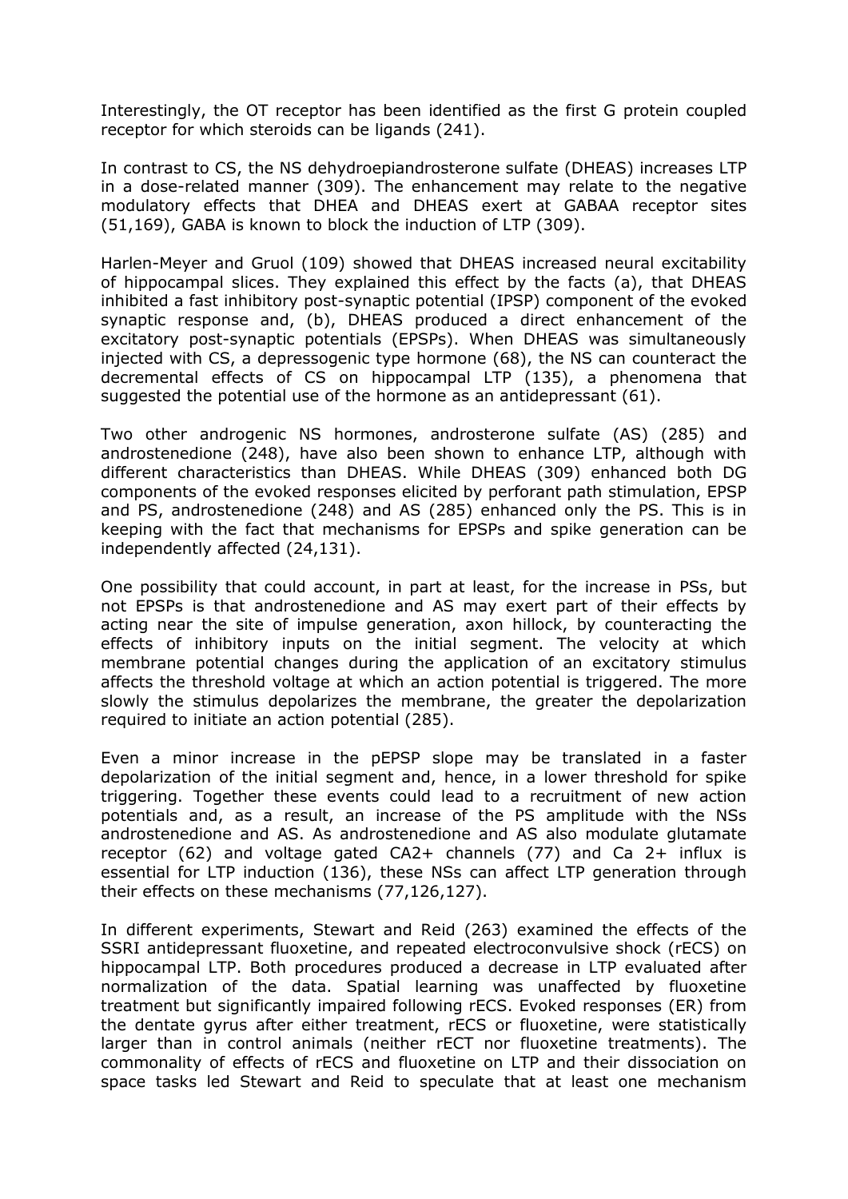Interestingly, the OT receptor has been identified as the first G protein coupled receptor for which steroids can be ligands (241).

In contrast to CS, the NS dehydroepiandrosterone sulfate (DHEAS) increases LTP in a dose-related manner (309). The enhancement may relate to the negative modulatory effects that DHEA and DHEAS exert at GABAA receptor sites (51,169), GABA is known to block the induction of LTP (309).

Harlen-Meyer and Gruol (109) showed that DHEAS increased neural excitability of hippocampal slices. They explained this effect by the facts (a), that DHEAS inhibited a fast inhibitory post-synaptic potential (IPSP) component of the evoked synaptic response and, (b), DHEAS produced a direct enhancement of the excitatory post-synaptic potentials (EPSPs). When DHEAS was simultaneously injected with CS, a depressogenic type hormone (68), the NS can counteract the decremental effects of CS on hippocampal LTP (135), a phenomena that suggested the potential use of the hormone as an antidepressant (61).

Two other androgenic NS hormones, androsterone sulfate (AS) (285) and androstenedione (248), have also been shown to enhance LTP, although with different characteristics than DHEAS. While DHEAS (309) enhanced both DG components of the evoked responses elicited by perforant path stimulation, EPSP and PS, androstenedione (248) and AS (285) enhanced only the PS. This is in keeping with the fact that mechanisms for EPSPs and spike generation can be independently affected (24,131).

One possibility that could account, in part at least, for the increase in PSs, but not EPSPs is that androstenedione and AS may exert part of their effects by acting near the site of impulse generation, axon hillock, by counteracting the effects of inhibitory inputs on the initial segment. The velocity at which membrane potential changes during the application of an excitatory stimulus affects the threshold voltage at which an action potential is triggered. The more slowly the stimulus depolarizes the membrane, the greater the depolarization required to initiate an action potential (285).

Even a minor increase in the pEPSP slope may be translated in a faster depolarization of the initial segment and, hence, in a lower threshold for spike triggering. Together these events could lead to a recruitment of new action potentials and, as a result, an increase of the PS amplitude with the NSs androstenedione and AS. As androstenedione and AS also modulate glutamate receptor (62) and voltage gated CA2+ channels (77) and Ca 2+ influx is essential for LTP induction (136), these NSs can affect LTP generation through their effects on these mechanisms (77,126,127).

In different experiments, Stewart and Reid (263) examined the effects of the SSRI antidepressant fluoxetine, and repeated electroconvulsive shock (rECS) on hippocampal LTP. Both procedures produced a decrease in LTP evaluated after normalization of the data. Spatial learning was unaffected by fluoxetine treatment but significantly impaired following rECS. Evoked responses (ER) from the dentate gyrus after either treatment, rECS or fluoxetine, were statistically larger than in control animals (neither rECT nor fluoxetine treatments). The commonality of effects of rECS and fluoxetine on LTP and their dissociation on space tasks led Stewart and Reid to speculate that at least one mechanism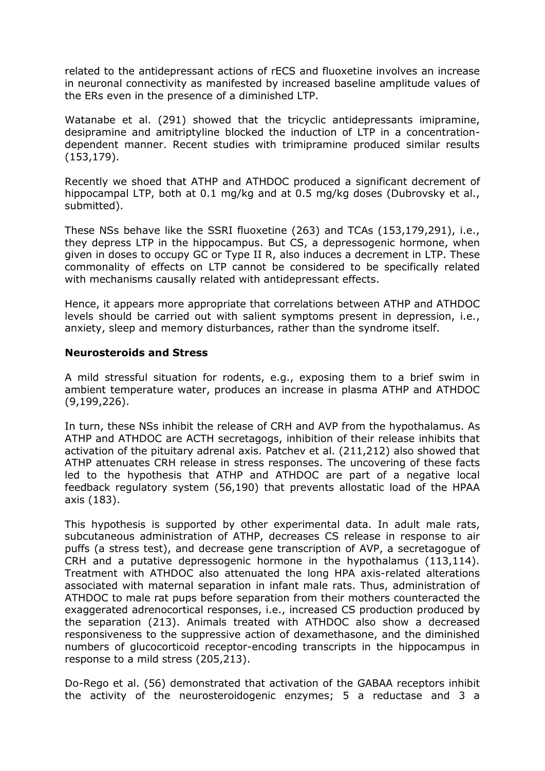related to the antidepressant actions of rECS and fluoxetine involves an increase in neuronal connectivity as manifested by increased baseline amplitude values of the ERs even in the presence of a diminished LTP.

Watanabe et al. (291) showed that the tricyclic antidepressants imipramine, desipramine and amitriptyline blocked the induction of LTP in a concentration-dependent manner. Recent studies with trimipramine produced similar results (153,179).

Recently we shoed that ATHP and ATHDOC produced a significant decrement of hippocampal LTP, both at 0.1 mg/kg and at 0.5 mg/kg doses (Dubrovsky et al., submitted).

These NSs behave like the SSRI fluoxetine (263) and TCAs (153,179,291), i.e., they depress LTP in the hippocampus. But CS, a depressogenic hormone, when given in doses to occupy GC or Type II R, also induces a decrement in LTP. These commonality of effects on LTP cannot be considered to be specifically related with mechanisms causally related with antidepressant effects.

Hence, it appears more appropriate that correlations between ATHP and ATHDOC levels should be carried out with salient symptoms present in depression, i.e., anxiety, sleep and memory disturbances, rather than the syndrome itself.

## Neurosteroids and Stress

A mild stressful situation for rodents, e.g., exposing them to a brief swim in ambient temperature water, produces an increase in plasma ATHP and ATHDOC (9,199,226).

In turn, these NSs inhibit the release of CRH and AVP from the hypothalamus. As ATHP and ATHDOC are ACTH secretagogs, inhibition of their release inhibits that activation of the pituitary adrenal axis. Patchev et al. (211,212) also showed that ATHP attenuates CRH release in stress responses. The uncovering of these facts led to the hypothesis that ATHP and ATHDOC are part of a negative local feedback regulatory system (56,190) that prevents allostatic load of the HPAA axis (183).

This hypothesis is supported by other experimental data. In adult male rats, subcutaneous administration of ATHP, decreases CS release in response to air puffs (a stress test), and decrease gene transcription of AVP, a secretagogue of CRH and a putative depressogenic hormone in the hypothalamus (113,114). Treatment with ATHDOC also attenuated the long HPA axis-related alterations associated with maternal separation in infant male rats. Thus, administration of ATHDOC to male rat pups before separation from their mothers counteracted the exaggerated adrenocortical responses, i.e., increased CS production produced by the separation (213). Animals treated with ATHDOC also show a decreased responsiveness to the suppressive action of dexamethasone, and the diminished numbers of glucocorticoid receptor-encoding transcripts in the hippocampus in response to a mild stress (205,213).

Do-Rego et al. (56) demonstrated that activation of the GABAA receptors inhibit the activity of the neurosteroidogenic enzymes; 5 a reductase and 3 a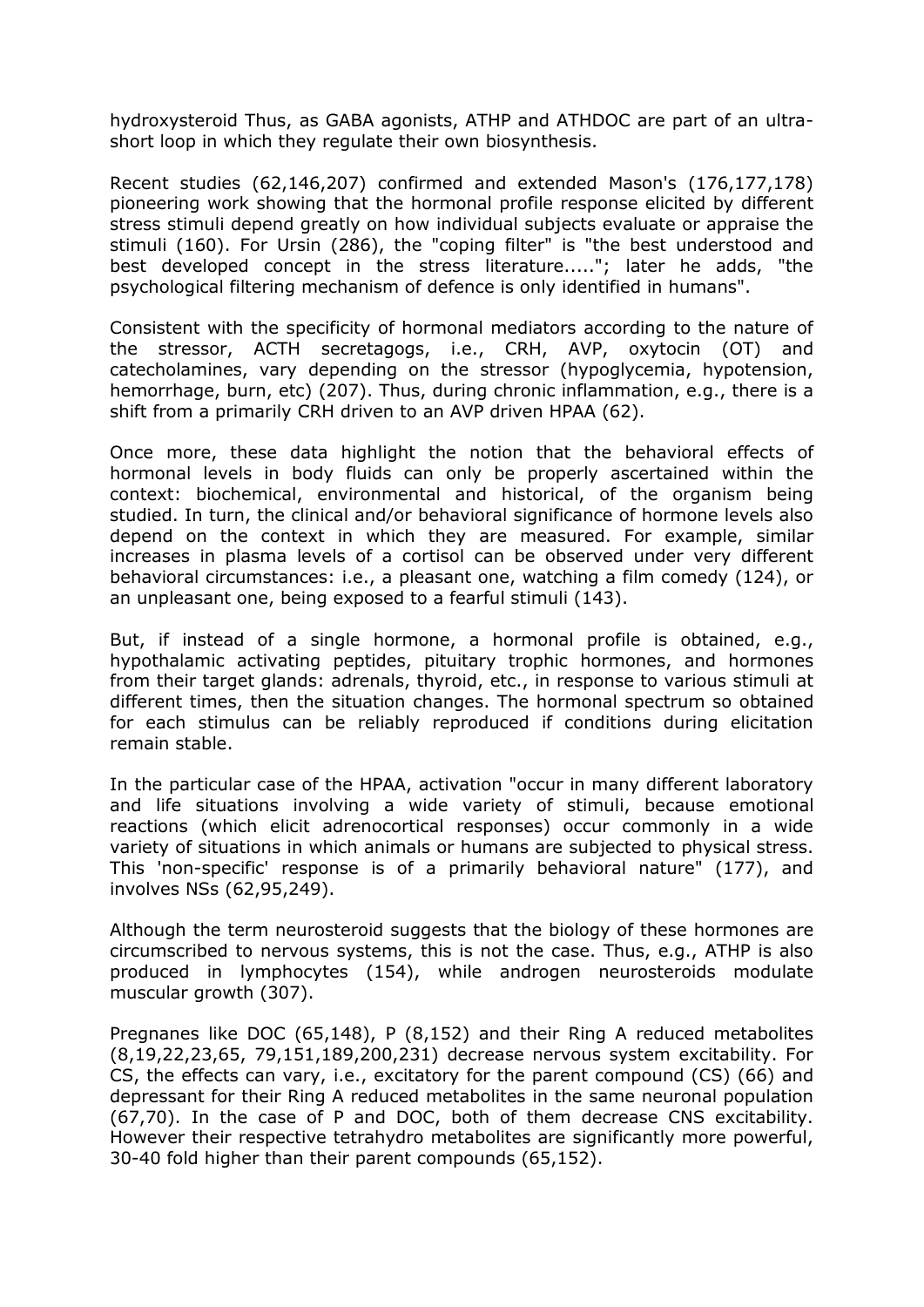hydroxysteroid Thus, as GABA agonists, ATHP and ATHDOC are part of an ultra-short loop in which they regulate their own biosynthesis.

Recent studies (62,146,207) confirmed and extended Mason's (176,177,178) pioneering work showing that the hormonal profile response elicited by different stress stimuli depend greatly on how individual subjects evaluate or appraise the stimuli (160). For Ursin (286), the "coping filter" is "the best understood and best developed concept in the stress literature....."; later he adds, "the psychological filtering mechanism of defence is only identified in humans".

Consistent with the specificity of hormonal mediators according to the nature of the stressor, ACTH secretagogs, i.e., CRH, AVP, oxytocin (OT) and catecholamines, vary depending on the stressor (hypoglycemia, hypotension, hemorrhage, burn, etc) (207). Thus, during chronic inflammation, e.g., there is a shift from a primarily CRH driven to an AVP driven HPAA (62).

Once more, these data highlight the notion that the behavioral effects of hormonal levels in body fluids can only be properly ascertained within the context: biochemical, environmental and historical, of the organism being studied. In turn, the clinical and/or behavioral significance of hormone levels also depend on the context in which they are measured. For example, similar increases in plasma levels of a cortisol can be observed under very different behavioral circumstances: i.e., a pleasant one, watching a film comedy (124), or an unpleasant one, being exposed to a fearful stimuli (143).

But, if instead of a single hormone, a hormonal profile is obtained, e.g., hypothalamic activating peptides, pituitary trophic hormones, and hormones from their target glands: adrenals, thyroid, etc., in response to various stimuli at different times, then the situation changes. The hormonal spectrum so obtained for each stimulus can be reliably reproduced if conditions during elicitation remain stable.

In the particular case of the HPAA, activation "occur in many different laboratory and life situations involving a wide variety of stimuli, because emotional reactions (which elicit adrenocortical responses) occur commonly in a wide variety of situations in which animals or humans are subjected to physical stress. This 'non-specific' response is of a primarily behavioral nature" (177), and involves NSs (62,95,249).

Although the term neurosteroid suggests that the biology of these hormones are circumscribed to nervous systems, this is not the case. Thus, e.g., ATHP is also produced in lymphocytes (154), while androgen neurosteroids modulate muscular growth (307).

Pregnanes like DOC (65,148), P (8,152) and their Ring A reduced metabolites (8,19,22,23,65, 79,151,189,200,231) decrease nervous system excitability. For CS, the effects can vary, i.e., excitatory for the parent compound (CS) (66) and depressant for their Ring A reduced metabolites in the same neuronal population (67,70). In the case of P and DOC, both of them decrease CNS excitability. However their respective tetrahydro metabolites are significantly more powerful, 30-40 fold higher than their parent compounds (65,152).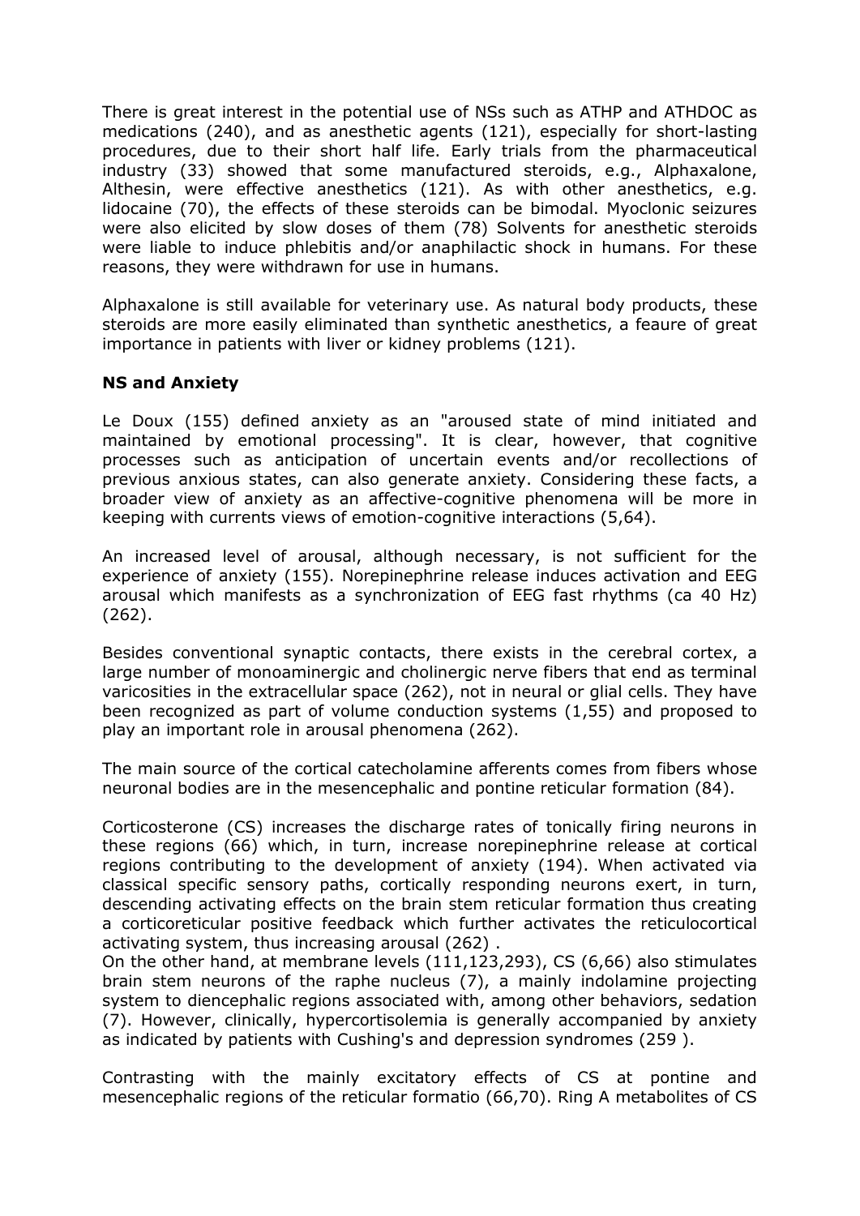There is great interest in the potential use of NSs such as ATHP and ATHDOC as medications (240), and as anesthetic agents (121), especially for short-lasting procedures, due to their short half life. Early trials from the pharmaceutical industry (33) showed that some manufactured steroids, e.g., Alphaxalone, Althesin, were effective anesthetics (121). As with other anesthetics, e.g. lidocaine (70), the effects of these steroids can be bimodal. Myoclonic seizures were also elicited by slow doses of them (78) Solvents for anesthetic steroids were liable to induce phlebitis and/or anaphilactic shock in humans. For these reasons, they were withdrawn for use in humans.

Alphaxalone is still available for veterinary use. As natural body products, these steroids are more easily eliminated than synthetic anesthetics, a feaure of great importance in patients with liver or kidney problems (121).

**NS and Anxiety**

Le Doux (155) defined anxiety as an "aroused state of mind initiated and maintained by emotional processing". It is clear, however, that cognitive processes such as anticipation of uncertain events and/or recollections of previous anxious states, can also generate anxiety. Considering these facts, a broader view of anxiety as an affective-cognitive phenomena will be more in keeping with currents views of emotion-cognitive interactions (5,64).

An increased level of arousal, although necessary, is not sufficient for the experience of anxiety (155). Norepinephrine release induces activation and EEG arousal which manifests as a synchronization of EEG fast rhythms (ca 40 Hz) (262).

Besides conventional synaptic contacts, there exists in the cerebral cortex, a large number of monoaminergic and cholinergic nerve fibers that end as terminal varicosities in the extracellular space (262), not in neural or glial cells. They have been recognized as part of volume conduction systems (1,55) and proposed to play an important role in arousal phenomena (262).

The main source of the cortical catecholamine afferents comes from fibers whose neuronal bodies are in the mesencephalic and pontine reticular formation (84).

Corticosterone (CS) increases the discharge rates of tonically firing neurons in these regions (66) which, in turn, increase norepinephrine release at cortical regions contributing to the development of anxiety (194). When activated via classical specific sensory paths, cortically responding neurons exert, in turn, descending activating effects on the brain stem reticular formation thus creating a corticoreticular positive feedback which further activates the reticulocortical activating system, thus increasing arousal (262) .
On the other hand, at membrane levels (111,123,293), CS (6,66) also stimulates brain stem neurons of the raphe nucleus (7), a mainly indolamine projecting system to diencephalic regions associated with, among other behaviors, sedation (7). However, clinically, hypercortisolemia is generally accompanied by anxiety as indicated by patients with Cushing's and depression syndromes (259 ).

Contrasting with the mainly excitatory effects of CS at pontine and mesencephalic regions of the reticular formatio (66,70). Ring A metabolites of CS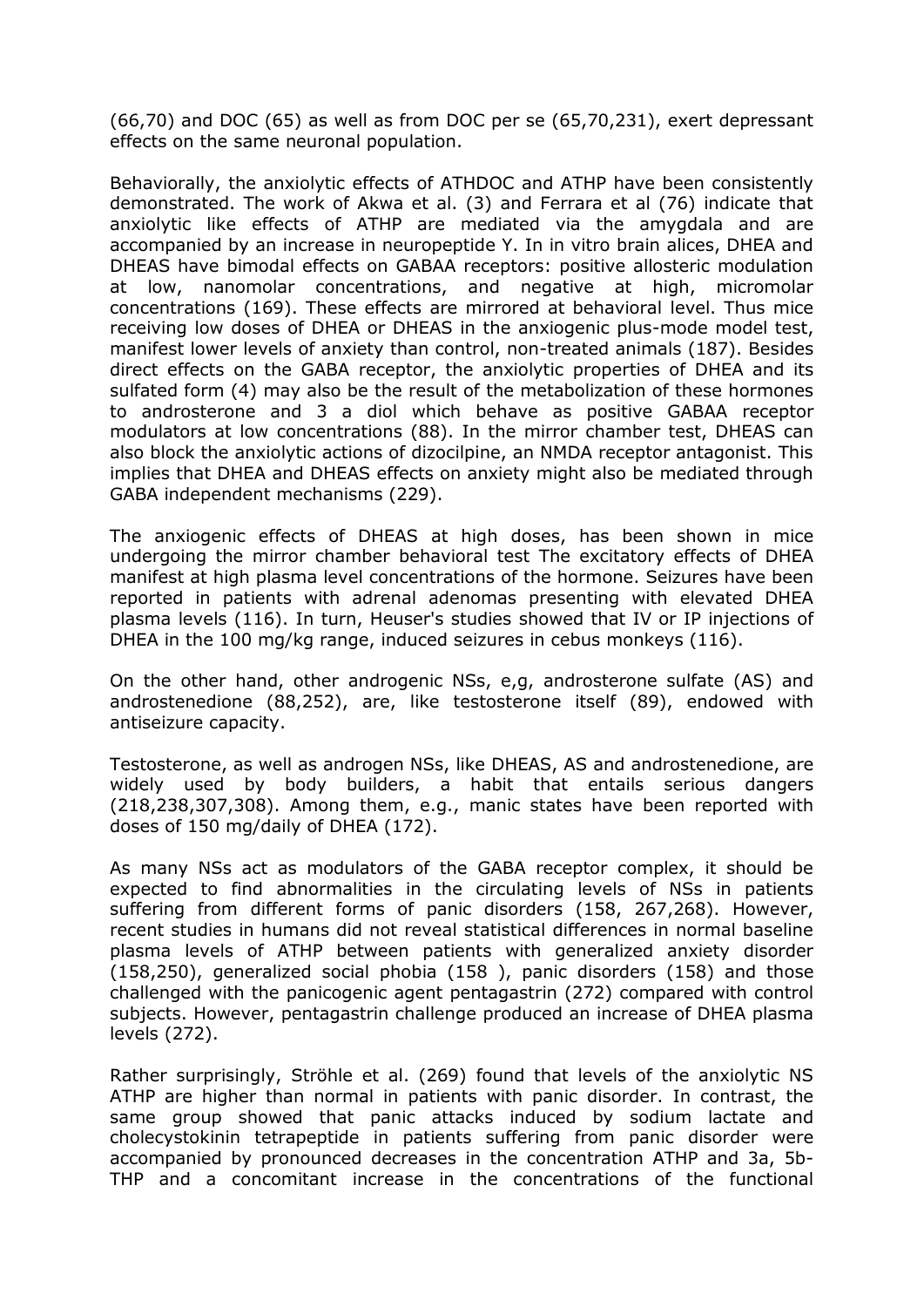(66,70) and DOC (65) as well as from DOC per se (65,70,231), exert depressant effects on the same neuronal population.

Behaviorally, the anxiolytic effects of ATHDOC and ATHP have been consistently demonstrated. The work of Akwa et al. (3) and Ferrara et al (76) indicate that anxiolytic like effects of ATHP are mediated via the amygdala and are accompanied by an increase in neuropeptide Y. In in vitro brain alices, DHEA and DHEAS have bimodal effects on GABAA receptors: positive allosteric modulation at low, nanomolar concentrations, and negative at high, micromolar concentrations (169). These effects are mirrored at behavioral level. Thus mice receiving low doses of DHEA or DHEAS in the anxiogenic plus-mode model test, manifest lower levels of anxiety than control, non-treated animals (187). Besides direct effects on the GABA receptor, the anxiolytic properties of DHEA and its sulfated form (4) may also be the result of the metabolization of these hormones to androsterone and 3 a diol which behave as positive GABAA receptor modulators at low concentrations (88). In the mirror chamber test, DHEAS can also block the anxiolytic actions of dizocilpine, an NMDA receptor antagonist. This implies that DHEA and DHEAS effects on anxiety might also be mediated through GABA independent mechanisms (229).

The anxiogenic effects of DHEAS at high doses, has been shown in mice undergoing the mirror chamber behavioral test The excitatory effects of DHEA manifest at high plasma level concentrations of the hormone. Seizures have been reported in patients with adrenal adenomas presenting with elevated DHEA plasma levels (116). In turn, Heuser's studies showed that IV or IP injections of DHEA in the 100 mg/kg range, induced seizures in cebus monkeys (116).

On the other hand, other androgenic NSs, e,g, androsterone sulfate (AS) and androstenedione (88,252), are, like testosterone itself (89), endowed with antiseizure capacity.

Testosterone, as well as androgen NSs, like DHEAS, AS and androstenedione, are widely used by body builders, a habit that entails serious dangers (218,238,307,308). Among them, e.g., manic states have been reported with doses of 150 mg/daily of DHEA (172).

As many NSs act as modulators of the GABA receptor complex, it should be expected to find abnormalities in the circulating levels of NSs in patients suffering from different forms of panic disorders (158, 267,268). However, recent studies in humans did not reveal statistical differences in normal baseline plasma levels of ATHP between patients with generalized anxiety disorder (158,250), generalized social phobia (158 ), panic disorders (158) and those challenged with the panicogenic agent pentagastrin (272) compared with control subjects. However, pentagastrin challenge produced an increase of DHEA plasma levels (272).

Rather surprisingly, Ströhle et al. (269) found that levels of the anxiolytic NS ATHP are higher than normal in patients with panic disorder. In contrast, the same group showed that panic attacks induced by sodium lactate and cholecystokinin tetrapeptide in patients suffering from panic disorder were accompanied by pronounced decreases in the concentration ATHP and 3a, 5b-THP and a concomitant increase in the concentrations of the functional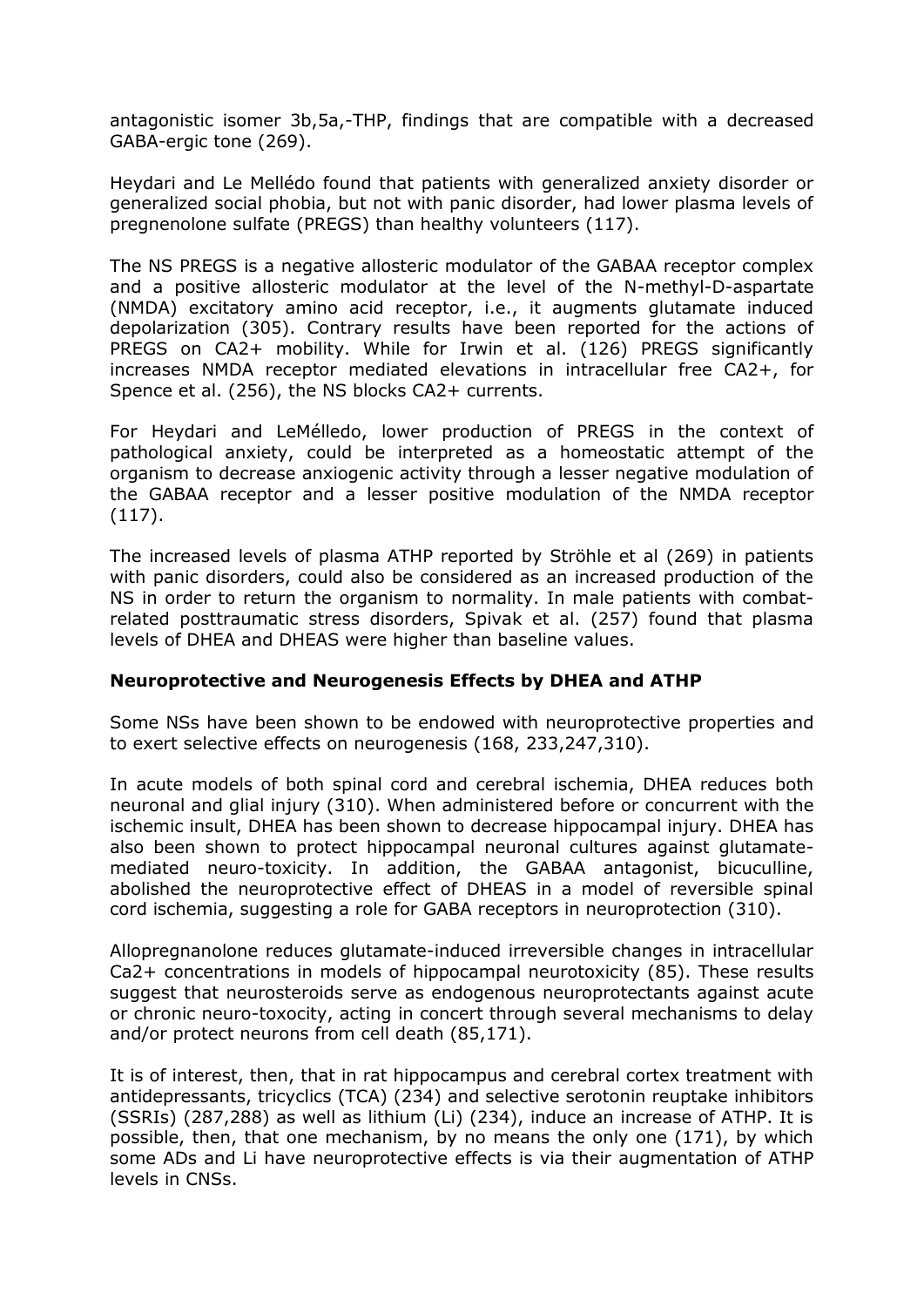antagonistic isomer 3b,5a,-THP, findings that are compatible with a decreased GABA-ergic tone (269).

Heydari and Le Mellédo found that patients with generalized anxiety disorder or generalized social phobia, but not with panic disorder, had lower plasma levels of pregnenolone sulfate (PREGS) than healthy volunteers (117).

The NS PREGS is a negative allosteric modulator of the GABAA receptor complex and a positive allosteric modulator at the level of the N-methyl-D-aspartate (NMDA) excitatory amino acid receptor, i.e., it augments glutamate induced depolarization (305). Contrary results have been reported for the actions of PREGS on CA2+ mobility. While for Irwin et al. (126) PREGS significantly increases NMDA receptor mediated elevations in intracellular free CA2+, for Spence et al. (256), the NS blocks CA2+ currents.

For Heydari and LeMélledo, lower production of PREGS in the context of pathological anxiety, could be interpreted as a homeostatic attempt of the organism to decrease anxiogenic activity through a lesser negative modulation of the GABAA receptor and a lesser positive modulation of the NMDA receptor (117).

The increased levels of plasma ATHP reported by Ströhle et al (269) in patients with panic disorders, could also be considered as an increased production of the NS in order to return the organism to normality. In male patients with combat-related posttraumatic stress disorders, Spivak et al. (257) found that plasma levels of DHEA and DHEAS were higher than baseline values.

**Neuroprotective and Neurogenesis Effects by DHEA and ATHP**

Some NSs have been shown to be endowed with neuroprotective properties and to exert selective effects on neurogenesis (168, 233,247,310).

In acute models of both spinal cord and cerebral ischemia, DHEA reduces both neuronal and glial injury (310). When administered before or concurrent with the ischemic insult, DHEA has been shown to decrease hippocampal injury. DHEA has also been shown to protect hippocampal neuronal cultures against glutamate-mediated neuro-toxicity. In addition, the GABAA antagonist, bicuculline, abolished the neuroprotective effect of DHEAS in a model of reversible spinal cord ischemia, suggesting a role for GABA receptors in neuroprotection (310).

Allopregnanolone reduces glutamate-induced irreversible changes in intracellular $Ca^{2+}$ concentrations in models of hippocampal neurotoxicity (85). These results suggest that neurosteroids serve as endogenous neuroprotectants against acute or chronic neuro-toxocity, acting in concert through several mechanisms to delay and/or protect neurons from cell death (85,171).

It is of interest, then, that in rat hippocampus and cerebral cortex treatment with antidepressants, tricyclics (TCA) (234) and selective serotonin reuptake inhibitors (SSRIs) (287,288) as well as lithium (Li) (234), induce an increase of ATHP. It is possible, then, that one mechanism, by no means the only one (171), by which some ADs and Li have neuroprotective effects is via their augmentation of ATHP levels in CNSs.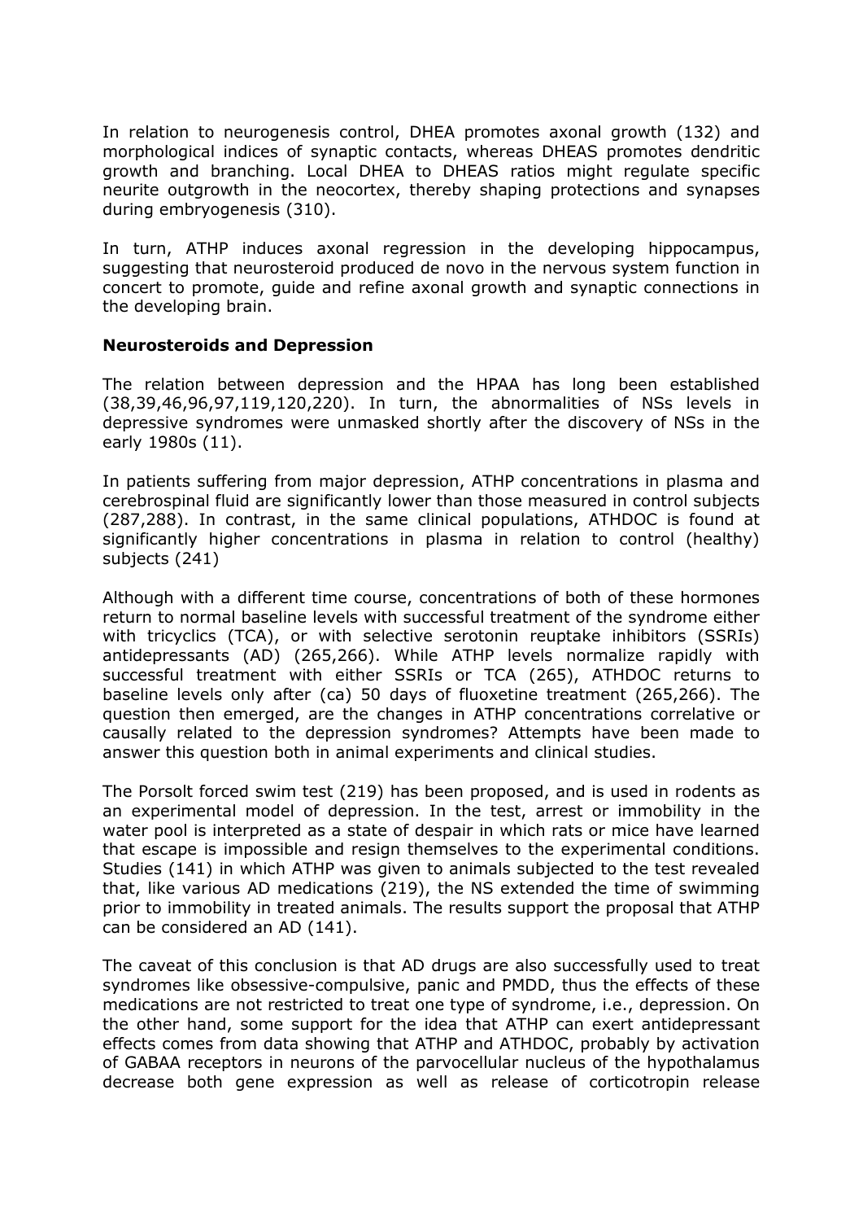In relation to neurogenesis control, DHEA promotes axonal growth (132) and morphological indices of synaptic contacts, whereas DHEAS promotes dendritic growth and branching. Local DHEA to DHEAS ratios might regulate specific neurite outgrowth in the neocortex, thereby shaping protections and synapses during embryogenesis (310).

In turn, ATHP induces axonal regression in the developing hippocampus, suggesting that neurosteroid produced de novo in the nervous system function in concert to promote, guide and refine axonal growth and synaptic connections in the developing brain.

**Neurosteroids and Depression**

The relation between depression and the HPAA has long been established (38,39,46,96,97,119,120,220). In turn, the abnormalities of NSs levels in depressive syndromes were unmasked shortly after the discovery of NSs in the early 1980s (11).

In patients suffering from major depression, ATHP concentrations in plasma and cerebrospinal fluid are significantly lower than those measured in control subjects (287,288). In contrast, in the same clinical populations, ATHDOC is found at significantly higher concentrations in plasma in relation to control (healthy) subjects (241)

Although with a different time course, concentrations of both of these hormones return to normal baseline levels with successful treatment of the syndrome either with tricyclics (TCA), or with selective serotonin reuptake inhibitors (SSRIs) antidepressants (AD) (265,266). While ATHP levels normalize rapidly with successful treatment with either SSRIs or TCA (265), ATHDOC returns to baseline levels only after (ca) 50 days of fluoxetine treatment (265,266). The question then emerged, are the changes in ATHP concentrations correlative or causally related to the depression syndromes? Attempts have been made to answer this question both in animal experiments and clinical studies.

The Porsolt forced swim test (219) has been proposed, and is used in rodents as an experimental model of depression. In the test, arrest or immobility in the water pool is interpreted as a state of despair in which rats or mice have learned that escape is impossible and resign themselves to the experimental conditions. Studies (141) in which ATHP was given to animals subjected to the test revealed that, like various AD medications (219), the NS extended the time of swimming prior to immobility in treated animals. The results support the proposal that ATHP can be considered an AD (141).

The caveat of this conclusion is that AD drugs are also successfully used to treat syndromes like obsessive-compulsive, panic and PMDD, thus the effects of these medications are not restricted to treat one type of syndrome, i.e., depression. On the other hand, some support for the idea that ATHP can exert antidepressant effects comes from data showing that ATHP and ATHDOC, probably by activation of GABAA receptors in neurons of the parvocellular nucleus of the hypothalamus decrease both gene expression as well as release of corticotropin release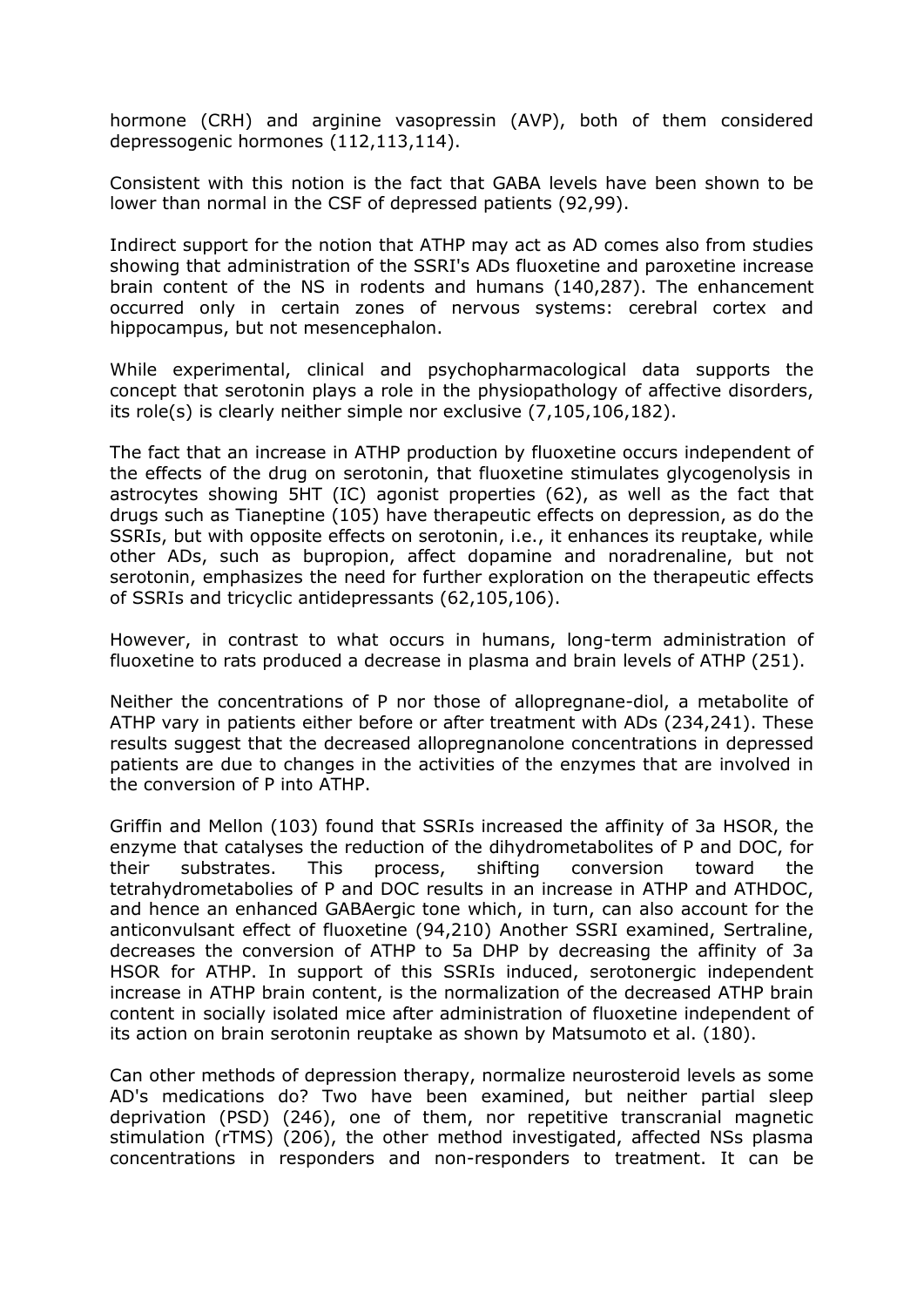hormone (CRH) and arginine vasopressin (AVP), both of them considered depressogenic hormones (112,113,114).

Consistent with this notion is the fact that GABA levels have been shown to be lower than normal in the CSF of depressed patients (92,99).

Indirect support for the notion that ATHP may act as AD comes also from studies showing that administration of the SSRI's ADs fluoxetine and paroxetine increase brain content of the NS in rodents and humans (140,287). The enhancement occurred only in certain zones of nervous systems: cerebral cortex and hippocampus, but not mesencephalon.

While experimental, clinical and psychopharmacological data supports the concept that serotonin plays a role in the physiopathology of affective disorders, its role(s) is clearly neither simple nor exclusive (7,105,106,182).

The fact that an increase in ATHP production by fluoxetine occurs independent of the effects of the drug on serotonin, that fluoxetine stimulates glycogenolysis in astrocytes showing 5HT (IC) agonist properties (62), as well as the fact that drugs such as Tianeptine (105) have therapeutic effects on depression, as do the SSRIs, but with opposite effects on serotonin, i.e., it enhances its reuptake, while other ADs, such as bupropion, affect dopamine and noradrenaline, but not serotonin, emphasizes the need for further exploration on the therapeutic effects of SSRIs and tricyclic antidepressants (62,105,106).

However, in contrast to what occurs in humans, long-term administration of fluoxetine to rats produced a decrease in plasma and brain levels of ATHP (251).

Neither the concentrations of P nor those of allopregnane-diol, a metabolite of ATHP vary in patients either before or after treatment with ADs (234,241). These results suggest that the decreased allopregnanolone concentrations in depressed patients are due to changes in the activities of the enzymes that are involved in the conversion of P into ATHP.

Griffin and Mellon (103) found that SSRIs increased the affinity of 3a HSOR, the enzyme that catalyses the reduction of the dihydrometabolites of P and DOC, for their substrates. This process, shifting conversion toward the tetrahydrometabolies of P and DOC results in an increase in ATHP and ATHDOC, and hence an enhanced GABAergic tone which, in turn, can also account for the anticonvulsant effect of fluoxetine (94,210) Another SSRI examined, Sertraline, decreases the conversion of ATHP to 5a DHP by decreasing the affinity of 3a HSOR for ATHP. In support of this SSRIs induced, serotonergic independent increase in ATHP brain content, is the normalization of the decreased ATHP brain content in socially isolated mice after administration of fluoxetine independent of its action on brain serotonin reuptake as shown by Matsumoto et al. (180).

Can other methods of depression therapy, normalize neurosteroid levels as some AD's medications do? Two have been examined, but neither partial sleep deprivation (PSD) (246), one of them, nor repetitive transcranial magnetic stimulation (rTMS) (206), the other method investigated, affected NSs plasma concentrations in responders and non-responders to treatment. It can be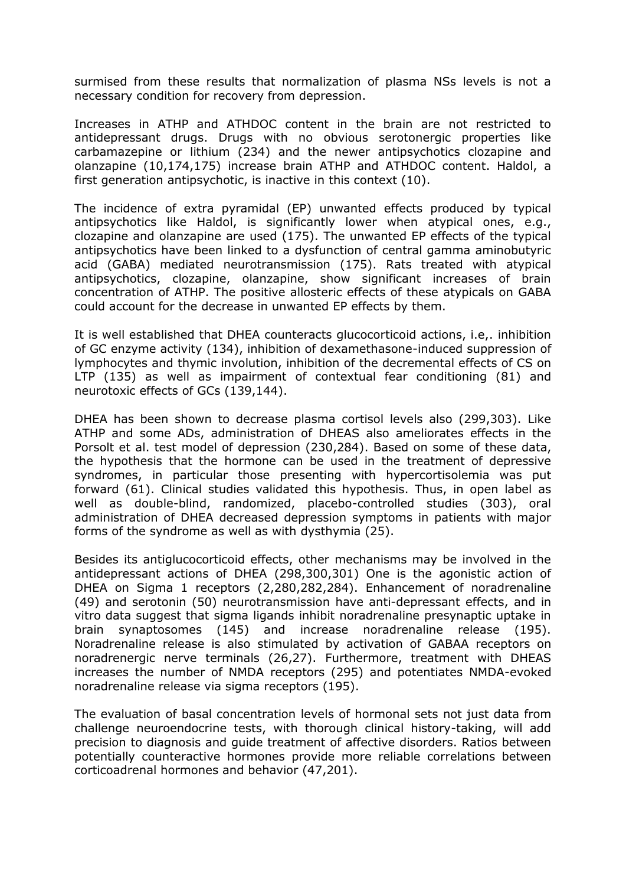surmised from these results that normalization of plasma NSs levels is not a necessary condition for recovery from depression.

Increases in ATHP and ATHDOC content in the brain are not restricted to antidepressant drugs. Drugs with no obvious serotonergic properties like carbamazepine or lithium (234) and the newer antipsychotics clozapine and olanzapine (10,174,175) increase brain ATHP and ATHDOC content. Haldol, a first generation antipsychotic, is inactive in this context (10).

The incidence of extra pyramidal (EP) unwanted effects produced by typical antipsychotics like Haldol, is significantly lower when atypical ones, e.g., clozapine and olanzapine are used (175). The unwanted EP effects of the typical antipsychotics have been linked to a dysfunction of central gamma aminobutyric acid (GABA) mediated neurotransmission (175). Rats treated with atypical antipsychotics, clozapine, olanzapine, show significant increases of brain concentration of ATHP. The positive allosteric effects of these atypicals on GABA could account for the decrease in unwanted EP effects by them.

It is well established that DHEA counteracts glucocorticoid actions, i.e,. inhibition of GC enzyme activity (134), inhibition of dexamethasone-induced suppression of lymphocytes and thymic involution, inhibition of the decremental effects of CS on LTP (135) as well as impairment of contextual fear conditioning (81) and neurotoxic effects of GCs (139,144).

DHEA has been shown to decrease plasma cortisol levels also (299,303). Like ATHP and some ADs, administration of DHEAS also ameliorates effects in the Porsolt et al. test model of depression (230,284). Based on some of these data, the hypothesis that the hormone can be used in the treatment of depressive syndromes, in particular those presenting with hypercortisolemia was put forward (61). Clinical studies validated this hypothesis. Thus, in open label as well as double-blind, randomized, placebo-controlled studies (303), oral administration of DHEA decreased depression symptoms in patients with major forms of the syndrome as well as with dysthymia (25).

Besides its antiglucocorticoid effects, other mechanisms may be involved in the antidepressant actions of DHEA (298,300,301) One is the agonistic action of DHEA on Sigma 1 receptors (2,280,282,284). Enhancement of noradrenaline (49) and serotonin (50) neurotransmission have anti-depressant effects, and in vitro data suggest that sigma ligands inhibit noradrenaline presynaptic uptake in brain synaptosomes (145) and increase noradrenaline release (195). Noradrenaline release is also stimulated by activation of GABAA receptors on noradrenergic nerve terminals (26,27). Furthermore, treatment with DHEAS increases the number of NMDA receptors (295) and potentiates NMDA-evoked noradrenaline release via sigma receptors (195).

The evaluation of basal concentration levels of hormonal sets not just data from challenge neuroendocrine tests, with thorough clinical history-taking, will add precision to diagnosis and guide treatment of affective disorders. Ratios between potentially counteractive hormones provide more reliable correlations between corticoadrenal hormones and behavior (47,201).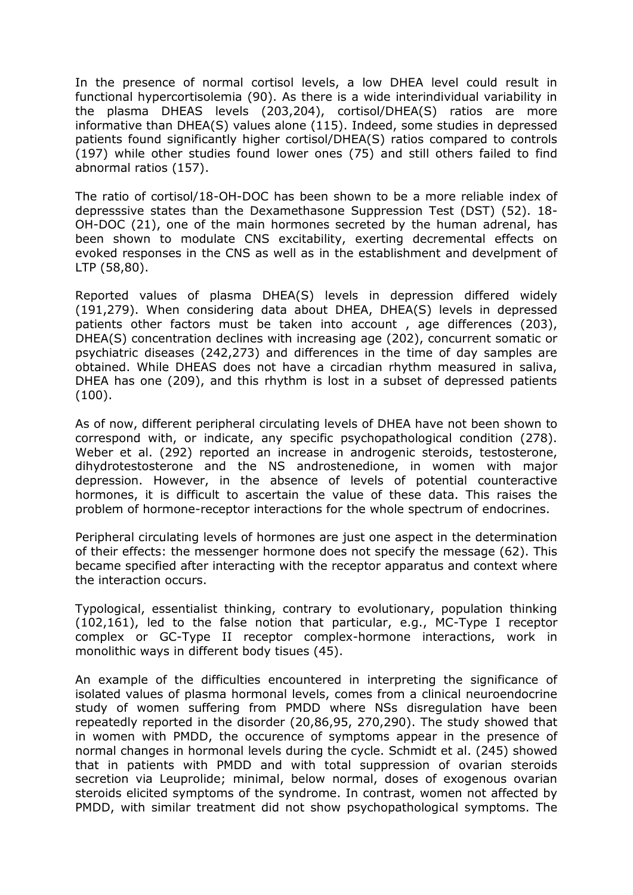In the presence of normal cortisol levels, a low DHEA level could result in functional hypercortisolemia (90). As there is a wide interindividual variability in the plasma DHEAS levels (203,204), cortisol/DHEA(S) ratios are more informative than DHEA(S) values alone (115). Indeed, some studies in depressed patients found significantly higher cortisol/DHEA(S) ratios compared to controls (197) while other studies found lower ones (75) and still others failed to find abnormal ratios (157).

The ratio of cortisol/18-OH-DOC has been shown to be a more reliable index of depresssive states than the Dexamethasone Suppression Test (DST) (52). 18-OH-DOC (21), one of the main hormones secreted by the human adrenal, has been shown to modulate CNS excitability, exerting decremental effects on evoked responses in the CNS as well as in the establishment and develpment of LTP (58,80).

Reported values of plasma DHEA(S) levels in depression differed widely (191,279). When considering data about DHEA, DHEA(S) levels in depressed patients other factors must be taken into account , age differences (203), DHEA(S) concentration declines with increasing age (202), concurrent somatic or psychiatric diseases (242,273) and differences in the time of day samples are obtained. While DHEAS does not have a circadian rhythm measured in saliva, DHEA has one (209), and this rhythm is lost in a subset of depressed patients (100).

As of now, different peripheral circulating levels of DHEA have not been shown to correspond with, or indicate, any specific psychopathological condition (278). Weber et al. (292) reported an increase in androgenic steroids, testosterone, dihydrotestosterone and the NS androstenedione, in women with major depression. However, in the absence of levels of potential counteractive hormones, it is difficult to ascertain the value of these data. This raises the problem of hormone-receptor interactions for the whole spectrum of endocrines.

Peripheral circulating levels of hormones are just one aspect in the determination of their effects: the messenger hormone does not specify the message (62). This became specified after interacting with the receptor apparatus and context where the interaction occurs.

Typological, essentialist thinking, contrary to evolutionary, population thinking (102,161), led to the false notion that particular, e.g., MC-Type I receptor complex or GC-Type II receptor complex-hormone interactions, work in monolithic ways in different body tisues (45).

An example of the difficulties encountered in interpreting the significance of isolated values of plasma hormonal levels, comes from a clinical neuroendocrine study of women suffering from PMDD where NSs disregulation have been repeatedly reported in the disorder (20,86,95, 270,290). The study showed that in women with PMDD, the occurence of symptoms appear in the presence of normal changes in hormonal levels during the cycle. Schmidt et al. (245) showed that in patients with PMDD and with total suppression of ovarian steroids secretion via Leuprolide; minimal, below normal, doses of exogenous ovarian steroids elicited symptoms of the syndrome. In contrast, women not affected by PMDD, with similar treatment did not show psychopathological symptoms. The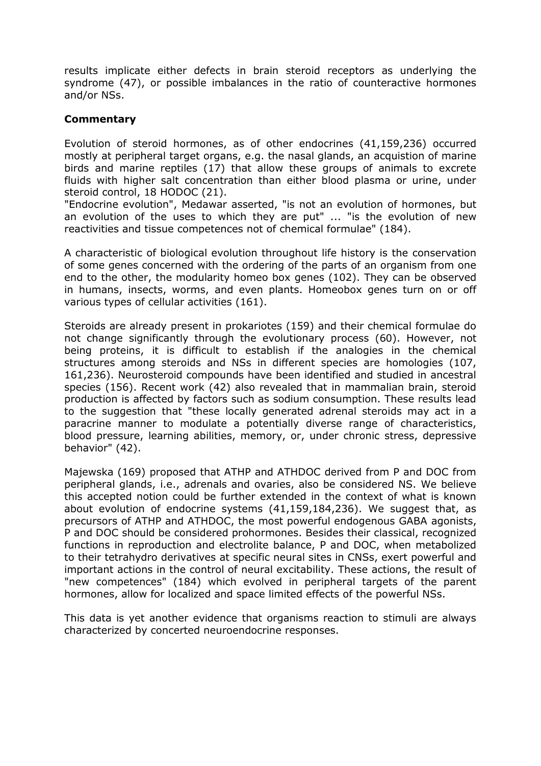results implicate either defects in brain steroid receptors as underlying the syndrome (47), or possible imbalances in the ratio of counteractive hormones and/or NSs.

**Commentary**

Evolution of steroid hormones, as of other endocrines (41,159,236) occurred mostly at peripheral target organs, e.g. the nasal glands, an acquistion of marine birds and marine reptiles (17) that allow these groups of animals to excrete fluids with higher salt concentration than either blood plasma or urine, under steroid control, 18 HODOC (21).

"Endocrine evolution", Medawar asserted, "is not an evolution of hormones, but an evolution of the uses to which they are put" ... "is the evolution of new reactivities and tissue competences not of chemical formulae" (184).

A characteristic of biological evolution throughout life history is the conservation of some genes concerned with the ordering of the parts of an organism from one end to the other, the modularity homeo box genes (102). They can be observed in humans, insects, worms, and even plants. Homeobox genes turn on or off various types of cellular activities (161).

Steroids are already present in prokariotes (159) and their chemical formulae do not change significantly through the evolutionary process (60). However, not being proteins, it is difficult to establish if the analogies in the chemical structures among steroids and NSs in different species are homologies (107, 161,236). Neurosteroid compounds have been identified and studied in ancestral species (156). Recent work (42) also revealed that in mammalian brain, steroid production is affected by factors such as sodium consumption. These results lead to the suggestion that "these locally generated adrenal steroids may act in a paracrine manner to modulate a potentially diverse range of characteristics, blood pressure, learning abilities, memory, or, under chronic stress, depressive behavior" (42).

Majewska (169) proposed that ATHP and ATHDOC derived from P and DOC from peripheral glands, i.e., adrenals and ovaries, also be considered NS. We believe this accepted notion could be further extended in the context of what is known about evolution of endocrine systems (41,159,184,236). We suggest that, as precursors of ATHP and ATHDOC, the most powerful endogenous GABA agonists, P and DOC should be considered prohormones. Besides their classical, recognized functions in reproduction and electrolite balance, P and DOC, when metabolized to their tetrahydro derivatives at specific neural sites in CNSs, exert powerful and important actions in the control of neural excitability. These actions, the result of "new competences" (184) which evolved in peripheral targets of the parent hormones, allow for localized and space limited effects of the powerful NSs.

This data is yet another evidence that organisms reaction to stimuli are always characterized by concerted neuroendocrine responses.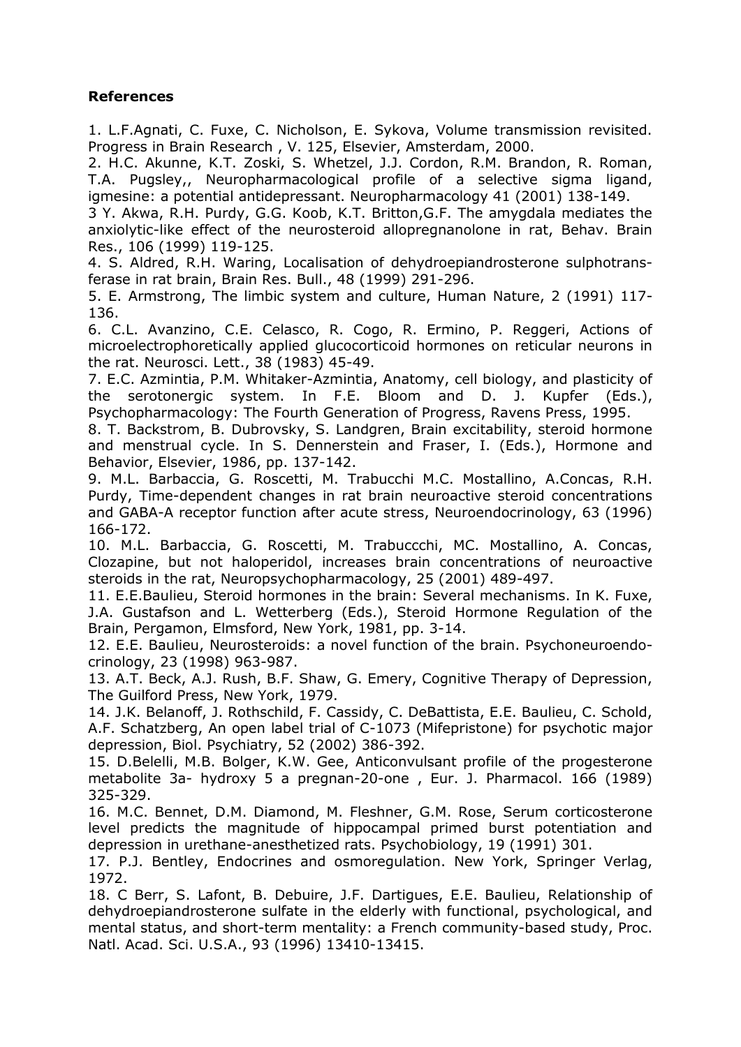**References**

1. L.F.Agnati, C. Fuxe, C. Nicholson, E. Sykova, Volume transmission revisited. Progress in Brain Research , V. 125, Elsevier, Amsterdam, 2000.
2. H.C. Akunne, K.T. Zoski, S. Whetzel, J.J. Cordon, R.M. Brandon, R. Roman, T.A. Pugsley,, Neuropharmacological profile of a selective sigma ligand, igmesine: a potential antidepressant. Neuropharmacology 41 (2001) 138-149.
3 Y. Akwa, R.H. Purdy, G.G. Koob, K.T. Britton,G.F. The amygdala mediates the anxiolytic-like effect of the neurosteroid allopregnanolone in rat, Behav. Brain Res., 106 (1999) 119-125.
4. S. Aldred, R.H. Waring, Localisation of dehydroepiandrosterone sulphotransferase in rat brain, Brain Res. Bull., 48 (1999) 291-296.
5. E. Armstrong, The limbic system and culture, Human Nature, 2 (1991) 117-136.
6. C.L. Avanzino, C.E. Celasco, R. Cogo, R. Ermino, P. Reggeri, Actions of microelectrophoretically applied glucocorticoid hormones on reticular neurons in the rat. Neurosci. Lett., 38 (1983) 45-49.
7. E.C. Azmintia, P.M. Whitaker-Azmintia, Anatomy, cell biology, and plasticity of the serotonergic system. In F.E. Bloom and D. J. Kupfer (Eds.), Psychopharmacology: The Fourth Generation of Progress, Ravens Press, 1995.
8. T. Backstrom, B. Dubrovsky, S. Landgren, Brain excitability, steroid hormone and menstrual cycle. In S. Dennerstein and Fraser, I. (Eds.), Hormone and Behavior, Elsevier, 1986, pp. 137-142.
9. M.L. Barbaccia, G. Roscetti, M. Trabucchi M.C. Mostallino, A.Concas, R.H. Purdy, Time-dependent changes in rat brain neuroactive steroid concentrations and GABA-A receptor function after acute stress, Neuroendocrinology, 63 (1996) 166-172.
10. M.L. Barbaccia, G. Roscetti, M. Trabucchi, MC. Mostallino, A. Concas, Clozapine, but not haloperidol, increases brain concentrations of neuroactive steroids in the rat, Neuropsychopharmacology, 25 (2001) 489-497.
11. E.E.Baulieu, Steroid hormones in the brain: Several mechanisms. In K. Fuxe, J.A. Gustafson and L. Wetterberg (Eds.), Steroid Hormone Regulation of the Brain, Pergamon, Elmsford, New York, 1981, pp. 3-14.
12. E.E. Baulieu, Neurosteroids: a novel function of the brain. Psychoneuroendocrinology, 23 (1998) 963-987.
13. A.T. Beck, A.J. Rush, B.F. Shaw, G. Emery, Cognitive Therapy of Depression, The Guilford Press, New York, 1979.
14. J.K. Belanoff, J. Rothschild, F. Cassidy, C. DeBattista, E.E. Baulieu, C. Schold, A.F. Schatzberg, An open label trial of C-1073 (Mifepristone) for psychotic major depression, Biol. Psychiatry, 52 (2002) 386-392.
15. D.Belelli, M.B. Bolger, K.W. Gee, Anticonvulsant profile of the progesterone metabolite 3a- hydroxy 5 a pregnan-20-one , Eur. J. Pharmacol. 166 (1989) 325-329.
16. M.C. Bennet, D.M. Diamond, M. Fleshner, G.M. Rose, Serum corticosterone level predicts the magnitude of hippocampal primed burst potentiation and depression in urethane-anesthetized rats. Psychobiology, 19 (1991) 301.
17. P.J. Bentley, Endocrines and osmoregulation. New York, Springer Verlag, 1972.
18. C Berr, S. Lafont, B. Debuire, J.F. Dartigues, E.E. Baulieu, Relationship of dehydroepiandrosterone sulfate in the elderly with functional, psychological, and mental status, and short-term mentality: a French community-based study, Proc. Natl. Acad. Sci. U.S.A., 93 (1996) 13410-13415.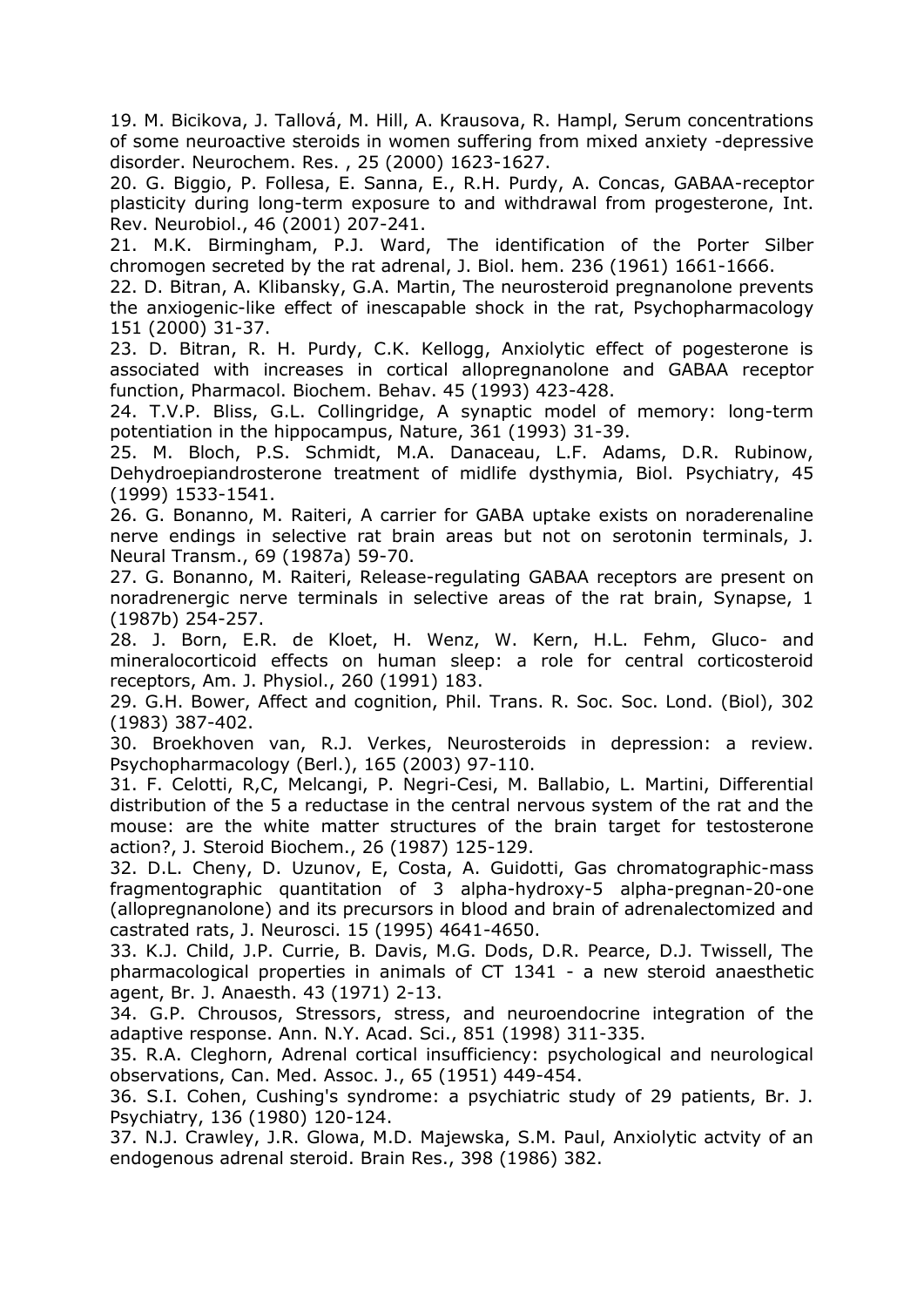19. M. Bicikova, J. Tallová, M. Hill, A. Krausova, R. Hampl, Serum concentrations of some neuroactive steroids in women suffering from mixed anxiety -depressive disorder. Neurochem. Res. , 25 (2000) 1623-1627.

20. G. Biggio, P. Follesa, E. Sanna, E., R.H. Purdy, A. Concas, GABAA-receptor plasticity during long-term exposure to and withdrawal from progesterone, Int. Rev. Neurobiol., 46 (2001) 207-241.

21. M.K. Birmingham, P.J. Ward, The identification of the Porter Silber chromogen secreted by the rat adrenal, J. Biol. hem. 236 (1961) 1661-1666.

22. D. Bitran, A. Klibansky, G.A. Martin, The neurosteroid pregnanolone prevents the anxiogenic-like effect of inescapable shock in the rat, Psychopharmacology 151 (2000) 31-37.

23. D. Bitran, R. H. Purdy, C.K. Kellogg, Anxiolytic effect of pogesterone is associated with increases in cortical allopregnanolone and GABAA receptor function, Pharmacol. Biochem. Behav. 45 (1993) 423-428.

24. T.V.P. Bliss, G.L. Collingridge, A synaptic model of memory: long-term potentiation in the hippocampus, Nature, 361 (1993) 31-39.

25. M. Bloch, P.S. Schmidt, M.A. Danaceau, L.F. Adams, D.R. Rubinow, Dehydroepiandrosterone treatment of midlife dysthymia, Biol. Psychiatry, 45 (1999) 1533-1541.

26. G. Bonanno, M. Raiteri, A carrier for GABA uptake exists on noraderenaline nerve endings in selective rat brain areas but not on serotonin terminals, J. Neural Transm., 69 (1987a) 59-70.

27. G. Bonanno, M. Raiteri, Release-regulating GABAA receptors are present on noradrenergic nerve terminals in selective areas of the rat brain, Synapse, 1 (1987b) 254-257.

28. J. Born, E.R. de Kloet, H. Wenz, W. Kern, H.L. Fehm, Gluco- and mineralocorticoid effects on human sleep: a role for central corticosteroid receptors, Am. J. Physiol., 260 (1991) 183.

29. G.H. Bower, Affect and cognition, Phil. Trans. R. Soc. Soc. Lond. (Biol), 302 (1983) 387-402.

30. Broekhoven van, R.J. Verkes, Neurosteroids in depression: a review. Psychopharmacology (Berl.), 165 (2003) 97-110.

31. F. Celotti, R,C, Melcangi, P. Negri-Cesi, M. Ballabio, L. Martini, Differential distribution of the 5 a reductase in the central nervous system of the rat and the mouse: are the white matter structures of the brain target for testosterone action?, J. Steroid Biochem., 26 (1987) 125-129.

32. D.L. Cheny, D. Uzunov, E, Costa, A. Guidotti, Gas chromatographic-mass fragmentographic quantitation of 3 alpha-hydroxy-5 alpha-pregnan-20-one (allopregnanolone) and its precursors in blood and brain of adrenalectomized and castrated rats, J. Neurosci. 15 (1995) 4641-4650.

33. K.J. Child, J.P. Currie, B. Davis, M.G. Dods, D.R. Pearce, D.J. Twissell, The pharmacological properties in animals of CT 1341 - a new steroid anaesthetic agent, Br. J. Anaesth. 43 (1971) 2-13.

34. G.P. Chrousos, Stressors, stress, and neuroendocrine integration of the adaptive response. Ann. N.Y. Acad. Sci., 851 (1998) 311-335.

35. R.A. Cleghorn, Adrenal cortical insufficiency: psychological and neurological observations, Can. Med. Assoc. J., 65 (1951) 449-454.

36. S.I. Cohen, Cushing's syndrome: a psychiatric study of 29 patients, Br. J. Psychiatry, 136 (1980) 120-124.

37. N.J. Crawley, J.R. Glowa, M.D. Majewska, S.M. Paul, Anxiolytic actvity of an endogenous adrenal steroid. Brain Res., 398 (1986) 382.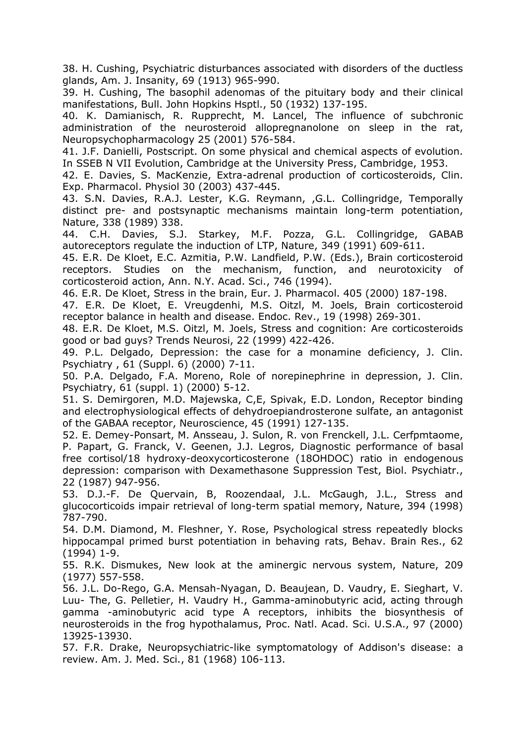38. H. Cushing, Psychiatric disturbances associated with disorders of the ductless glands, Am. J. Insanity, 69 (1913) 965-990.

39. H. Cushing, The basophil adenomas of the pituitary body and their clinical manifestations, Bull. John Hopkins Hsptl., 50 (1932) 137-195.

40. K. Damianisch, R. Rupprecht, M. Lancel, The influence of subchronic administration of the neurosteroid allopregnanolone on sleep in the rat, Neuropsychopharmacology 25 (2001) 576-584.

41. J.F. Danielli, Postscript. On some physical and chemical aspects of evolution. In SSEB N VII Evolution, Cambridge at the University Press, Cambridge, 1953.

42. E. Davies, S. MacKenzie, Extra-adrenal production of corticosteroids, Clin. Exp. Pharmacol. Physiol 30 (2003) 437-445.

43. S.N. Davies, R.A.J. Lester, K.G. Reymann, ,G.L. Collingridge, Temporally distinct pre- and postsynaptic mechanisms maintain long-term potentiation, Nature, 338 (1989) 338.

44. C.H. Davies, S.J. Starkey, M.F. Pozza, G.L. Collingridge, GABAB autoreceptors regulate the induction of LTP, Nature, 349 (1991) 609-611.

45. E.R. De Kloet, E.C. Azmitia, P.W. Landfield, P.W. (Eds.), Brain corticosteroid receptors. Studies on the mechanism, function, and neurotoxicity of corticosteroid action, Ann. N.Y. Acad. Sci., 746 (1994).

46. E.R. De Kloet, Stress in the brain, Eur. J. Pharmacol. 405 (2000) 187-198.

47. E.R. De Kloet, E. Vreugdenhi, M.S. Oitzl, M. Joels, Brain corticosteroid receptor balance in health and disease. Endoc. Rev., 19 (1998) 269-301.

48. E.R. De Kloet, M.S. Oitzl, M. Joels, Stress and cognition: Are corticosteroids good or bad guys? Trends Neurosi, 22 (1999) 422-426.

49. P.L. Delgado, Depression: the case for a monamine deficiency, J. Clin. Psychiatry , 61 (Suppl. 6) (2000) 7-11.

50. P.A. Delgado, F.A. Moreno, Role of norepinephrine in depression, J. Clin. Psychiatry, 61 (suppl. 1) (2000) 5-12.

51. S. Demirgoren, M.D. Majewska, C,E, Spivak, E.D. London, Receptor binding and electrophysiological effects of dehydroepiandrosterone sulfate, an antagonist of the GABAA receptor, Neuroscience, 45 (1991) 127-135.

52. E. Demey-Ponsart, M. Ansseau, J. Sulon, R. von Frenckell, J.L. Cerfpmtaome, P. Papart, G. Franck, V. Geenen, J.J. Legros, Diagnostic performance of basal free cortisol/18 hydroxy-deoxycorticosterone (18OHDOC) ratio in endogenous depression: comparison with Dexamethasone Suppression Test, Biol. Psychiatr., 22 (1987) 947-956.

53. D.J.-F. De Quervain, B, Roozendaal, J.L. McGaugh, J.L., Stress and glucocorticoids impair retrieval of long-term spatial memory, Nature, 394 (1998) 787-790.

54. D.M. Diamond, M. Fleshner, Y. Rose, Psychological stress repeatedly blocks hippocampal primed burst potentiation in behaving rats, Behav. Brain Res., 62 (1994) 1-9.

55. R.K. Dismukes, New look at the aminergic nervous system, Nature, 209 (1977) 557-558.

56. J.L. Do-Rego, G.A. Mensah-Nyagan, D. Beaujean, D. Vaudry, E. Sieghart, V. Luu- The, G. Pelletier, H. Vaudry H., Gamma-aminobutyric acid, acting through gamma -aminobutyric acid type A receptors, inhibits the biosynthesis of neurosteroids in the frog hypothalamus, Proc. Natl. Acad. Sci. U.S.A., 97 (2000) 13925-13930.

57. F.R. Drake, Neuropsychiatric-like symptomatology of Addison's disease: a review. Am. J. Med. Sci., 81 (1968) 106-113.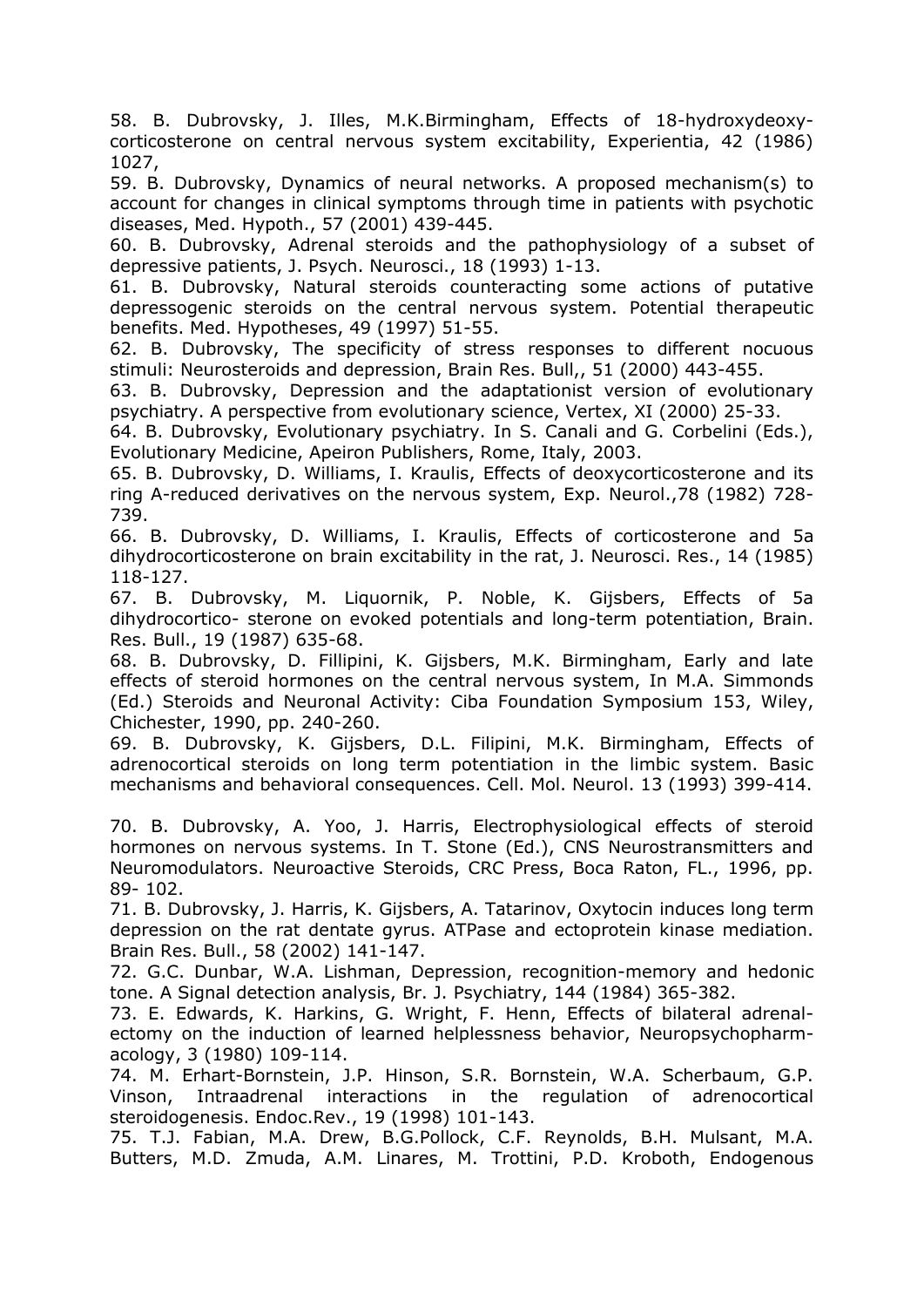58. B. Dubrovsky, J. Illes, M.K.Birmingham, Effects of 18-hydroxydeoxy-corticosterone on central nervous system excitability, Experientia, 42 (1986) 1027,

59. B. Dubrovsky, Dynamics of neural networks. A proposed mechanism(s) to account for changes in clinical symptoms through time in patients with psychotic diseases, Med. Hypoth., 57 (2001) 439-445.

60. B. Dubrovsky, Adrenal steroids and the pathophysiology of a subset of depressive patients, J. Psych. Neurosci., 18 (1993) 1-13.

61. B. Dubrovsky, Natural steroids counteracting some actions of putative depressogenic steroids on the central nervous system. Potential therapeutic benefits. Med. Hypotheses, 49 (1997) 51-55.

62. B. Dubrovsky, The specificity of stress responses to different nocuous stimuli: Neurosteroids and depression, Brain Res. Bull,, 51 (2000) 443-455.

63. B. Dubrovsky, Depression and the adaptationist version of evolutionary psychiatry. A perspective from evolutionary science, Vertex, XI (2000) 25-33.

64. B. Dubrovsky, Evolutionary psychiatry. In S. Canali and G. Corbelini (Eds.), Evolutionary Medicine, Apeiron Publishers, Rome, Italy, 2003.

65. B. Dubrovsky, D. Williams, I. Kraulis, Effects of deoxycorticosterone and its ring A-reduced derivatives on the nervous system, Exp. Neurol.,78 (1982) 728-739.

66. B. Dubrovsky, D. Williams, I. Kraulis, Effects of corticosterone and 5a dihydrocorticosterone on brain excitability in the rat, J. Neurosci. Res., 14 (1985) 118-127.

67. B. Dubrovsky, M. Liquornik, P. Noble, K. Gijsbers, Effects of 5a dihydrocortico- sterone on evoked potentials and long-term potentiation, Brain. Res. Bull., 19 (1987) 635-68.

68. B. Dubrovsky, D. Fillipini, K. Gijsbers, M.K. Birmingham, Early and late effects of steroid hormones on the central nervous system, In M.A. Simmonds (Ed.) Steroids and Neuronal Activity: Ciba Foundation Symposium 153, Wiley, Chichester, 1990, pp. 240-260.

69. B. Dubrovsky, K. Gijsbers, D.L. Filipini, M.K. Birmingham, Effects of adrenocortical steroids on long term potentiation in the limbic system. Basic mechanisms and behavioral consequences. Cell. Mol. Neurol. 13 (1993) 399-414.

70. B. Dubrovsky, A. Yoo, J. Harris, Electrophysiological effects of steroid hormones on nervous systems. In T. Stone (Ed.), CNS Neurostransmitters and Neuromodulators. Neuroactive Steroids, CRC Press, Boca Raton, FL., 1996, pp. 89- 102.

71. B. Dubrovsky, J. Harris, K. Gijsbers, A. Tatarinov, Oxytocin induces long term depression on the rat dentate gyrus. ATPase and ectoprotein kinase mediation. Brain Res. Bull., 58 (2002) 141-147.

72. G.C. Dunbar, W.A. Lishman, Depression, recognition-memory and hedonic tone. A Signal detection analysis, Br. J. Psychiatry, 144 (1984) 365-382.

73. E. Edwards, K. Harkins, G. Wright, F. Henn, Effects of bilateral adrenal-ectomy on the induction of learned helplessness behavior, Neuropsychopharm-acology, 3 (1980) 109-114.

74. M. Erhart-Bornstein, J.P. Hinson, S.R. Bornstein, W.A. Scherbaum, G.P. Vinson, Intraadrenal interactions in the regulation of adrenocortical steroidogenesis. Endoc.Rev., 19 (1998) 101-143.

75. T.J. Fabian, M.A. Drew, B.G.Pollock, C.F. Reynolds, B.H. Mulsant, M.A. Butters, M.D. Zmuda, A.M. Linares, M. Trottini, P.D. Kroboth, Endogenous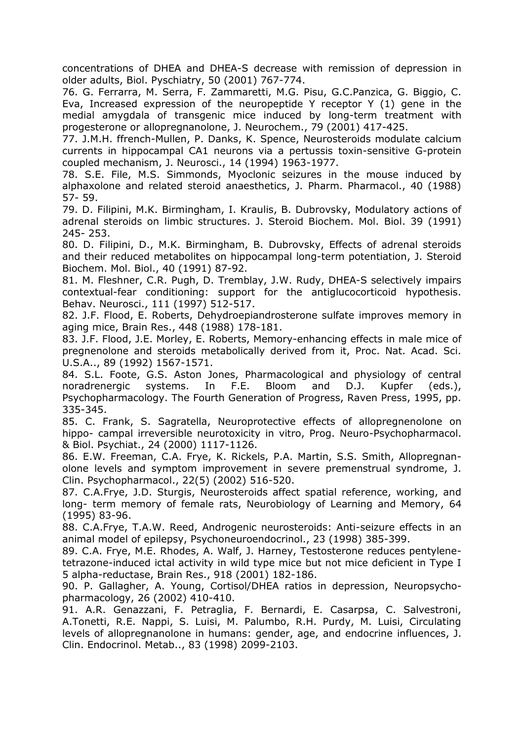concentrations of DHEA and DHEA-S decrease with remission of depression in older adults, Biol. Pyschiatry, 50 (2001) 767-774.

76. G. Ferrarra, M. Serra, F. Zammaretti, M.G. Pisu, G.C.Panzica, G. Biggio, C. Eva, Increased expression of the neuropeptide Y receptor Y (1) gene in the medial amygdala of transgenic mice induced by long-term treatment with progesterone or allopregnanolone, J. Neurochem., 79 (2001) 417-425.

77. J.M.H. ffrench-Mullen, P. Danks, K. Spence, Neurosteroids modulate calcium currents in hippocampal CA1 neurons via a pertussis toxin-sensitive G-protein coupled mechanism, J. Neurosci., 14 (1994) 1963-1977.

78. S.E. File, M.S. Simmonds, Myoclonic seizures in the mouse induced by alphaxolone and related steroid anaesthetics, J. Pharm. Pharmacol., 40 (1988) 57- 59.

79. D. Filipini, M.K. Birmingham, I. Kraulis, B. Dubrovsky, Modulatory actions of adrenal steroids on limbic structures. J. Steroid Biochem. Mol. Biol. 39 (1991) 245- 253.

80. D. Filipini, D., M.K. Birmingham, B. Dubrovsky, Effects of adrenal steroids and their reduced metabolites on hippocampal long-term potentiation, J. Steroid Biochem. Mol. Biol., 40 (1991) 87-92.

81. M. Fleshner, C.R. Pugh, D. Tremblay, J.W. Rudy, DHEA-S selectively impairs contextual-fear conditioning: support for the antiglucocorticoid hypothesis. Behav. Neurosci., 111 (1997) 512-517.

82. J.F. Flood, E. Roberts, Dehydroepiandrosterone sulfate improves memory in aging mice, Brain Res., 448 (1988) 178-181.

83. J.F. Flood, J.E. Morley, E. Roberts, Memory-enhancing effects in male mice of pregnenolone and steroids metabolically derived from it, Proc. Nat. Acad. Sci. U.S.A.., 89 (1992) 1567-1571.

84. S.L. Foote, G.S. Aston Jones, Pharmacological and physiology of central noradrenergic systems. In F.E. Bloom and D.J. Kupfer (eds.), Psychopharmacology. The Fourth Generation of Progress, Raven Press, 1995, pp. 335-345.

85. C. Frank, S. Sagratella, Neuroprotective effects of allopregnenolone on hippo- campal irreversible neurotoxicity in vitro, Prog. Neuro-Psychopharmacol. & Biol. Psychiat., 24 (2000) 1117-1126.

86. E.W. Freeman, C.A. Frye, K. Rickels, P.A. Martin, S.S. Smith, Allopregnan-olone levels and symptom improvement in severe premenstrual syndrome, J. Clin. Psychopharmacol., 22(5) (2002) 516-520.

87. C.A.Frye, J.D. Sturgis, Neurosteroids affect spatial reference, working, and long- term memory of female rats, Neurobiology of Learning and Memory, 64 (1995) 83-96.

88. C.A.Frye, T.A.W. Reed, Androgenic neurosteroids: Anti-seizure effects in an animal model of epilepsy, Psychoneuroendocrinol., 23 (1998) 385-399.

89. C.A. Frye, M.E. Rhodes, A. Walf, J. Harney, Testosterone reduces pentylene-tetrazone-induced ictal activity in wild type mice but not mice deficient in Type I 5 alpha-reductase, Brain Res., 918 (2001) 182-186.

90. P. Gallagher, A. Young, Cortisol/DHEA ratios in depression, Neuropsycho-pharmacology, 26 (2002) 410-410.

91. A.R. Genazzani, F. Petraglia, F. Bernardi, E. Casarpsa, C. Salvestroni, A.Tonetti, R.E. Nappi, S. Luisi, M. Palumbo, R.H. Purdy, M. Luisi, Circulating levels of allopregnanolone in humans: gender, age, and endocrine influences, J. Clin. Endocrinol. Metab.., 83 (1998) 2099-2103.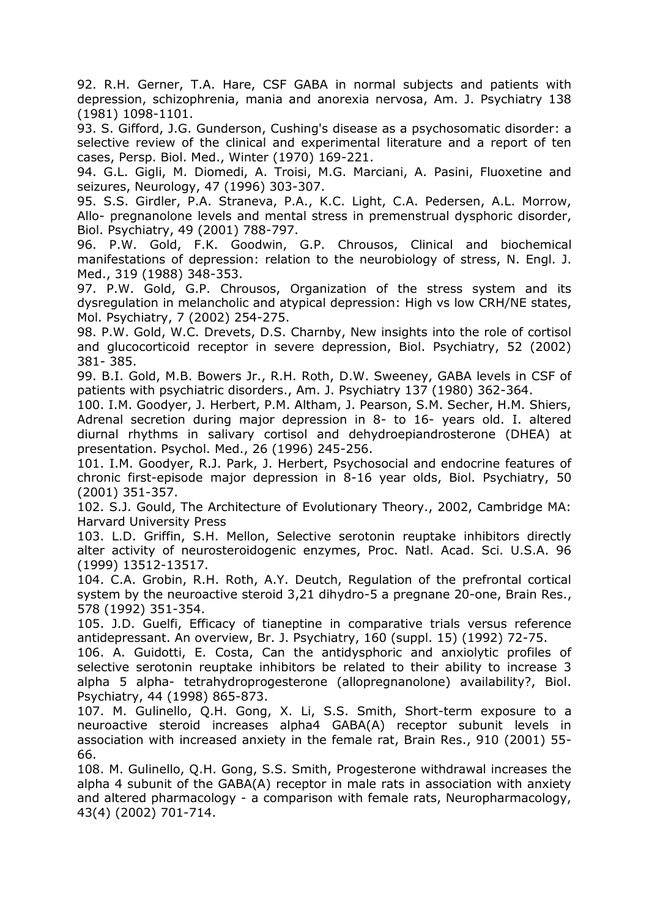92. R.H. Gerner, T.A. Hare, CSF GABA in normal subjects and patients with depression, schizophrenia, mania and anorexia nervosa, Am. J. Psychiatry 138 (1981) 1098-1101.

93. S. Gifford, J.G. Gunderson, Cushing's disease as a psychosomatic disorder: a selective review of the clinical and experimental literature and a report of ten cases, Persp. Biol. Med., Winter (1970) 169-221.

94. G.L. Gigli, M. Diomedi, A. Troisi, M.G. Marciani, A. Pasini, Fluoxetine and seizures, Neurology, 47 (1996) 303-307.

95. S.S. Girdler, P.A. Straneva, P.A., K.C. Light, C.A. Pedersen, A.L. Morrow, Allo- pregnanolone levels and mental stress in premenstrual dysphoric disorder, Biol. Psychiatry, 49 (2001) 788-797.

96. P.W. Gold, F.K. Goodwin, G.P. Chrousos, Clinical and biochemical manifestations of depression: relation to the neurobiology of stress, N. Engl. J. Med., 319 (1988) 348-353.

97. P.W. Gold, G.P. Chrousos, Organization of the stress system and its dysregulation in melancholic and atypical depression: High vs low CRH/NE states, Mol. Psychiatry, 7 (2002) 254-275.

98. P.W. Gold, W.C. Drevets, D.S. Charnby, New insights into the role of cortisol and glucocorticoid receptor in severe depression, Biol. Psychiatry, 52 (2002) 381- 385.

99. B.I. Gold, M.B. Bowers Jr., R.H. Roth, D.W. Sweeney, GABA levels in CSF of patients with psychiatric disorders., Am. J. Psychiatry 137 (1980) 362-364.

100. I.M. Goodyer, J. Herbert, P.M. Altham, J. Pearson, S.M. Secher, H.M. Shiers, Adrenal secretion during major depression in 8- to 16- years old. I. altered diurnal rhythms in salivary cortisol and dehydroepiandrosterone (DHEA) at presentation. Psychol. Med., 26 (1996) 245-256.

101. I.M. Goodyer, R.J. Park, J. Herbert, Psychosocial and endocrine features of chronic first-episode major depression in 8-16 year olds, Biol. Psychiatry, 50 (2001) 351-357.

102. S.J. Gould, The Architecture of Evolutionary Theory., 2002, Cambridge MA: Harvard University Press

103. L.D. Griffin, S.H. Mellon, Selective serotonin reuptake inhibitors directly alter activity of neurosteroidogenic enzymes, Proc. Natl. Acad. Sci. U.S.A. 96 (1999) 13512-13517.

104. C.A. Grobin, R.H. Roth, A.Y. Deutch, Regulation of the prefrontal cortical system by the neuroactive steroid 3,21 dihydro-5 a pregnane 20-one, Brain Res., 578 (1992) 351-354.

105. J.D. Guelfi, Efficacy of tianeptine in comparative trials versus reference antidepressant. An overview, Br. J. Psychiatry, 160 (suppl. 15) (1992) 72-75.

106. A. Guidotti, E. Costa, Can the antidysphoric and anxiolytic profiles of selective serotonin reuptake inhibitors be related to their ability to increase 3 alpha 5 alpha- tetrahydroprogesterone (allopregnanolone) availability?, Biol. Psychiatry, 44 (1998) 865-873.

107. M. Gulinello, Q.H. Gong, X. Li, S.S. Smith, Short-term exposure to a neuroactive steroid increases alpha4 GABA(A) receptor subunit levels in association with increased anxiety in the female rat, Brain Res., 910 (2001) 55-66.

108. M. Gulinello, Q.H. Gong, S.S. Smith, Progesterone withdrawal increases the alpha 4 subunit of the GABA(A) receptor in male rats in association with anxiety and altered pharmacology - a comparison with female rats, Neuropharmacology, 43(4) (2002) 701-714.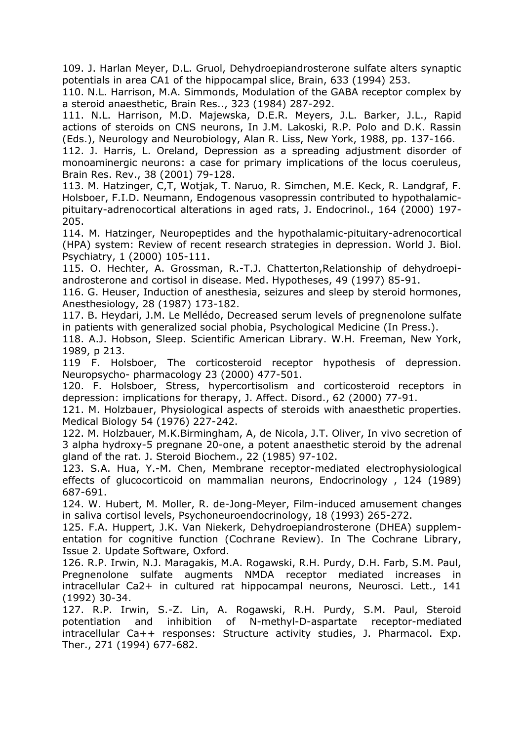109. J. Harlan Meyer, D.L. Gruol, Dehydroepiandrosterone sulfate alters synaptic potentials in area CA1 of the hippocampal slice, Brain, 633 (1994) 253.

110. N.L. Harrison, M.A. Simmonds, Modulation of the GABA receptor complex by a steroid anaesthetic, Brain Res.., 323 (1984) 287-292.

111. N.L. Harrison, M.D. Majewska, D.E.R. Meyers, J.L. Barker, J.L., Rapid actions of steroids on CNS neurons, In J.M. Lakoski, R.P. Polo and D.K. Rassin (Eds.), Neurology and Neurobiology, Alan R. Liss, New York, 1988, pp. 137-166.

112. J. Harris, L. Oreland, Depression as a spreading adjustment disorder of monoaminergic neurons: a case for primary implications of the locus coeruleus, Brain Res. Rev., 38 (2001) 79-128.

113. M. Hatzinger, C,T, Wotjak, T. Naruo, R. Simchen, M.E. Keck, R. Landgraf, F. Holsboer, F.I.D. Neumann, Endogenous vasopressin contributed to hypothalamic-pituitary-adrenocortical alterations in aged rats, J. Endocrinol., 164 (2000) 197-205.

114. M. Hatzinger, Neuropeptides and the hypothalamic-pituitary-adrenocortical (HPA) system: Review of recent research strategies in depression. World J. Biol. Psychiatry, 1 (2000) 105-111.

115. O. Hechter, A. Grossman, R.-T.J. Chatterton,Relationship of dehydroepi-androsterone and cortisol in disease. Med. Hypotheses, 49 (1997) 85-91.

116. G. Heuser, Induction of anesthesia, seizures and sleep by steroid hormones, Anesthesiology, 28 (1987) 173-182.

117. B. Heydari, J.M. Le Mellédo, Decreased serum levels of pregnenolone sulfate in patients with generalized social phobia, Psychological Medicine (In Press.).

118. A.J. Hobson, Sleep. Scientific American Library. W.H. Freeman, New York, 1989, p 213.

119 F. Holsboer, The corticosteroid receptor hypothesis of depression. Neuropsycho- pharmacology 23 (2000) 477-501.

120. F. Holsboer, Stress, hypercortisolism and corticosteroid receptors in depression: implications for therapy, J. Affect. Disord., 62 (2000) 77-91.

121. M. Holzbauer, Physiological aspects of steroids with anaesthetic properties. Medical Biology 54 (1976) 227-242.

122. M. Holzbauer, M.K.Birmingham, A, de Nicola, J.T. Oliver, In vivo secretion of 3 alpha hydroxy-5 pregnane 20-one, a potent anaesthetic steroid by the adrenal gland of the rat. J. Steroid Biochem., 22 (1985) 97-102.

123. S.A. Hua, Y.-M. Chen, Membrane receptor-mediated electrophysiological effects of glucocorticoid on mammalian neurons, Endocrinology , 124 (1989) 687-691.

124. W. Hubert, M. Moller, R. de-Jong-Meyer, Film-induced amusement changes in saliva cortisol levels, Psychoneuroendocrinology, 18 (1993) 265-272.

125. F.A. Huppert, J.K. Van Niekerk, Dehydroepiandrosterone (DHEA) supplem-entation for cognitive function (Cochrane Review). In The Cochrane Library, Issue 2. Update Software, Oxford.

126. R.P. Irwin, N.J. Maragakis, M.A. Rogawski, R.H. Purdy, D.H. Farb, S.M. Paul, Pregnenolone sulfate augments NMDA receptor mediated increases in intracellular Ca2+ in cultured rat hippocampal neurons, Neurosci. Lett., 141 (1992) 30-34.

127. R.P. Irwin, S.-Z. Lin, A. Rogawski, R.H. Purdy, S.M. Paul, Steroid potentiation and inhibition of N-methyl-D-aspartate receptor-mediated intracellular Ca++ responses: Structure activity studies, J. Pharmacol. Exp. Ther., 271 (1994) 677-682.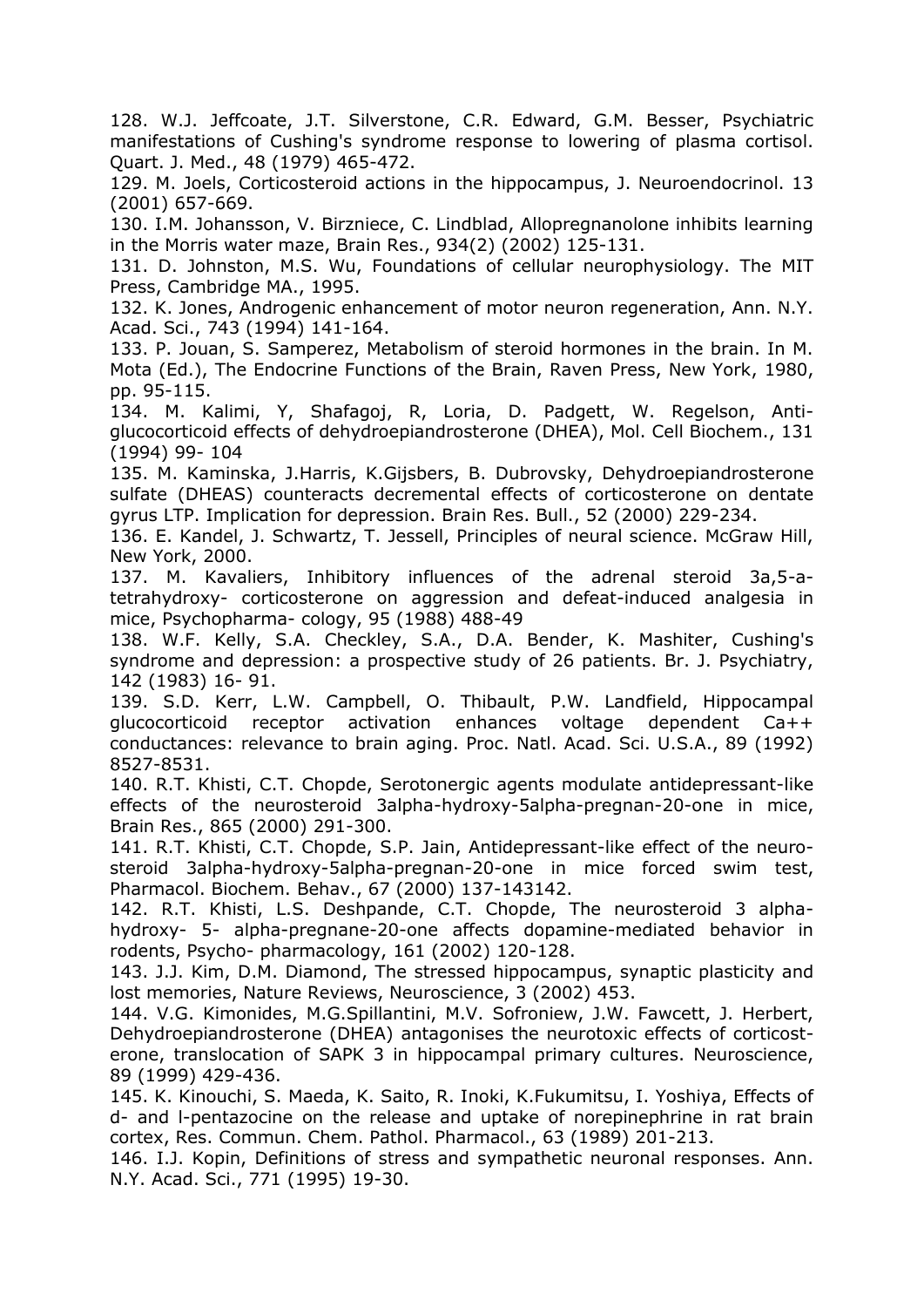128. W.J. Jeffcoate, J.T. Silverstone, C.R. Edward, G.M. Besser, Psychiatric manifestations of Cushing's syndrome response to lowering of plasma cortisol. Quart. J. Med., 48 (1979) 465-472.

129. M. Joels, Corticosteroid actions in the hippocampus, J. Neuroendocrinol. 13 (2001) 657-669.

130. I.M. Johansson, V. Birzniece, C. Lindblad, Allopregnanolone inhibits learning in the Morris water maze, Brain Res., 934(2) (2002) 125-131.

131. D. Johnston, M.S. Wu, Foundations of cellular neurophysiology. The MIT Press, Cambridge MA., 1995.

132. K. Jones, Androgenic enhancement of motor neuron regeneration, Ann. N.Y. Acad. Sci., 743 (1994) 141-164.

133. P. Jouan, S. Samperez, Metabolism of steroid hormones in the brain. In M. Mota (Ed.), The Endocrine Functions of the Brain, Raven Press, New York, 1980, pp. 95-115.

134. M. Kalimi, Y, Shafagoj, R, Loria, D. Padgett, W. Regelson, Anti-glucocorticoid effects of dehydroepiandrosterone (DHEA), Mol. Cell Biochem., 131 (1994) 99- 104

135. M. Kaminska, J.Harris, K.Gijsbers, B. Dubrovsky, Dehydroepiandrosterone sulfate (DHEAS) counteracts decremental effects of corticosterone on dentate gyrus LTP. Implication for depression. Brain Res. Bull., 52 (2000) 229-234.

136. E. Kandel, J. Schwartz, T. Jessell, Principles of neural science. McGraw Hill, New York, 2000.

137. M. Kavaliers, Inhibitory influences of the adrenal steroid 3a,5-a-tetrahydroxy- corticosterone on aggression and defeat-induced analgesia in mice, Psychopharma- cology, 95 (1988) 488-49

138. W.F. Kelly, S.A. Checkley, S.A., D.A. Bender, K. Mashiter, Cushing's syndrome and depression: a prospective study of 26 patients. Br. J. Psychiatry, 142 (1983) 16- 91.

139. S.D. Kerr, L.W. Campbell, O. Thibault, P.W. Landfield, Hippocampal glucocorticoid receptor activation enhances voltage dependent Ca++ conductances: relevance to brain aging. Proc. Natl. Acad. Sci. U.S.A., 89 (1992) 8527-8531.

140. R.T. Khisti, C.T. Chopde, Serotonergic agents modulate antidepressant-like effects of the neurosteroid 3alpha-hydroxy-5alpha-pregnan-20-one in mice, Brain Res., 865 (2000) 291-300.

141. R.T. Khisti, C.T. Chopde, S.P. Jain, Antidepressant-like effect of the neuro-steroid 3alpha-hydroxy-5alpha-pregnan-20-one in mice forced swim test, Pharmacol. Biochem. Behav., 67 (2000) 137-143142.

142. R.T. Khisti, L.S. Deshpande, C.T. Chopde, The neurosteroid 3 alpha-hydroxy- 5- alpha-pregnane-20-one affects dopamine-mediated behavior in rodents, Psycho- pharmacology, 161 (2002) 120-128.

143. J.J. Kim, D.M. Diamond, The stressed hippocampus, synaptic plasticity and lost memories, Nature Reviews, Neuroscience, 3 (2002) 453.

144. V.G. Kimonides, M.G.Spillantini, M.V. Sofroniew, J.W. Fawcett, J. Herbert, Dehydroepiandrosterone (DHEA) antagonises the neurotoxic effects of corticost-erone, translocation of SAPK 3 in hippocampal primary cultures. Neuroscience, 89 (1999) 429-436.

145. K. Kinouchi, S. Maeda, K. Saito, R. Inoki, K.Fukumitsu, I. Yoshiya, Effects of d- and l-pentazocine on the release and uptake of norepinephrine in rat brain cortex, Res. Commun. Chem. Pathol. Pharmacol., 63 (1989) 201-213.

146. I.J. Kopin, Definitions of stress and sympathetic neuronal responses. Ann. N.Y. Acad. Sci., 771 (1995) 19-30.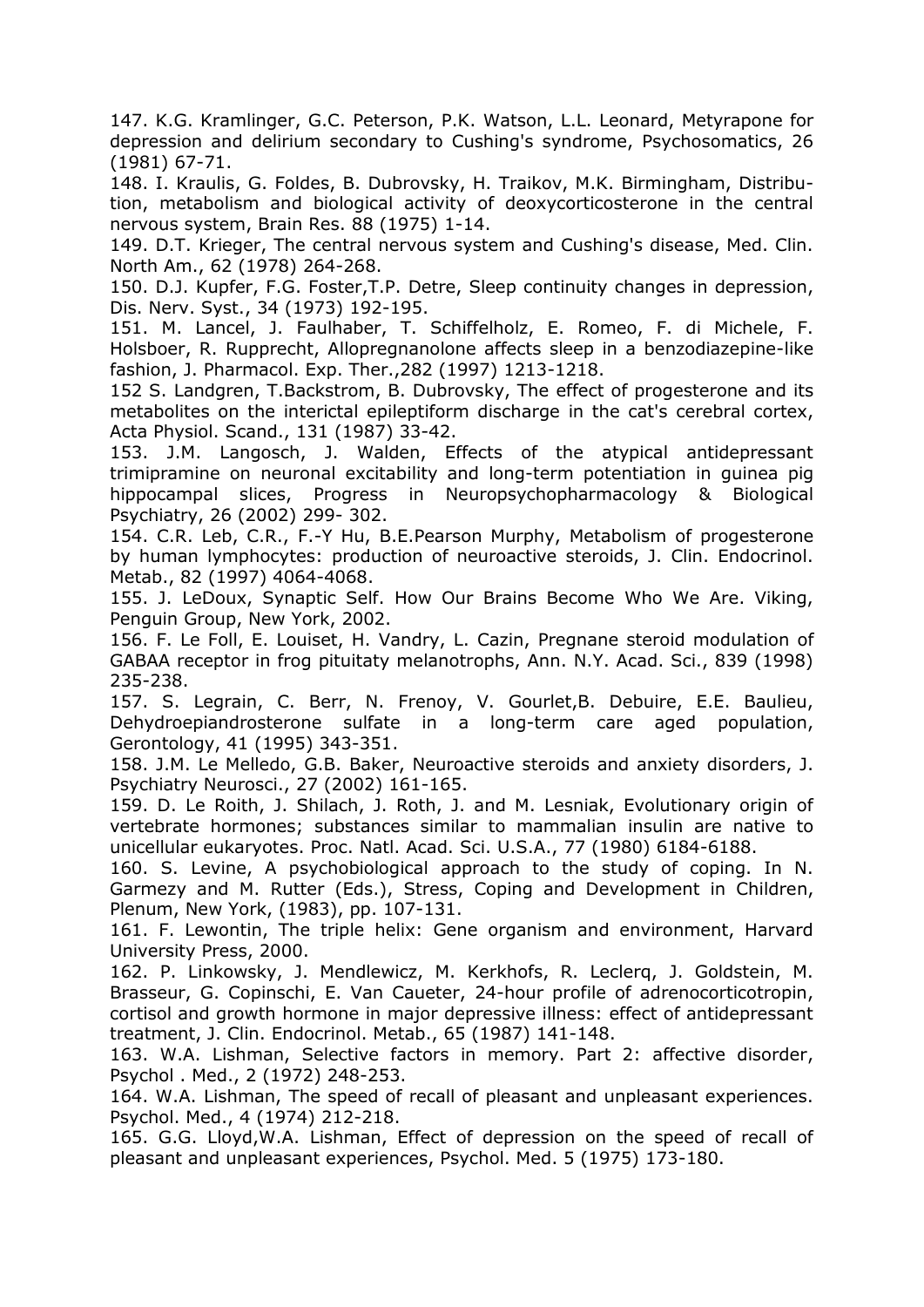147. K.G. Kramlinger, G.C. Peterson, P.K. Watson, L.L. Leonard, Metyrapone for depression and delirium secondary to Cushing's syndrome, Psychosomatics, 26 (1981) 67-71.

148. I. Kraulis, G. Foldes, B. Dubrovsky, H. Traikov, M.K. Birmingham, Distribution, metabolism and biological activity of deoxycorticosterone in the central nervous system, Brain Res. 88 (1975) 1-14.

149. D.T. Krieger, The central nervous system and Cushing's disease, Med. Clin. North Am., 62 (1978) 264-268.

150. D.J. Kupfer, F.G. Foster,T.P. Detre, Sleep continuity changes in depression, Dis. Nerv. Syst., 34 (1973) 192-195.

151. M. Lancel, J. Faulhaber, T. Schiffelholz, E. Romeo, F. di Michele, F. Holsboer, R. Rupprecht, Allopregnanolone affects sleep in a benzodiazepine-like fashion, J. Pharmacol. Exp. Ther.,282 (1997) 1213-1218.

152 S. Landgren, T.Backstrom, B. Dubrovsky, The effect of progesterone and its metabolites on the interictal epileptiform discharge in the cat's cerebral cortex, Acta Physiol. Scand., 131 (1987) 33-42.

153. J.M. Langosch, J. Walden, Effects of the atypical antidepressant trimipramine on neuronal excitability and long-term potentiation in guinea pig hippocampal slices, Progress in Neuropsychopharmacology & Biological Psychiatry, 26 (2002) 299- 302.

154. C.R. Leb, C.R., F.-Y Hu, B.E.Pearson Murphy, Metabolism of progesterone by human lymphocytes: production of neuroactive steroids, J. Clin. Endocrinol. Metab., 82 (1997) 4064-4068.

155. J. LeDoux, Synaptic Self. How Our Brains Become Who We Are. Viking, Penguin Group, New York, 2002.

156. F. Le Foll, E. Louiset, H. Vandry, L. Cazin, Pregnane steroid modulation of GABAA receptor in frog pituitaty melanotrophs, Ann. N.Y. Acad. Sci., 839 (1998) 235-238.

157. S. Legrain, C. Berr, N. Frenoy, V. Gourlet,B. Debuire, E.E. Baulieu, Dehydroepiandrosterone sulfate in a long-term care aged population, Gerontology, 41 (1995) 343-351.

158. J.M. Le Melledo, G.B. Baker, Neuroactive steroids and anxiety disorders, J. Psychiatry Neurosci., 27 (2002) 161-165.

159. D. Le Roith, J. Shilach, J. Roth, J. and M. Lesniak, Evolutionary origin of vertebrate hormones; substances similar to mammalian insulin are native to unicellular eukaryotes. Proc. Natl. Acad. Sci. U.S.A., 77 (1980) 6184-6188.

160. S. Levine, A psychobiological approach to the study of coping. In N. Garmezy and M. Rutter (Eds.), Stress, Coping and Development in Children, Plenum, New York, (1983), pp. 107-131.

161. F. Lewontin, The triple helix: Gene organism and environment, Harvard University Press, 2000.

162. P. Linkowsky, J. Mendlewicz, M. Kerkhofs, R. Leclerq, J. Goldstein, M. Brasseur, G. Copinschi, E. Van Caueter, 24-hour profile of adrenocorticotropin, cortisol and growth hormone in major depressive illness: effect of antidepressant treatment, J. Clin. Endocrinol. Metab., 65 (1987) 141-148.

163. W.A. Lishman, Selective factors in memory. Part 2: affective disorder, Psychol . Med., 2 (1972) 248-253.

164. W.A. Lishman, The speed of recall of pleasant and unpleasant experiences. Psychol. Med., 4 (1974) 212-218.

165. G.G. Lloyd,W.A. Lishman, Effect of depression on the speed of recall of pleasant and unpleasant experiences, Psychol. Med. 5 (1975) 173-180.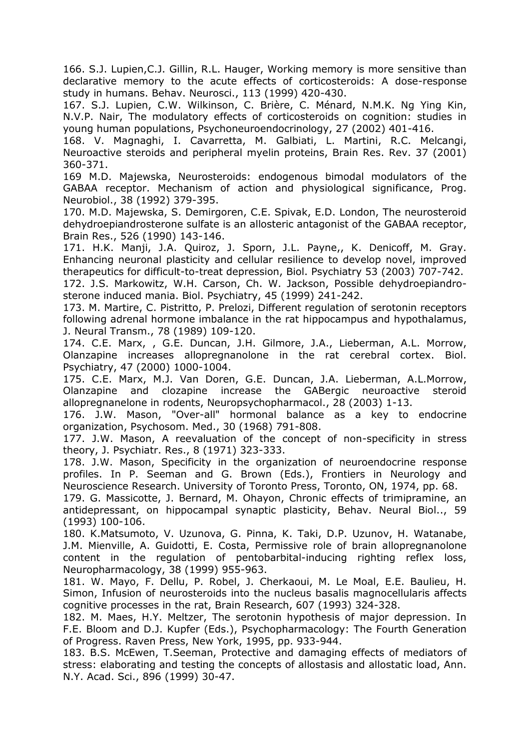166. S.J. Lupien,C.J. Gillin, R.L. Hauger, Working memory is more sensitive than declarative memory to the acute effects of corticosteroids: A dose-response study in humans. Behav. Neurosci., 113 (1999) 420-430.

167. S.J. Lupien, C.W. Wilkinson, C. Brière, C. Ménard, N.M.K. Ng Ying Kin, N.V.P. Nair, The modulatory effects of corticosteroids on cognition: studies in young human populations, Psychoneuroendocrinology, 27 (2002) 401-416.

168. V. Magnaghi, I. Cavarretta, M. Galbiati, L. Martini, R.C. Melcangi, Neuroactive steroids and peripheral myelin proteins, Brain Res. Rev. 37 (2001) 360-371.

169 M.D. Majewska, Neurosteroids: endogenous bimodal modulators of the GABAA receptor. Mechanism of action and physiological significance, Prog. Neurobiol., 38 (1992) 379-395.

170. M.D. Majewska, S. Demirgoren, C.E. Spivak, E.D. London, The neurosteroid dehydroepiandrosterone sulfate is an allosteric antagonist of the GABAA receptor, Brain Res., 526 (1990) 143-146.

171. H.K. Manji, J.A. Quiroz, J. Sporn, J.L. Payne,, K. Denicoff, M. Gray. Enhancing neuronal plasticity and cellular resilience to develop novel, improved therapeutics for difficult-to-treat depression, Biol. Psychiatry 53 (2003) 707-742.

172. J.S. Markowitz, W.H. Carson, Ch. W. Jackson, Possible dehydroepiandrosterone induced mania. Biol. Psychiatry, 45 (1999) 241-242.

173. M. Martire, C. Pistritto, P. Prelozi, Different regulation of serotonin receptors following adrenal hormone imbalance in the rat hippocampus and hypothalamus, J. Neural Transm., 78 (1989) 109-120.

174. C.E. Marx, , G.E. Duncan, J.H. Gilmore, J.A., Lieberman, A.L. Morrow, Olanzapine increases allopregnanolone in the rat cerebral cortex. Biol. Psychiatry, 47 (2000) 1000-1004.

175. C.E. Marx, M.J. Van Doren, G.E. Duncan, J.A. Lieberman, A.L.Morrow, Olanzapine and clozapine increase the GABergic neuroactive steroid allopregnanelone in rodents, Neuropsychopharmacol., 28 (2003) 1-13.

176. J.W. Mason, "Over-all" hormonal balance as a key to endocrine organization, Psychosom. Med., 30 (1968) 791-808.

177. J.W. Mason, A reevaluation of the concept of non-specificity in stress theory, J. Psychiatr. Res., 8 (1971) 323-333.

178. J.W. Mason, Specificity in the organization of neuroendocrine response profiles. In P. Seeman and G. Brown (Eds.), Frontiers in Neurology and Neuroscience Research. University of Toronto Press, Toronto, ON, 1974, pp. 68.

179. G. Massicotte, J. Bernard, M. Ohayon, Chronic effects of trimipramine, an antidepressant, on hippocampal synaptic plasticity, Behav. Neural Biol.., 59 (1993) 100-106.

180. K.Matsumoto, V. Uzunova, G. Pinna, K. Taki, D.P. Uzunov, H. Watanabe, J.M. Mienville, A. Guidotti, E. Costa, Permissive role of brain allopregnanolone content in the regulation of pentobarbital-inducing righting reflex loss, Neuropharmacology, 38 (1999) 955-963.

181. W. Mayo, F. Dellu, P. Robel, J. Cherkaoui, M. Le Moal, E.E. Baulieu, H. Simon, Infusion of neurosteroids into the nucleus basalis magnocellularis affects cognitive processes in the rat, Brain Research, 607 (1993) 324-328.

182. M. Maes, H.Y. Meltzer, The serotonin hypothesis of major depression. In F.E. Bloom and D.J. Kupfer (Eds.), Psychopharmacology: The Fourth Generation of Progress. Raven Press, New York, 1995, pp. 933-944.

183. B.S. McEwen, T.Seeman, Protective and damaging effects of mediators of stress: elaborating and testing the concepts of allostasis and allostatic load, Ann. N.Y. Acad. Sci., 896 (1999) 30-47.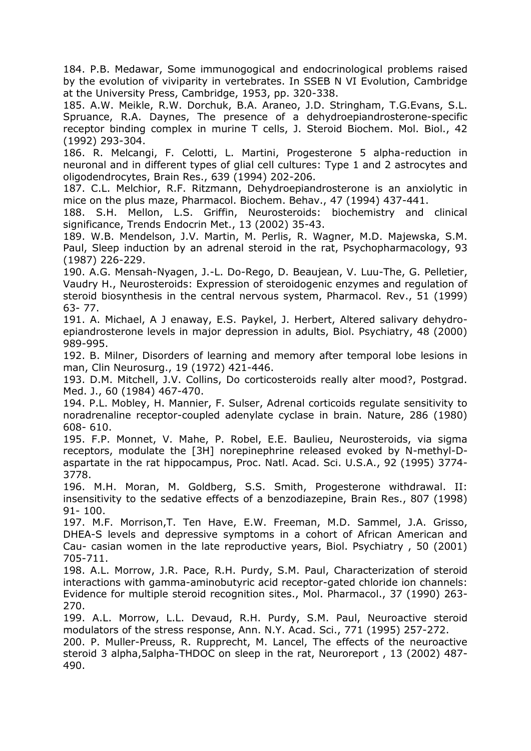184. P.B. Medawar, Some immunogogical and endocrinological problems raised by the evolution of viviparity in vertebrates. In SSEB N VI Evolution, Cambridge at the University Press, Cambridge, 1953, pp. 320-338.

185. A.W. Meikle, R.W. Dorchuk, B.A. Araneo, J.D. Stringham, T.G.Evans, S.L. Spruance, R.A. Daynes, The presence of a dehydroepiandrosterone-specific receptor binding complex in murine T cells, J. Steroid Biochem. Mol. Biol., 42 (1992) 293-304.

186. R. Melcangi, F. Celotti, L. Martini, Progesterone 5 alpha-reduction in neuronal and in different types of glial cell cultures: Type 1 and 2 astrocytes and oligodendrocytes, Brain Res., 639 (1994) 202-206.

187. C.L. Melchior, R.F. Ritzmann, Dehydroepiandrosterone is an anxiolytic in mice on the plus maze, Pharmacol. Biochem. Behav., 47 (1994) 437-441.

188. S.H. Mellon, L.S. Griffin, Neurosteroids: biochemistry and clinical significance, Trends Endocrin Met., 13 (2002) 35-43.

189. W.B. Mendelson, J.V. Martin, M. Perlis, R. Wagner, M.D. Majewska, S.M. Paul, Sleep induction by an adrenal steroid in the rat, Psychopharmacology, 93 (1987) 226-229.

190. A.G. Mensah-Nyagen, J.-L. Do-Rego, D. Beaujean, V. Luu-The, G. Pelletier, Vaudry H., Neurosteroids: Expression of steroidogenic enzymes and regulation of steroid biosynthesis in the central nervous system, Pharmacol. Rev., 51 (1999) 63- 77.

191. A. Michael, A J enaway, E.S. Paykel, J. Herbert, Altered salivary dehydro-epiandrosterone levels in major depression in adults, Biol. Psychiatry, 48 (2000) 989-995.

192. B. Milner, Disorders of learning and memory after temporal lobe lesions in man, Clin Neurosurg., 19 (1972) 421-446.

193. D.M. Mitchell, J.V. Collins, Do corticosteroids really alter mood?, Postgrad. Med. J., 60 (1984) 467-470.

194. P.L. Mobley, H. Mannier, F. Sulser, Adrenal corticoids regulate sensitivity to noradrenaline receptor-coupled adenylate cyclase in brain. Nature, 286 (1980) 608- 610.

195. F.P. Monnet, V. Mahe, P. Robel, E.E. Baulieu, Neurosteroids, via sigma receptors, modulate the [3H] norepinephrine released evoked by N-methyl-D-aspartate in the rat hippocampus, Proc. Natl. Acad. Sci. U.S.A., 92 (1995) 3774-3778.

196. M.H. Moran, M. Goldberg, S.S. Smith, Progesterone withdrawal. II: insensitivity to the sedative effects of a benzodiazepine, Brain Res., 807 (1998) 91- 100.

197. M.F. Morrison,T. Ten Have, E.W. Freeman, M.D. Sammel, J.A. Grisso, DHEA-S levels and depressive symptoms in a cohort of African American and Cau- casian women in the late reproductive years, Biol. Psychiatry , 50 (2001) 705-711.

198. A.L. Morrow, J.R. Pace, R.H. Purdy, S.M. Paul, Characterization of steroid interactions with gamma-aminobutyric acid receptor-gated chloride ion channels: Evidence for multiple steroid recognition sites., Mol. Pharmacol., 37 (1990) 263-270.

199. A.L. Morrow, L.L. Devaud, R.H. Purdy, S.M. Paul, Neuroactive steroid modulators of the stress response, Ann. N.Y. Acad. Sci., 771 (1995) 257-272.

200. P. Muller-Preuss, R. Rupprecht, M. Lancel, The effects of the neuroactive steroid 3 alpha,5alpha-THDOC on sleep in the rat, Neuroreport , 13 (2002) 487-490.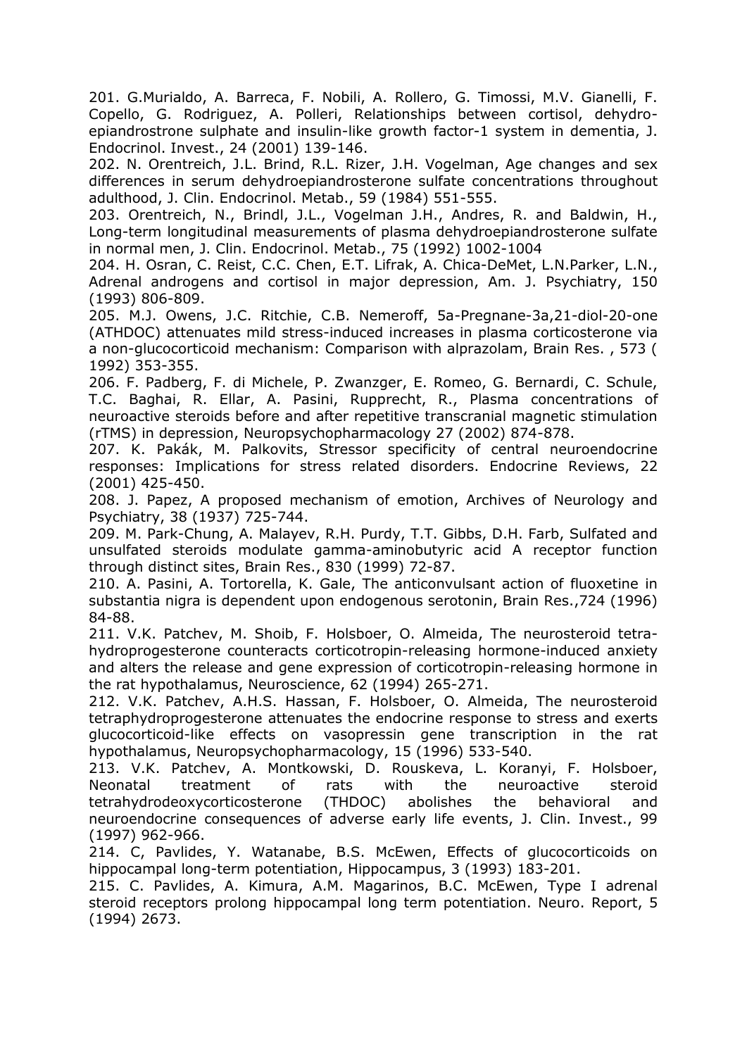201. G.Murialdo, A. Barreca, F. Nobili, A. Rollero, G. Timossi, M.V. Gianelli, F. Copello, G. Rodriguez, A. Polleri, Relationships between cortisol, dehydro-epiandrostrone sulphate and insulin-like growth factor-1 system in dementia, J. Endocrinol. Invest., 24 (2001) 139-146.

202. N. Orentreich, J.L. Brind, R.L. Rizer, J.H. Vogelman, Age changes and sex differences in serum dehydroepiandrosterone sulfate concentrations throughout adulthood, J. Clin. Endocrinol. Metab., 59 (1984) 551-555.

203. Orentreich, N., Brindl, J.L., Vogelman J.H., Andres, R. and Baldwin, H., Long-term longitudinal measurements of plasma dehydroepiandrosterone sulfate in normal men, J. Clin. Endocrinol. Metab., 75 (1992) 1002-1004

204. H. Osran, C. Reist, C.C. Chen, E.T. Lifrak, A. Chica-DeMet, L.N.Parker, L.N., Adrenal androgens and cortisol in major depression, Am. J. Psychiatry, 150 (1993) 806-809.

205. M.J. Owens, J.C. Ritchie, C.B. Nemeroff, 5a-Pregnane-3a,21-diol-20-one (ATHDOC) attenuates mild stress-induced increases in plasma corticosterone via a non-glucocorticoid mechanism: Comparison with alprazolam, Brain Res. , 573 ( 1992) 353-355.

206. F. Padberg, F. di Michele, P. Zwanzger, E. Romeo, G. Bernardi, C. Schule, T.C. Baghai, R. Ellar, A. Pasini, Rupprecht, R., Plasma concentrations of neuroactive steroids before and after repetitive transcranial magnetic stimulation (rTMS) in depression, Neuropsychopharmacology 27 (2002) 874-878.

207. K. Pakák, M. Palkovits, Stressor specificity of central neuroendocrine responses: Implications for stress related disorders. Endocrine Reviews, 22 (2001) 425-450.

208. J. Papez, A proposed mechanism of emotion, Archives of Neurology and Psychiatry, 38 (1937) 725-744.

209. M. Park-Chung, A. Malayev, R.H. Purdy, T.T. Gibbs, D.H. Farb, Sulfated and unsulfated steroids modulate gamma-aminobutyric acid A receptor function through distinct sites, Brain Res., 830 (1999) 72-87.

210. A. Pasini, A. Tortorella, K. Gale, The anticonvulsant action of fluoxetine in substantia nigra is dependent upon endogenous serotonin, Brain Res.,724 (1996) 84-88.

211. V.K. Patchev, M. Shoib, F. Holsboer, O. Almeida, The neurosteroid tetra-hydroprogesterone counteracts corticotropin-releasing hormone-induced anxiety and alters the release and gene expression of corticotropin-releasing hormone in the rat hypothalamus, Neuroscience, 62 (1994) 265-271.

212. V.K. Patchev, A.H.S. Hassan, F. Holsboer, O. Almeida, The neurosteroid tetraphydroprogesterone attenuates the endocrine response to stress and exerts glucocorticoid-like effects on vasopressin gene transcription in the rat hypothalamus, Neuropsychopharmacology, 15 (1996) 533-540.

213. V.K. Patchev, A. Montkowski, D. Rouskeva, L. Koranyi, F. Holsboer, Neonatal treatment of rats with the neuroactive steroid tetrahydrodeoxycorticosterone (THDOC) abolishes the behavioral and neuroendocrine consequences of adverse early life events, J. Clin. Invest., 99 (1997) 962-966.

214. C, Pavlides, Y. Watanabe, B.S. McEwen, Effects of glucocorticoids on hippocampal long-term potentiation, Hippocampus, 3 (1993) 183-201.

215. C. Pavlides, A. Kimura, A.M. Magarinos, B.C. McEwen, Type I adrenal steroid receptors prolong hippocampal long term potentiation. Neuro. Report, 5 (1994) 2673.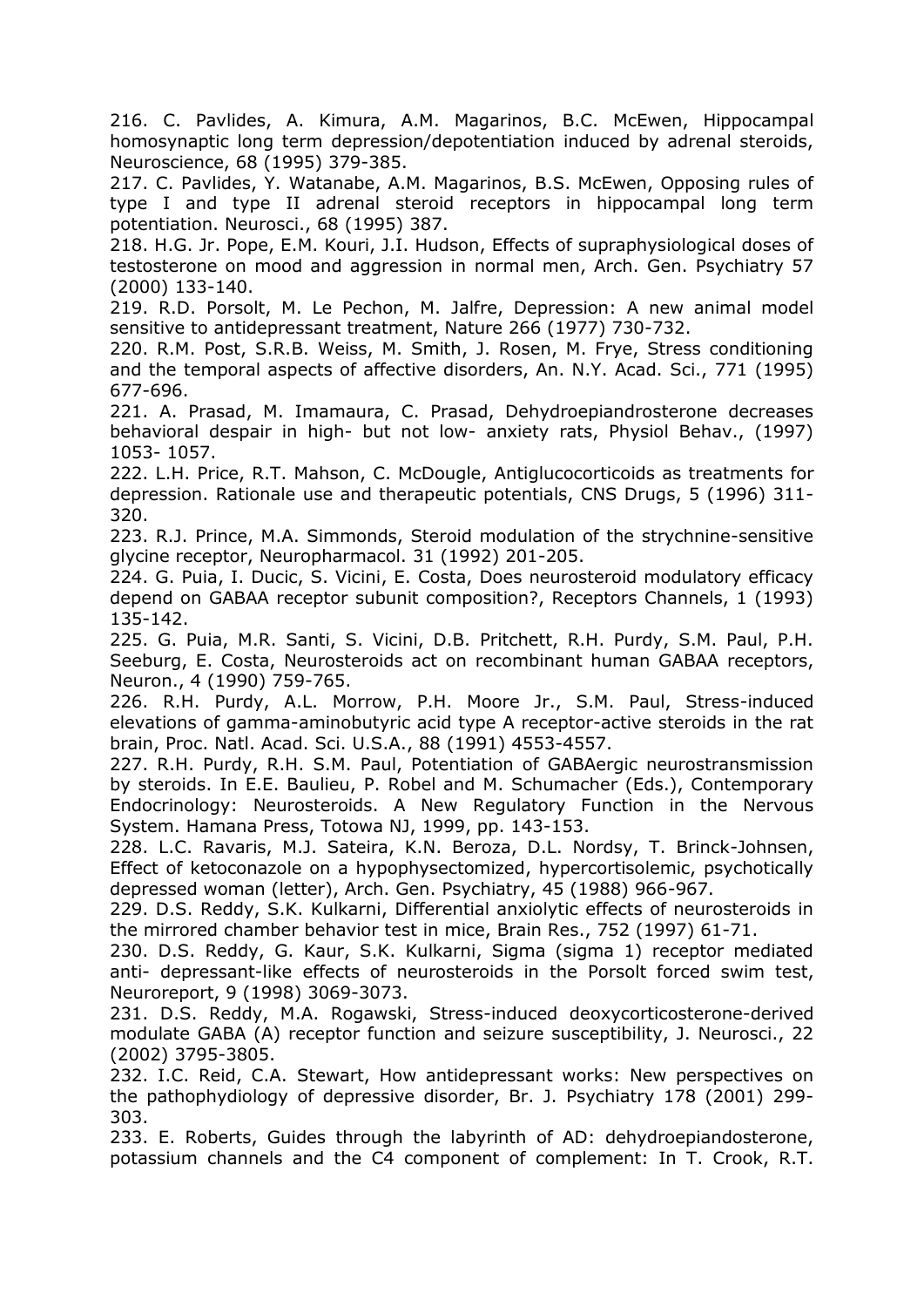216. C. Pavlides, A. Kimura, A.M. Magarinos, B.C. McEwen, Hippocampal homosynaptic long term depression/depotentiation induced by adrenal steroids, Neuroscience, 68 (1995) 379-385.

217. C. Pavlides, Y. Watanabe, A.M. Magarinos, B.S. McEwen, Opposing rules of type I and type II adrenal steroid receptors in hippocampal long term potentiation. Neurosci., 68 (1995) 387.

218. H.G. Jr. Pope, E.M. Kouri, J.I. Hudson, Effects of supraphysiological doses of testosterone on mood and aggression in normal men, Arch. Gen. Psychiatry 57 (2000) 133-140.

219. R.D. Porsolt, M. Le Pechon, M. Jalfre, Depression: A new animal model sensitive to antidepressant treatment, Nature 266 (1977) 730-732.

220. R.M. Post, S.R.B. Weiss, M. Smith, J. Rosen, M. Frye, Stress conditioning and the temporal aspects of affective disorders, An. N.Y. Acad. Sci., 771 (1995) 677-696.

221. A. Prasad, M. Imamaura, C. Prasad, Dehydroepiandrosterone decreases behavioral despair in high- but not low- anxiety rats, Physiol Behav., (1997) 1053- 1057.

222. L.H. Price, R.T. Mahson, C. McDougle, Antiglucocorticoids as treatments for depression. Rationale use and therapeutic potentials, CNS Drugs, 5 (1996) 311-320.

223. R.J. Prince, M.A. Simmonds, Steroid modulation of the strychnine-sensitive glycine receptor, Neuropharmacol. 31 (1992) 201-205.

224. G. Puia, I. Ducic, S. Vicini, E. Costa, Does neurosteroid modulatory efficacy depend on GABAA receptor subunit composition?, Receptors Channels, 1 (1993) 135-142.

225. G. Puia, M.R. Santi, S. Vicini, D.B. Pritchett, R.H. Purdy, S.M. Paul, P.H. Seeburg, E. Costa, Neurosteroids act on recombinant human GABAA receptors, Neuron., 4 (1990) 759-765.

226. R.H. Purdy, A.L. Morrow, P.H. Moore Jr., S.M. Paul, Stress-induced elevations of gamma-aminobutyric acid type A receptor-active steroids in the rat brain, Proc. Natl. Acad. Sci. U.S.A., 88 (1991) 4553-4557.

227. R.H. Purdy, R.H. S.M. Paul, Potentiation of GABAergic neurostransmission by steroids. In E.E. Baulieu, P. Robel and M. Schumacher (Eds.), Contemporary Endocrinology: Neurosteroids. A New Regulatory Function in the Nervous System. Hamana Press, Totowa NJ, 1999, pp. 143-153.

228. L.C. Ravaris, M.J. Sateira, K.N. Beroza, D.L. Nordsy, T. Brinck-Johnsen, Effect of ketoconazole on a hypophysectomized, hypercortisolemic, psychotically depressed woman (letter), Arch. Gen. Psychiatry, 45 (1988) 966-967.

229. D.S. Reddy, S.K. Kulkarni, Differential anxiolytic effects of neurosteroids in the mirrored chamber behavior test in mice, Brain Res., 752 (1997) 61-71.

230. D.S. Reddy, G. Kaur, S.K. Kulkarni, Sigma (sigma 1) receptor mediated anti- depressant-like effects of neurosteroids in the Porsolt forced swim test, Neuroreport, 9 (1998) 3069-3073.

231. D.S. Reddy, M.A. Rogawski, Stress-induced deoxycorticosterone-derived modulate GABA (A) receptor function and seizure susceptibility, J. Neurosci., 22 (2002) 3795-3805.

232. I.C. Reid, C.A. Stewart, How antidepressant works: New perspectives on the pathophydiology of depressive disorder, Br. J. Psychiatry 178 (2001) 299-303.

233. E. Roberts, Guides through the labyrinth of AD: dehydroepiandosterone, potassium channels and the C4 component of complement: In T. Crook, R.T.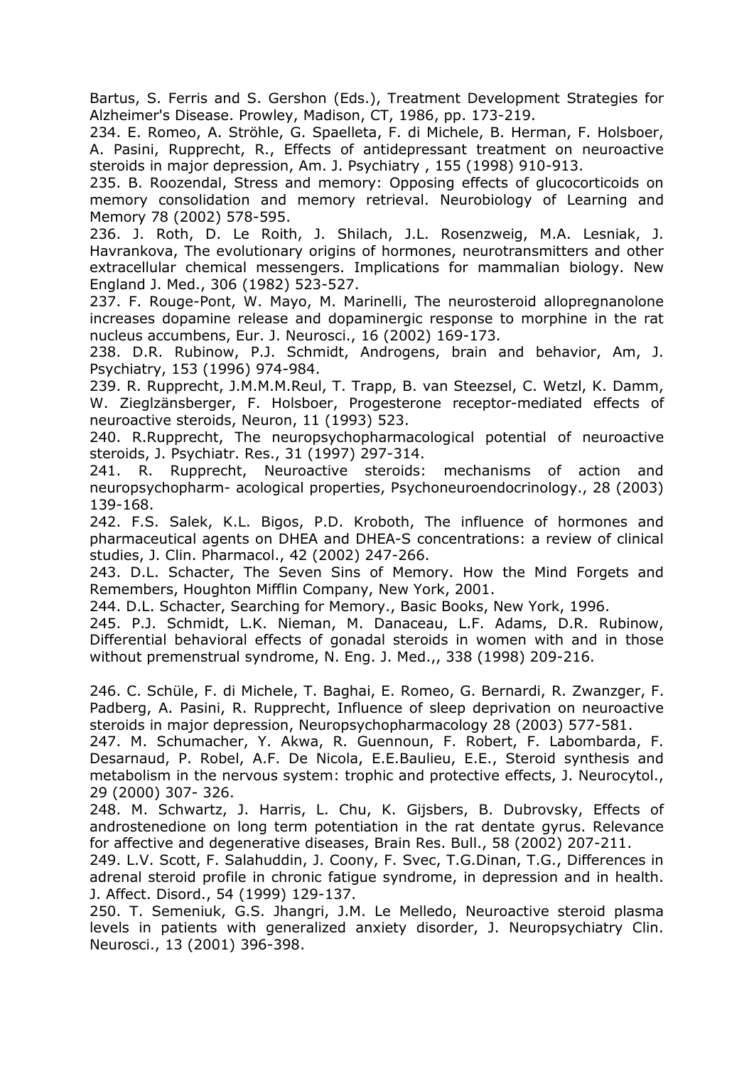Bartus, S. Ferris and S. Gershon (Eds.), Treatment Development Strategies for Alzheimer's Disease. Prowley, Madison, CT, 1986, pp. 173-219.

234. E. Romeo, A. Ströhle, G. Spaelleta, F. di Michele, B. Herman, F. Holsboer, A. Pasini, Rupprecht, R., Effects of antidepressant treatment on neuroactive steroids in major depression, Am. J. Psychiatry , 155 (1998) 910-913.

235. B. Roozendal, Stress and memory: Opposing effects of glucocorticoids on memory consolidation and memory retrieval. Neurobiology of Learning and Memory 78 (2002) 578-595.

236. J. Roth, D. Le Roith, J. Shilach, J.L. Rosenzweig, M.A. Lesniak, J. Havrankova, The evolutionary origins of hormones, neurotransmitters and other extracellular chemical messengers. Implications for mammalian biology. New England J. Med., 306 (1982) 523-527.

237. F. Rouge-Pont, W. Mayo, M. Marinelli, The neurosteroid allopregnanolone increases dopamine release and dopaminergic response to morphine in the rat nucleus accumbens, Eur. J. Neurosci., 16 (2002) 169-173.

238. D.R. Rubinow, P.J. Schmidt, Androgens, brain and behavior, Am, J. Psychiatry, 153 (1996) 974-984.

239. R. Rupprecht, J.M.M.M.Reul, T. Trapp, B. van Steezsel, C. Wetzl, K. Damm, W. Zieglzänsberger, F. Holsboer, Progesterone receptor-mediated effects of neuroactive steroids, Neuron, 11 (1993) 523.

240. R.Rupprecht, The neuropsychopharmacological potential of neuroactive steroids, J. Psychiatr. Res., 31 (1997) 297-314.

241. R. Rupprecht, Neuroactive steroids: mechanisms of action and neuropsychopharm- acological properties, Psychoneuroendocrinology., 28 (2003) 139-168.

242. F.S. Salek, K.L. Bigos, P.D. Kroboth, The influence of hormones and pharmaceutical agents on DHEA and DHEA-S concentrations: a review of clinical studies, J. Clin. Pharmacol., 42 (2002) 247-266.

243. D.L. Schacter, The Seven Sins of Memory. How the Mind Forgets and Remembers, Houghton Mifflin Company, New York, 2001.

244. D.L. Schacter, Searching for Memory., Basic Books, New York, 1996.

245. P.J. Schmidt, L.K. Nieman, M. Danaceau, L.F. Adams, D.R. Rubinow, Differential behavioral effects of gonadal steroids in women with and in those without premenstrual syndrome, N. Eng. J. Med.,, 338 (1998) 209-216.

246. C. Schüle, F. di Michele, T. Baghai, E. Romeo, G. Bernardi, R. Zwanzger, F. Padberg, A. Pasini, R. Rupprecht, Influence of sleep deprivation on neuroactive steroids in major depression, Neuropsychopharmacology 28 (2003) 577-581.

247. M. Schumacher, Y. Akwa, R. Guennoun, F. Robert, F. Labombarda, F. Desarnaud, P. Robel, A.F. De Nicola, E.E.Baulieu, E.E., Steroid synthesis and metabolism in the nervous system: trophic and protective effects, J. Neurocytol., 29 (2000) 307- 326.

248. M. Schwartz, J. Harris, L. Chu, K. Gijsbers, B. Dubrovsky, Effects of androstenedione on long term potentiation in the rat dentate gyrus. Relevance for affective and degenerative diseases, Brain Res. Bull., 58 (2002) 207-211.

249. L.V. Scott, F. Salahuddin, J. Coony, F. Svec, T.G.Dinan, T.G., Differences in adrenal steroid profile in chronic fatigue syndrome, in depression and in health. J. Affect. Disord., 54 (1999) 129-137.

250. T. Semeniuk, G.S. Jhangri, J.M. Le Melledo, Neuroactive steroid plasma levels in patients with generalized anxiety disorder, J. Neuropsychiatry Clin. Neurosci., 13 (2001) 396-398.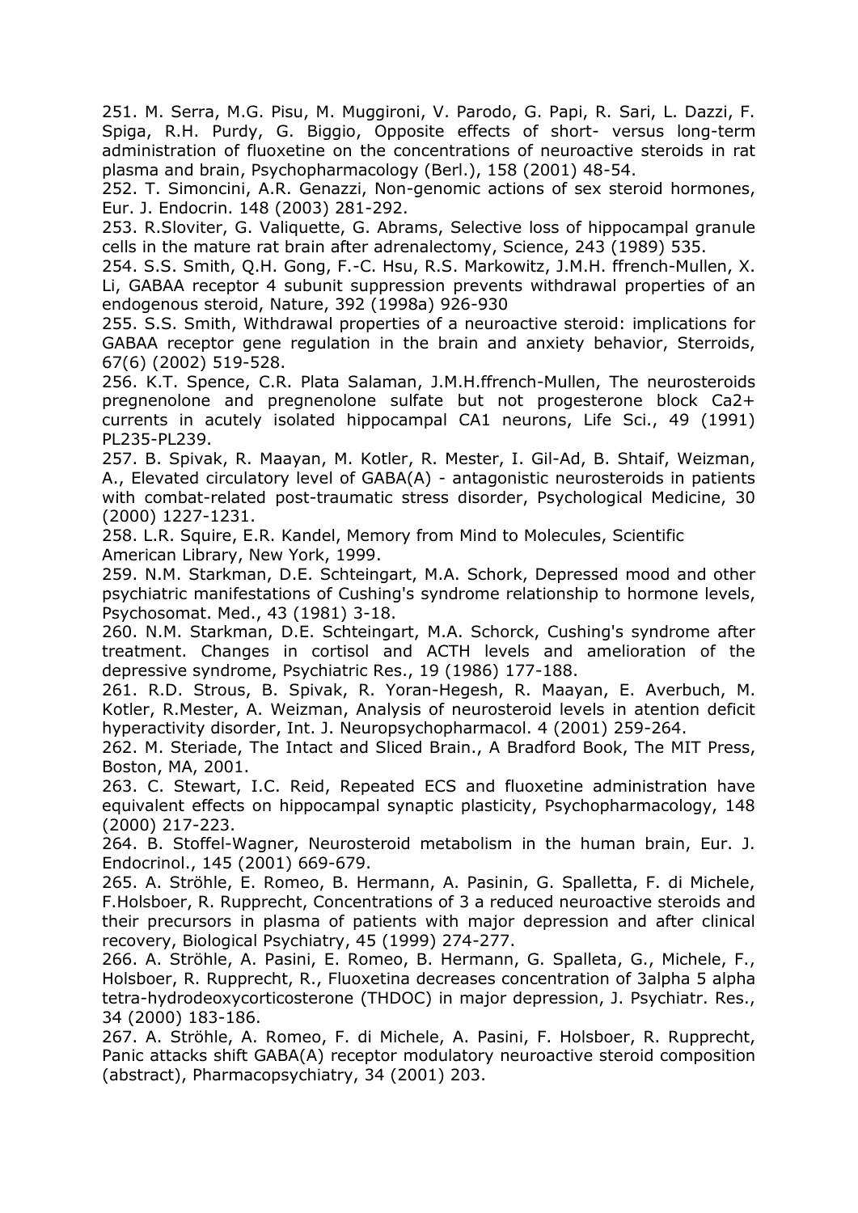251. M. Serra, M.G. Pisu, M. Muggironi, V. Parodo, G. Papi, R. Sari, L. Dazzi, F. Spiga, R.H. Purdy, G. Biggio, Opposite effects of short- versus long-term administration of fluoxetine on the concentrations of neuroactive steroids in rat plasma and brain, Psychopharmacology (Berl.), 158 (2001) 48-54.

252. T. Simoncini, A.R. Genazzi, Non-genomic actions of sex steroid hormones, Eur. J. Endocrin. 148 (2003) 281-292.

253. R.Sloviter, G. Valiquette, G. Abrams, Selective loss of hippocampal granule cells in the mature rat brain after adrenalectomy, Science, 243 (1989) 535.

254. S.S. Smith, Q.H. Gong, F.-C. Hsu, R.S. Markowitz, J.M.H. ffrench-Mullen, X. Li, GABAA receptor 4 subunit suppression prevents withdrawal properties of an endogenous steroid, Nature, 392 (1998a) 926-930

255. S.S. Smith, Withdrawal properties of a neuroactive steroid: implications for GABAA receptor gene regulation in the brain and anxiety behavior, Sterroids, 67(6) (2002) 519-528.

256. K.T. Spence, C.R. Plata Salaman, J.M.H.ffrench-Mullen, The neurosteroids pregnenolone and pregnenolone sulfate but not progesterone block Ca2+ currents in acutely isolated hippocampal CA1 neurons, Life Sci., 49 (1991) PL235-PL239.

257. B. Spivak, R. Maayan, M. Kotler, R. Mester, I. Gil-Ad, B. Shtaif, Weizman, A., Elevated circulatory level of GABA(A) - antagonistic neurosteroids in patients with combat-related post-traumatic stress disorder, Psychological Medicine, 30 (2000) 1227-1231.

258. L.R. Squire, E.R. Kandel, Memory from Mind to Molecules, Scientific American Library, New York, 1999.

259. N.M. Starkman, D.E. Schteingart, M.A. Schork, Depressed mood and other psychiatric manifestations of Cushing's syndrome relationship to hormone levels, Psychosomat. Med., 43 (1981) 3-18.

260. N.M. Starkman, D.E. Schteingart, M.A. Schorck, Cushing's syndrome after treatment. Changes in cortisol and ACTH levels and amelioration of the depressive syndrome, Psychiatric Res., 19 (1986) 177-188.

261. R.D. Strous, B. Spivak, R. Yoran-Hegesh, R. Maayan, E. Averbuch, M. Kotler, R.Mester, A. Weizman, Analysis of neurosteroid levels in atention deficit hyperactivity disorder, Int. J. Neuropsychopharmacol. 4 (2001) 259-264.

262. M. Steriade, The Intact and Sliced Brain., A Bradford Book, The MIT Press, Boston, MA, 2001.

263. C. Stewart, I.C. Reid, Repeated ECS and fluoxetine administration have equivalent effects on hippocampal synaptic plasticity, Psychopharmacology, 148 (2000) 217-223.

264. B. Stoffel-Wagner, Neurosteroid metabolism in the human brain, Eur. J. Endocrinol., 145 (2001) 669-679.

265. A. Ströhle, E. Romeo, B. Hermann, A. Pasinin, G. Spalletta, F. di Michele, F.Holsboer, R. Rupprecht, Concentrations of 3 a reduced neuroactive steroids and their precursors in plasma of patients with major depression and after clinical recovery, Biological Psychiatry, 45 (1999) 274-277.

266. A. Ströhle, A. Pasini, E. Romeo, B. Hermann, G. Spalleta, G., Michele, F., Holsboer, R. Rupprecht, R., Fluoxetina decreases concentration of 3alpha 5 alpha tetra-hydrodeoxycorticosterone (THDOC) in major depression, J. Psychiatr. Res., 34 (2000) 183-186.

267. A. Ströhle, A. Romeo, F. di Michele, A. Pasini, F. Holsboer, R. Rupprecht, Panic attacks shift GABA(A) receptor modulatory neuroactive steroid composition (abstract), Pharmacopsychiatry, 34 (2001) 203.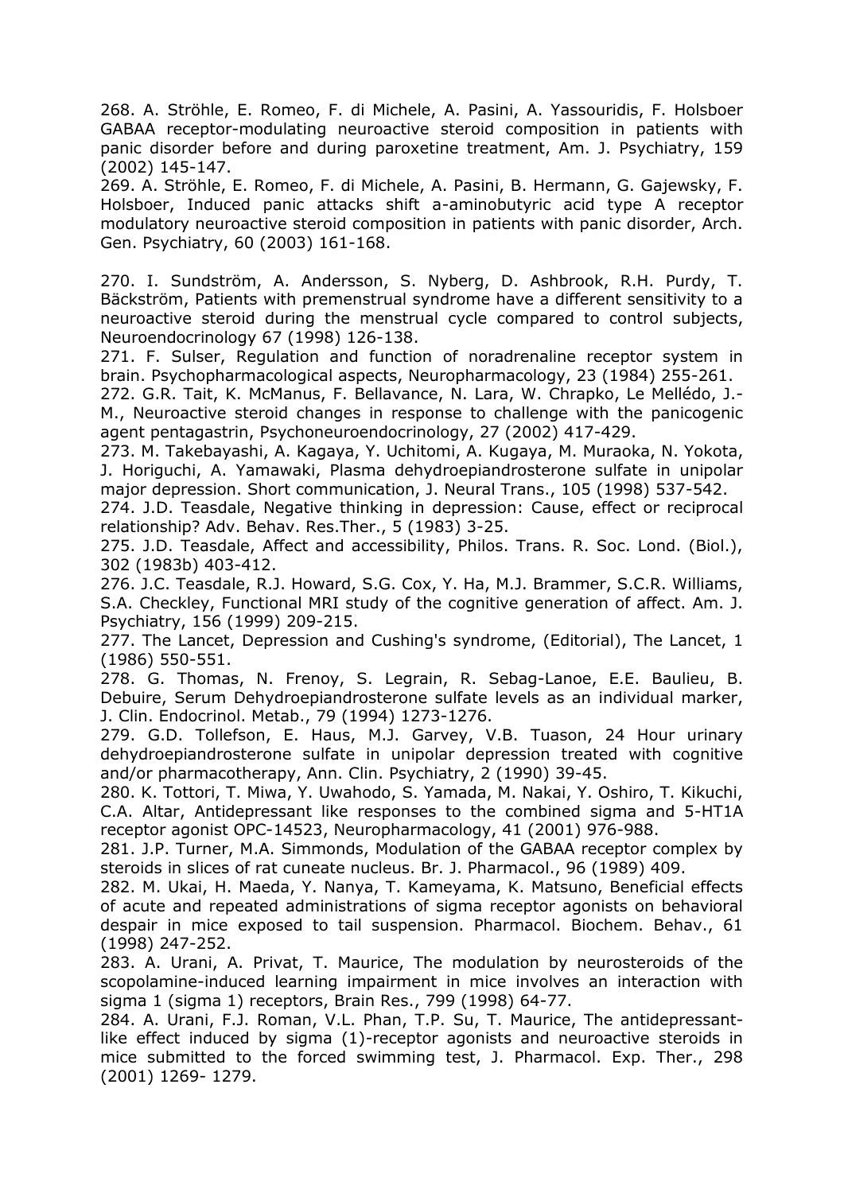268. A. Ströhle, E. Romeo, F. di Michele, A. Pasini, A. Yassouridis, F. Holsboer GABAA receptor-modulating neuroactive steroid composition in patients with panic disorder before and during paroxetine treatment, Am. J. Psychiatry, 159 (2002) 145-147.

269. A. Ströhle, E. Romeo, F. di Michele, A. Pasini, B. Hermann, G. Gajewsky, F. Holsboer, Induced panic attacks shift a-aminobutyric acid type A receptor modulatory neuroactive steroid composition in patients with panic disorder, Arch. Gen. Psychiatry, 60 (2003) 161-168.

270. I. Sundström, A. Andersson, S. Nyberg, D. Ashbrook, R.H. Purdy, T. Bäckström, Patients with premenstrual syndrome have a different sensitivity to a neuroactive steroid during the menstrual cycle compared to control subjects, Neuroendocrinology 67 (1998) 126-138.

271. F. Sulser, Regulation and function of noradrenaline receptor system in brain. Psychopharmacological aspects, Neuropharmacology, 23 (1984) 255-261.

272. G.R. Tait, K. McManus, F. Bellavance, N. Lara, W. Chrapko, Le Mellédo, J.-M., Neuroactive steroid changes in response to challenge with the panicogenic agent pentagastrin, Psychoneuroendocrinology, 27 (2002) 417-429.

273. M. Takebayashi, A. Kagaya, Y. Uchitomi, A. Kugaya, M. Muraoka, N. Yokota, J. Horiguchi, A. Yamawaki, Plasma dehydroepiandrosterone sulfate in unipolar major depression. Short communication, J. Neural Trans., 105 (1998) 537-542.

274. J.D. Teasdale, Negative thinking in depression: Cause, effect or reciprocal relationship? Adv. Behav. Res.Ther., 5 (1983) 3-25.

275. J.D. Teasdale, Affect and accessibility, Philos. Trans. R. Soc. Lond. (Biol.), 302 (1983b) 403-412.

276. J.C. Teasdale, R.J. Howard, S.G. Cox, Y. Ha, M.J. Brammer, S.C.R. Williams, S.A. Checkley, Functional MRI study of the cognitive generation of affect. Am. J. Psychiatry, 156 (1999) 209-215.

277. The Lancet, Depression and Cushing's syndrome, (Editorial), The Lancet, 1 (1986) 550-551.

278. G. Thomas, N. Frenoy, S. Legrain, R. Sebag-Lanoe, E.E. Baulieu, B. Debuire, Serum Dehydroepiandrosterone sulfate levels as an individual marker, J. Clin. Endocrinol. Metab., 79 (1994) 1273-1276.

279. G.D. Tollefson, E. Haus, M.J. Garvey, V.B. Tuason, 24 Hour urinary dehydroepiandrosterone sulfate in unipolar depression treated with cognitive and/or pharmacotherapy, Ann. Clin. Psychiatry, 2 (1990) 39-45.

280. K. Tottori, T. Miwa, Y. Uwahodo, S. Yamada, M. Nakai, Y. Oshiro, T. Kikuchi, C.A. Altar, Antidepressant like responses to the combined sigma and 5-HT1A receptor agonist OPC-14523, Neuropharmacology, 41 (2001) 976-988.

281. J.P. Turner, M.A. Simmonds, Modulation of the GABAA receptor complex by steroids in slices of rat cuneate nucleus. Br. J. Pharmacol., 96 (1989) 409.

282. M. Ukai, H. Maeda, Y. Nanya, T. Kameyama, K. Matsuno, Beneficial effects of acute and repeated administrations of sigma receptor agonists on behavioral despair in mice exposed to tail suspension. Pharmacol. Biochem. Behav., 61 (1998) 247-252.

283. A. Urani, A. Privat, T. Maurice, The modulation by neurosteroids of the scopolamine-induced learning impairment in mice involves an interaction with sigma 1 (sigma 1) receptors, Brain Res., 799 (1998) 64-77.

284. A. Urani, F.J. Roman, V.L. Phan, T.P. Su, T. Maurice, The antidepressant-like effect induced by sigma (1)-receptor agonists and neuroactive steroids in mice submitted to the forced swimming test, J. Pharmacol. Exp. Ther., 298 (2001) 1269- 1279.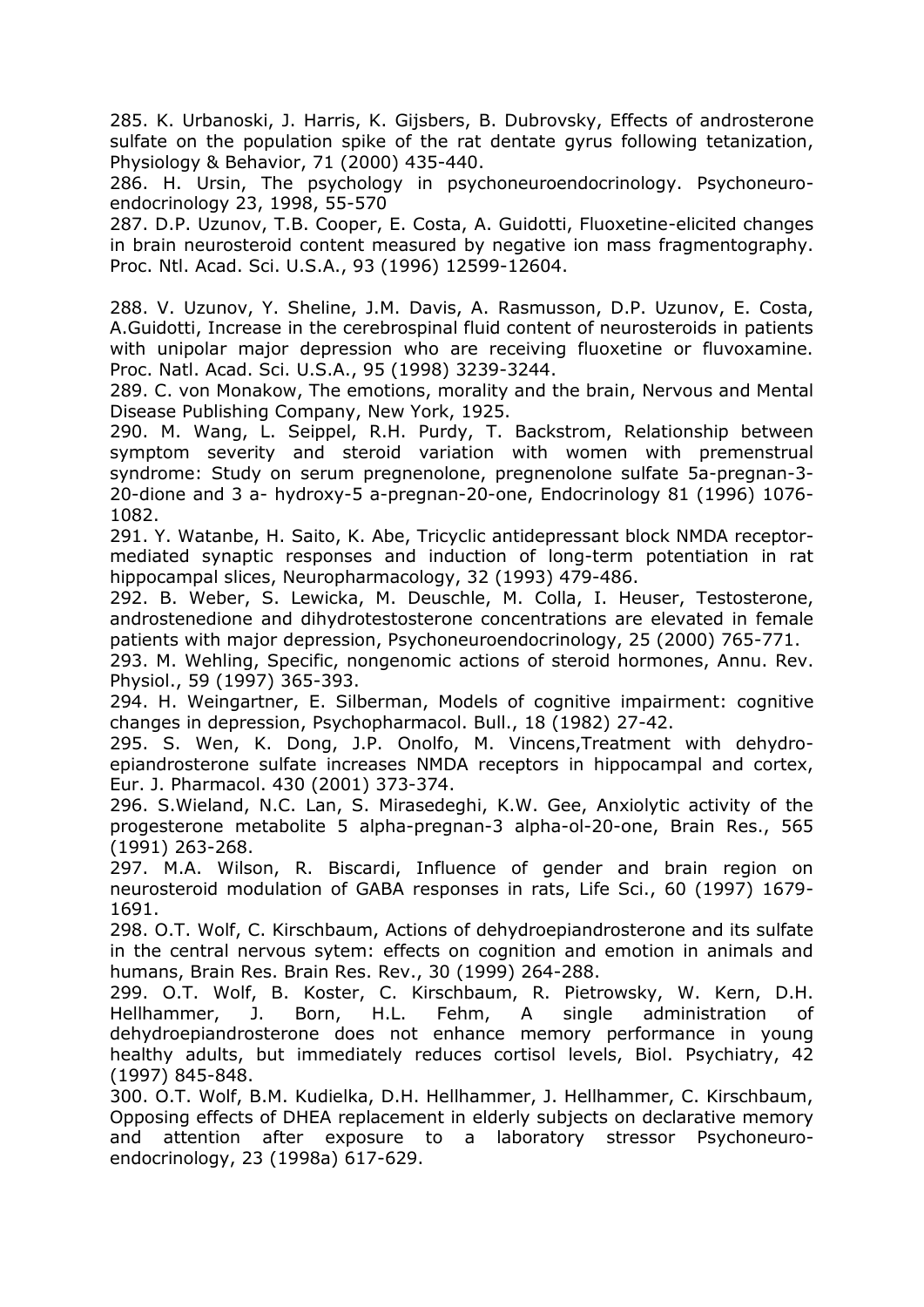285. K. Urbanoski, J. Harris, K. Gijsbers, B. Dubrovsky, Effects of androsterone sulfate on the population spike of the rat dentate gyrus following tetanization, Physiology & Behavior, 71 (2000) 435-440.

286. H. Ursin, The psychology in psychoneuroendocrinology. Psychoneuro-endocrinology 23, 1998, 55-570

287. D.P. Uzunov, T.B. Cooper, E. Costa, A. Guidotti, Fluoxetine-elicited changes in brain neurosteroid content measured by negative ion mass fragmentography. Proc. Ntl. Acad. Sci. U.S.A., 93 (1996) 12599-12604.

288. V. Uzunov, Y. Sheline, J.M. Davis, A. Rasmusson, D.P. Uzunov, E. Costa, A.Guidotti, Increase in the cerebrospinal fluid content of neurosteroids in patients with unipolar major depression who are receiving fluoxetine or fluvoxamine. Proc. Natl. Acad. Sci. U.S.A., 95 (1998) 3239-3244.

289. C. von Monakow, The emotions, morality and the brain, Nervous and Mental Disease Publishing Company, New York, 1925.

290. M. Wang, L. Seippel, R.H. Purdy, T. Backstrom, Relationship between symptom severity and steroid variation with women with premenstrual syndrome: Study on serum pregnenolone, pregnenolone sulfate 5a-pregnan-3-20-dione and 3 a- hydroxy-5 a-pregnan-20-one, Endocrinology 81 (1996) 1076-1082.

291. Y. Watanbe, H. Saito, K. Abe, Tricyclic antidepressant block NMDA receptor-mediated synaptic responses and induction of long-term potentiation in rat hippocampal slices, Neuropharmacology, 32 (1993) 479-486.

292. B. Weber, S. Lewicka, M. Deuschle, M. Colla, I. Heuser, Testosterone, androstenedione and dihydrotestosterone concentrations are elevated in female patients with major depression, Psychoneuroendocrinology, 25 (2000) 765-771.

293. M. Wehling, Specific, nongenomic actions of steroid hormones, Annu. Rev. Physiol., 59 (1997) 365-393.

294. H. Weingartner, E. Silberman, Models of cognitive impairment: cognitive changes in depression, Psychopharmacol. Bull., 18 (1982) 27-42.

295. S. Wen, K. Dong, J.P. Onolfo, M. Vincens,Treatment with dehydro-epiandrosterone sulfate increases NMDA receptors in hippocampal and cortex, Eur. J. Pharmacol. 430 (2001) 373-374.

296. S.Wieland, N.C. Lan, S. Mirasedeghi, K.W. Gee, Anxiolytic activity of the progesterone metabolite 5 alpha-pregnan-3 alpha-ol-20-one, Brain Res., 565 (1991) 263-268.

297. M.A. Wilson, R. Biscardi, Influence of gender and brain region on neurosteroid modulation of GABA responses in rats, Life Sci., 60 (1997) 1679-1691.

298. O.T. Wolf, C. Kirschbaum, Actions of dehydroepiandrosterone and its sulfate in the central nervous sytem: effects on cognition and emotion in animals and humans, Brain Res. Brain Res. Rev., 30 (1999) 264-288.

299. O.T. Wolf, B. Koster, C. Kirschbaum, R. Pietrowsky, W. Kern, D.H. Hellhammer, J. Born, H.L. Fehm, A single administration of dehydroepiandrosterone does not enhance memory performance in young healthy adults, but immediately reduces cortisol levels, Biol. Psychiatry, 42 (1997) 845-848.

300. O.T. Wolf, B.M. Kudielka, D.H. Hellhammer, J. Hellhammer, C. Kirschbaum, Opposing effects of DHEA replacement in elderly subjects on declarative memory and attention after exposure to a laboratory stressor Psychoneuro-endocrinology, 23 (1998a) 617-629.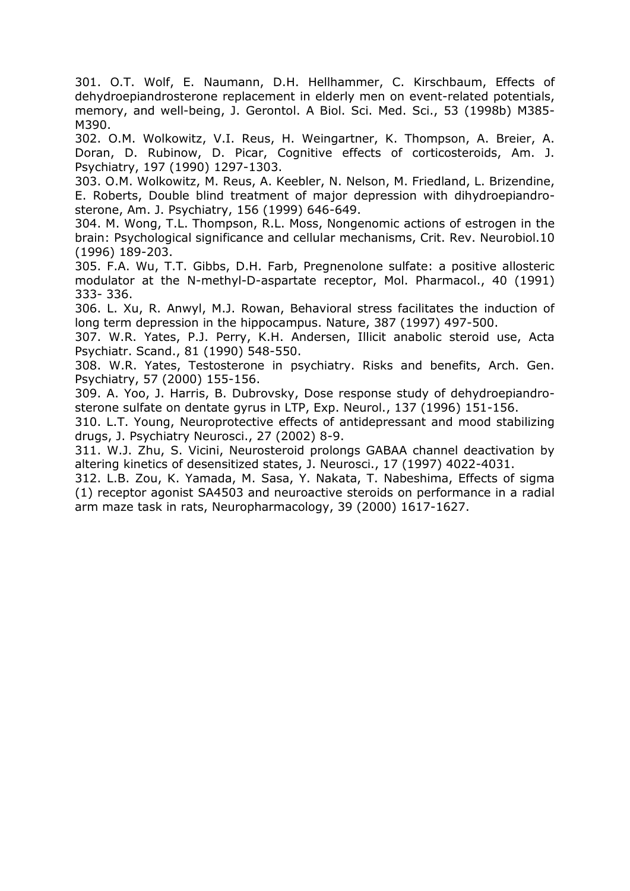301. O.T. Wolf, E. Naumann, D.H. Hellhammer, C. Kirschbaum, Effects of dehydroepiandrosterone replacement in elderly men on event-related potentials, memory, and well-being, J. Gerontol. A Biol. Sci. Med. Sci., 53 (1998b) M385-M390.

302. O.M. Wolkowitz, V.I. Reus, H. Weingartner, K. Thompson, A. Breier, A. Doran, D. Rubinow, D. Picar, Cognitive effects of corticosteroids, Am. J. Psychiatry, 197 (1990) 1297-1303.

303. O.M. Wolkowitz, M. Reus, A. Keebler, N. Nelson, M. Friedland, L. Brizendine, E. Roberts, Double blind treatment of major depression with dihydroepiandrosterone, Am. J. Psychiatry, 156 (1999) 646-649.

304. M. Wong, T.L. Thompson, R.L. Moss, Nongenomic actions of estrogen in the brain: Psychological significance and cellular mechanisms, Crit. Rev. Neurobiol.10 (1996) 189-203.

305. F.A. Wu, T.T. Gibbs, D.H. Farb, Pregnenolone sulfate: a positive allosteric modulator at the N-methyl-D-aspartate receptor, Mol. Pharmacol., 40 (1991) 333- 336.

306. L. Xu, R. Anwyl, M.J. Rowan, Behavioral stress facilitates the induction of long term depression in the hippocampus. Nature, 387 (1997) 497-500.

307. W.R. Yates, P.J. Perry, K.H. Andersen, Illicit anabolic steroid use, Acta Psychiatr. Scand., 81 (1990) 548-550.

308. W.R. Yates, Testosterone in psychiatry. Risks and benefits, Arch. Gen. Psychiatry, 57 (2000) 155-156.

309. A. Yoo, J. Harris, B. Dubrovsky, Dose response study of dehydroepiandrosterone sulfate on dentate gyrus in LTP, Exp. Neurol., 137 (1996) 151-156.

310. L.T. Young, Neuroprotective effects of antidepressant and mood stabilizing drugs, J. Psychiatry Neurosci., 27 (2002) 8-9.

311. W.J. Zhu, S. Vicini, Neurosteroid prolongs GABAA channel deactivation by altering kinetics of desensitized states, J. Neurosci., 17 (1997) 4022-4031.

312. L.B. Zou, K. Yamada, M. Sasa, Y. Nakata, T. Nabeshima, Effects of sigma (1) receptor agonist SA4503 and neuroactive steroids on performance in a radial arm maze task in rats, Neuropharmacology, 39 (2000) 1617-1627.